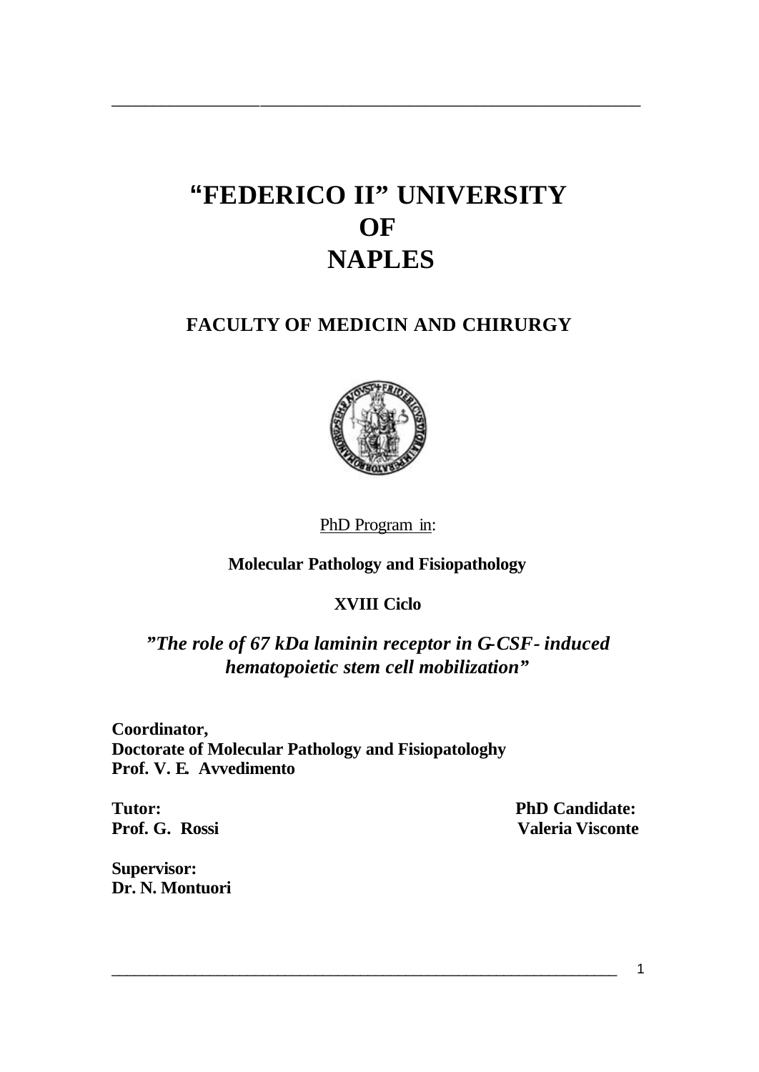# "FEDERICO II" UNIVERSITY OF NAPLES

## FACULTY OF MEDICIN AND CHIRURGY

PhD Program in:

**Molecular Pathology and Fisiopathology**

**XVIII Ciclo**

***"The role of 67 kDa laminin receptor in G-CSF- induced hematopoietic stem cell mobilization"***

**Coordinator,**
**Doctorate of Molecular Pathology and Fisiopatologhy**
**Prof. V. E. Avvedimento**

**Tutor:**
**Prof. G. Rossi**

**PhD Candidate:**
**Valeria Visconte**

**Supervisor:**
**Dr. N. Montuori**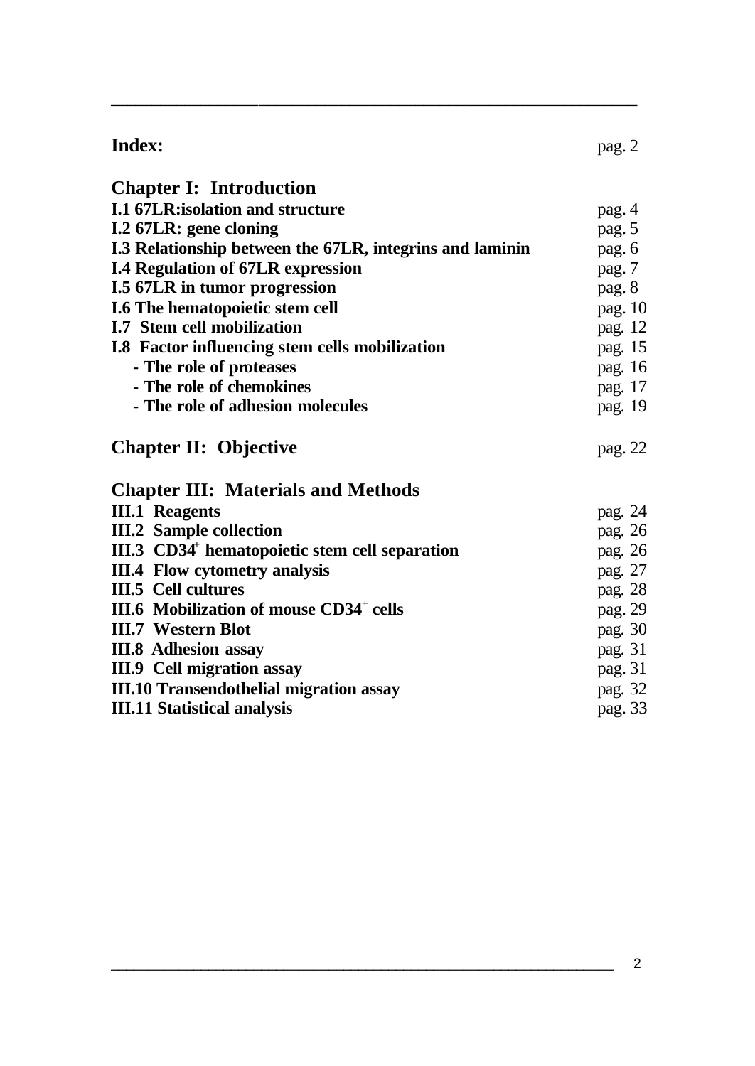**Index:** pag. 2

## Chapter I: Introduction

**I.1 67LR:isolation and structure** pag. 4
**I.2 67LR: gene cloning** pag. 5
**I.3 Relationship between the 67LR, integrins and laminin** pag. 6
**I.4 Regulation of 67LR expression** pag. 7
**I.5 67LR in tumor progression** pag. 8
**I.6 The hematopoietic stem cell** pag. 10
**I.7 Stem cell mobilization** pag. 12
**I.8 Factor influencing stem cells mobilization** pag. 15
**- The role of proteases** pag. 16
**- The role of chemokines** pag. 17
**- The role of adhesion molecules** pag. 19

## Chapter II: Objective pag. 22

## Chapter III: Materials and Methods

**III.1 Reagents** pag. 24
**III.2 Sample collection** pag. 26
**III.3 CD34$^+$ hematopoietic stem cell separation** pag. 26
**III.4 Flow cytometry analysis** pag. 27
**III.5 Cell cultures** pag. 28
**III.6 Mobilization of mouse CD34$^+$ cells** pag. 29
**III.7 Western Blot** pag. 30
**III.8 Adhesion assay** pag. 31
**III.9 Cell migration assay** pag. 31
**III.10 Transendothelial migration assay** pag. 32
**III.11 Statistical analysis** pag. 33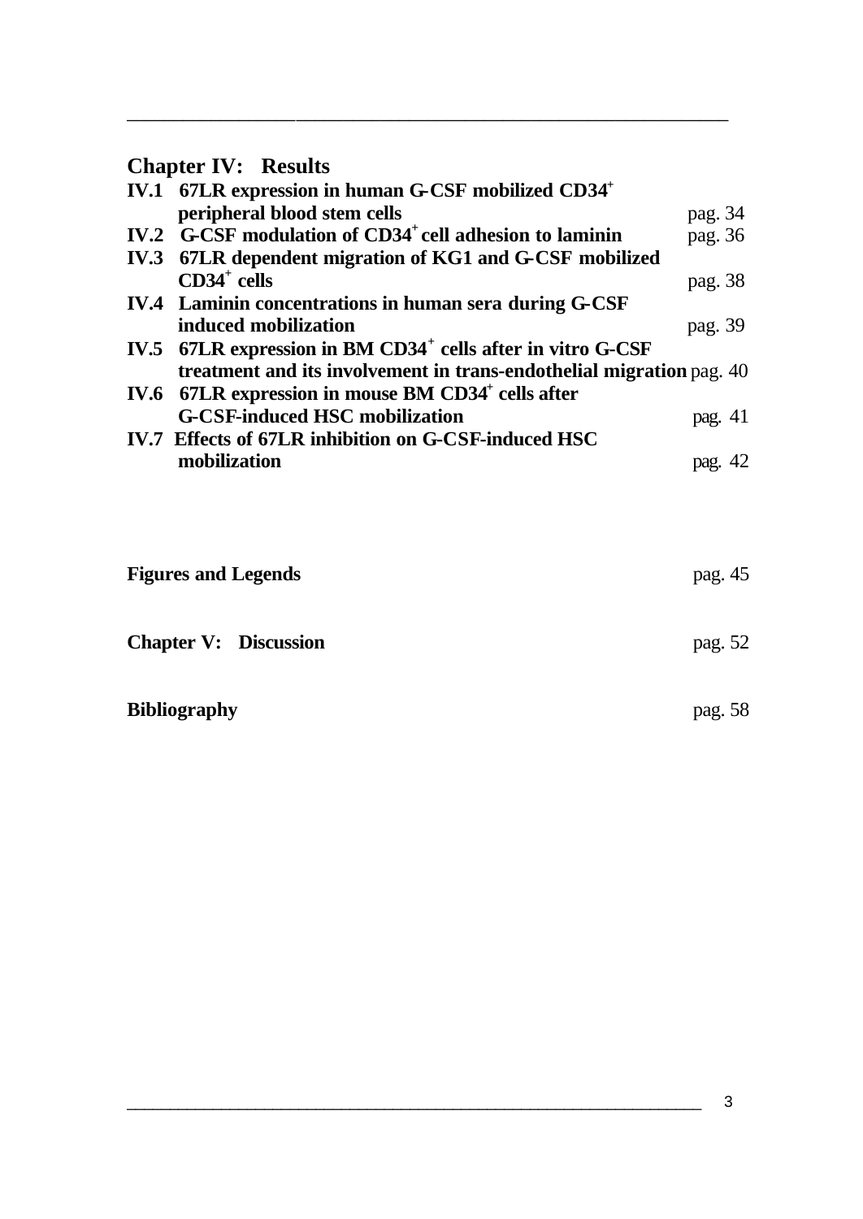## Chapter IV: Results

| | | |
|---|---|---|
| IV.1 | 67LR expression in human G-CSF mobilized CD34$^+$ peripheral blood stem cells | pag. 34 |
| IV.2 | G-CSF modulation of CD34$^+$ cell adhesion to laminin | pag. 36 |
| IV.3 | 67LR dependent migration of KG1 and G-CSF mobilized CD34$^+$ cells | pag. 38 |
| IV.4 | Laminin concentrations in human sera during G-CSF induced mobilization | pag. 39 |
| IV.5 | 67LR expression in BM CD34$^+$ cells after in vitro G-CSF treatment and its involvement in trans-endothelial migration | pag. 40 |
| IV.6 | 67LR expression in mouse BM CD34$^+$ cells after G-CSF-induced HSC mobilization | pag. 41 |
| IV.7 | Effects of 67LR inhibition on G-CSF-induced HSC mobilization | pag. 42 |

**Figures and Legends** pag. 45

**Chapter V: Discussion** pag. 52

**Bibliography** pag. 58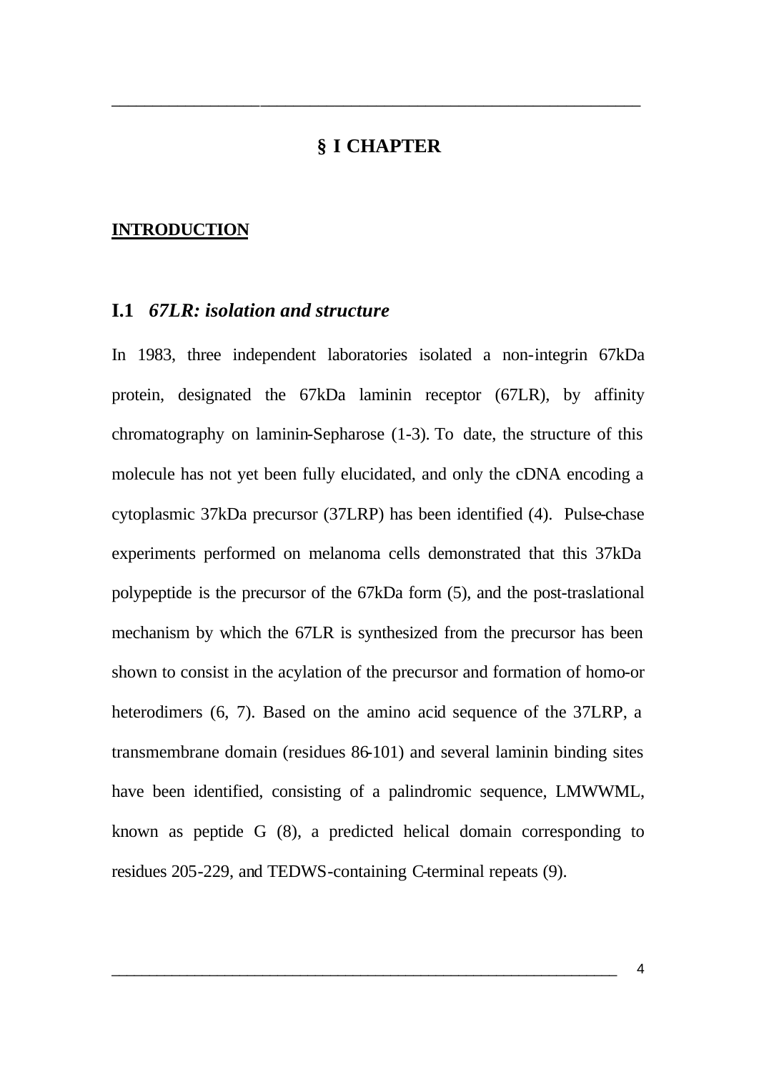# § I CHAPTER

## INTRODUCTION

### I.1 *67LR: isolation and structure*

In 1983, three independent laboratories isolated a non-integrin 67kDa protein, designated the 67kDa laminin receptor (67LR), by affinity chromatography on laminin-Sepharose (1-3). To date, the structure of this molecule has not yet been fully elucidated, and only the cDNA encoding a cytoplasmic 37kDa precursor (37LRP) has been identified (4). Pulse-chase experiments performed on melanoma cells demonstrated that this 37kDa polypeptide is the precursor of the 67kDa form (5), and the post-traslational mechanism by which the 67LR is synthesized from the precursor has been shown to consist in the acylation of the precursor and formation of homo-or heterodimers (6, 7). Based on the amino acid sequence of the 37LRP, a transmembrane domain (residues 86-101) and several laminin binding sites have been identified, consisting of a palindromic sequence, LMWWML, known as peptide G (8), a predicted helical domain corresponding to residues 205-229, and TEDWS-containing C-terminal repeats (9).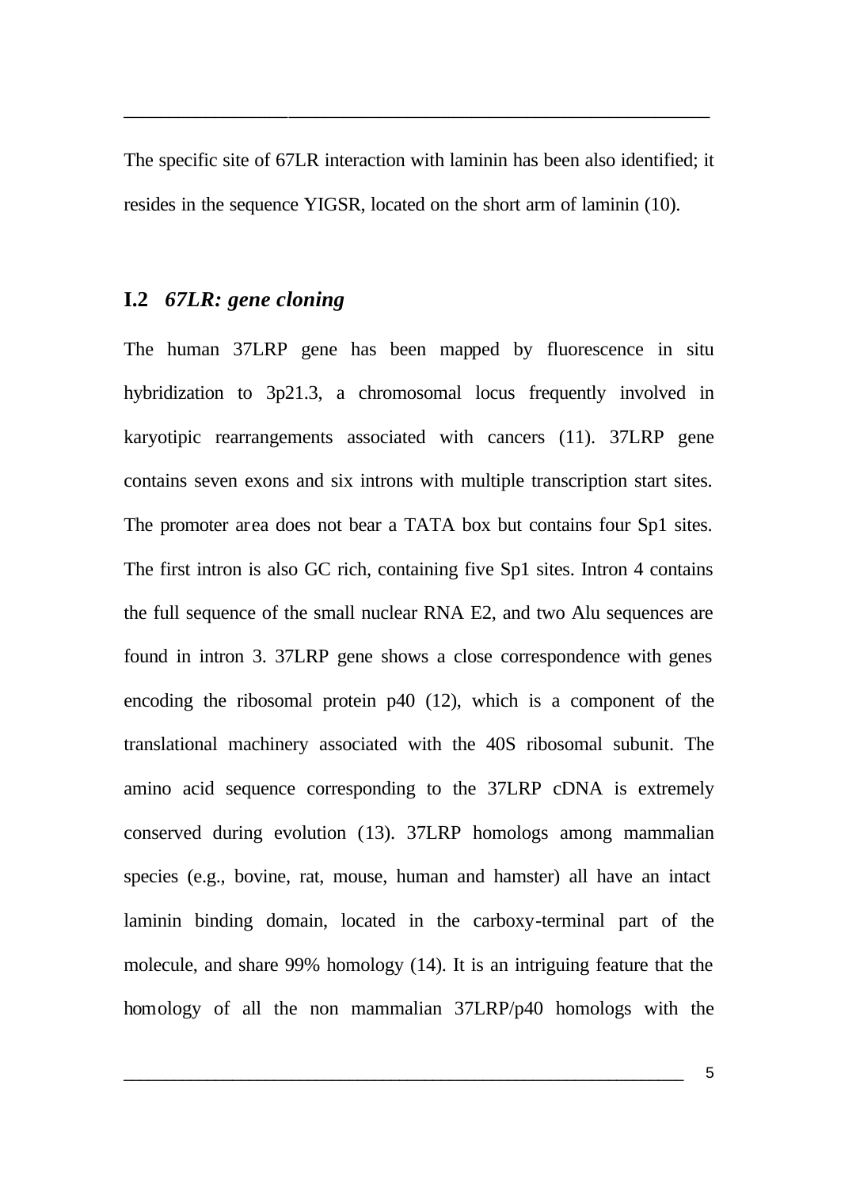The specific site of 67LR interaction with laminin has been also identified; it resides in the sequence YIGSR, located on the short arm of laminin (10).

## I.2 *67LR: gene cloning*

The human 37LRP gene has been mapped by fluorescence in situ hybridization to 3p21.3, a chromosomal locus frequently involved in karyotipic rearrangements associated with cancers (11). 37LRP gene contains seven exons and six introns with multiple transcription start sites. The promoter area does not bear a TATA box but contains four Sp1 sites. The first intron is also GC rich, containing five Sp1 sites. Intron 4 contains the full sequence of the small nuclear RNA E2, and two Alu sequences are found in intron 3. 37LRP gene shows a close correspondence with genes encoding the ribosomal protein p40 (12), which is a component of the translational machinery associated with the 40S ribosomal subunit. The amino acid sequence corresponding to the 37LRP cDNA is extremely conserved during evolution (13). 37LRP homologs among mammalian species (e.g., bovine, rat, mouse, human and hamster) all have an intact laminin binding domain, located in the carboxy-terminal part of the molecule, and share 99% homology (14). It is an intriguing feature that the homology of all the non mammalian 37LRP/p40 homologs with the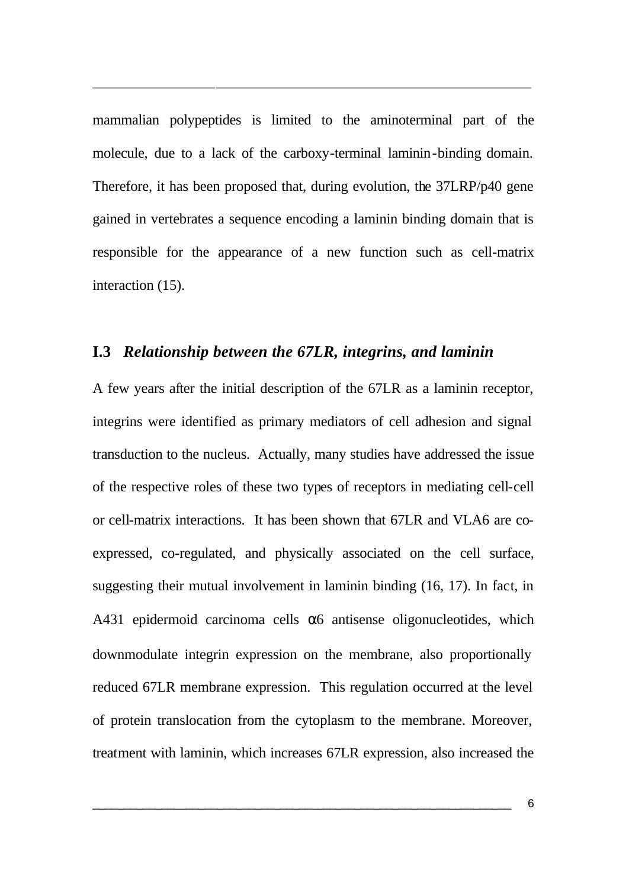mammalian polypeptides is limited to the aminoterminal part of the molecule, due to a lack of the carboxy-terminal laminin-binding domain. Therefore, it has been proposed that, during evolution, the 37LRP/p40 gene gained in vertebrates a sequence encoding a laminin binding domain that is responsible for the appearance of a new function such as cell-matrix interaction (15).

## I.3 *Relationship between the 67LR, integrins, and laminin*

A few years after the initial description of the 67LR as a laminin receptor, integrins were identified as primary mediators of cell adhesion and signal transduction to the nucleus. Actually, many studies have addressed the issue of the respective roles of these two types of receptors in mediating cell-cell or cell-matrix interactions. It has been shown that 67LR and VLA6 are co-expressed, co-regulated, and physically associated on the cell surface, suggesting their mutual involvement in laminin binding (16, 17). In fact, in A431 epidermoid carcinoma cells α6 antisense oligonucleotides, which downmodulate integrin expression on the membrane, also proportionally reduced 67LR membrane expression. This regulation occurred at the level of protein translocation from the cytoplasm to the membrane. Moreover, treatment with laminin, which increases 67LR expression, also increased the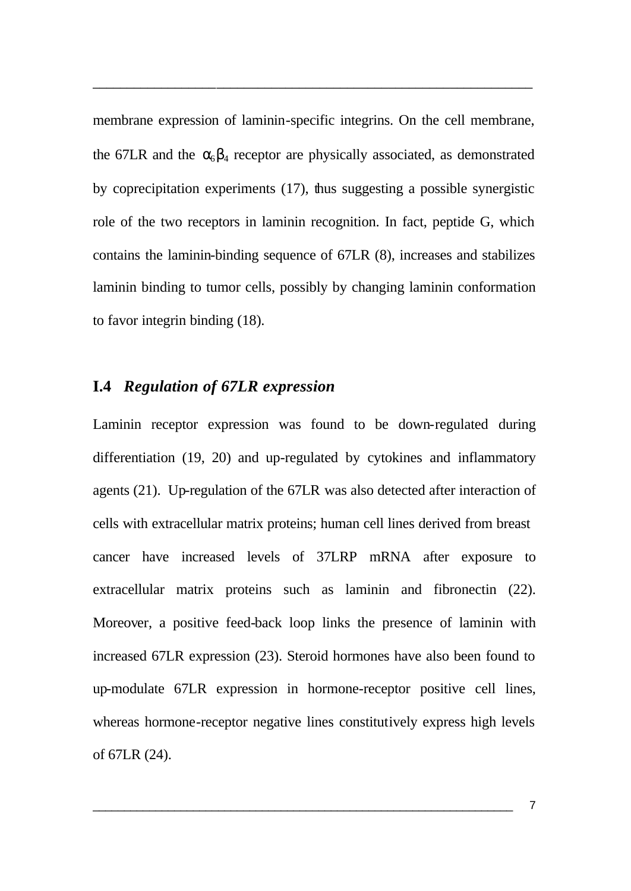membrane expression of laminin-specific integrins. On the cell membrane, the 67LR and the $\alpha_6\beta_4$ receptor are physically associated, as demonstrated by coprecipitation experiments (17), thus suggesting a possible synergistic role of the two receptors in laminin recognition. In fact, peptide G, which contains the laminin-binding sequence of 67LR (8), increases and stabilizes laminin binding to tumor cells, possibly by changing laminin conformation to favor integrin binding (18).

## I.4 *Regulation of 67LR expression*

Laminin receptor expression was found to be down-regulated during differentiation (19, 20) and up-regulated by cytokines and inflammatory agents (21). Up-regulation of the 67LR was also detected after interaction of cells with extracellular matrix proteins; human cell lines derived from breast cancer have increased levels of 37LRP mRNA after exposure to extracellular matrix proteins such as laminin and fibronectin (22). Moreover, a positive feed-back loop links the presence of laminin with increased 67LR expression (23). Steroid hormones have also been found to up-modulate 67LR expression in hormone-receptor positive cell lines, whereas hormone-receptor negative lines constitutively express high levels of 67LR (24).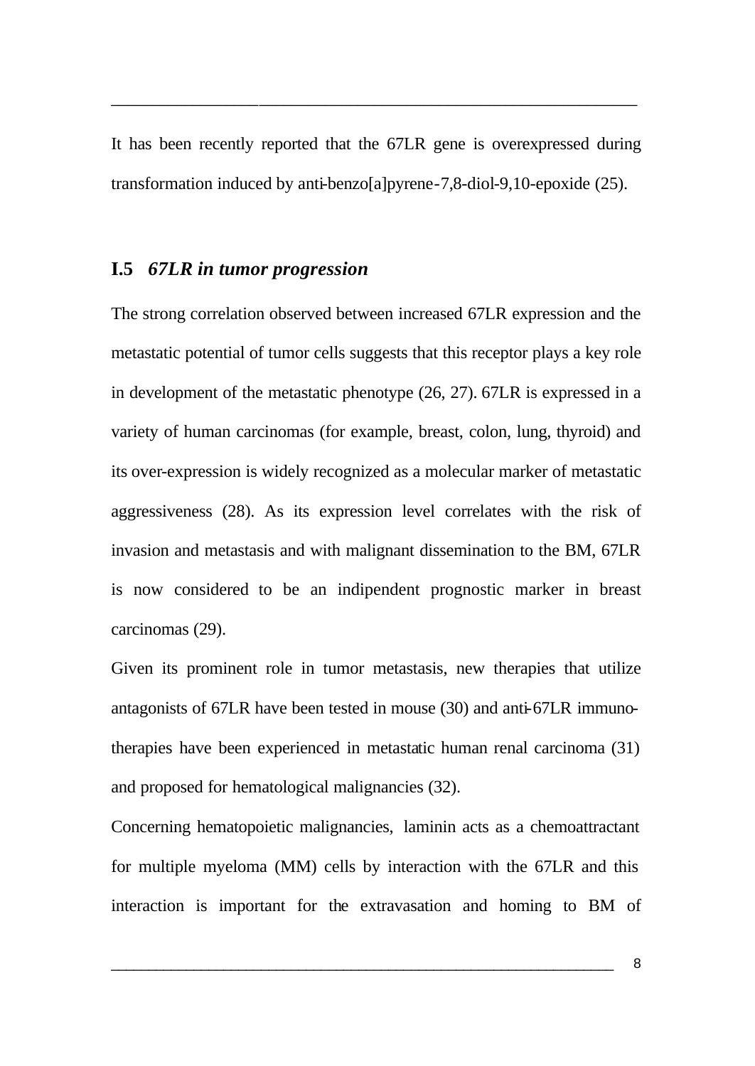It has been recently reported that the 67LR gene is overexpressed during transformation induced by anti-benzo[a]pyrene-7,8-diol-9,10-epoxide (25).

## I.5 *67LR in tumor progression*

The strong correlation observed between increased 67LR expression and the metastatic potential of tumor cells suggests that this receptor plays a key role in development of the metastatic phenotype (26, 27). 67LR is expressed in a variety of human carcinomas (for example, breast, colon, lung, thyroid) and its over-expression is widely recognized as a molecular marker of metastatic aggressiveness (28). As its expression level correlates with the risk of invasion and metastasis and with malignant dissemination to the BM, 67LR is now considered to be an indipendent prognostic marker in breast carcinomas (29).

Given its prominent role in tumor metastasis, new therapies that utilize antagonists of 67LR have been tested in mouse (30) and anti-67LR immuno-therapies have been experienced in metastatic human renal carcinoma (31) and proposed for hematological malignancies (32).

Concerning hematopoietic malignancies, laminin acts as a chemoattractant for multiple myeloma (MM) cells by interaction with the 67LR and this interaction is important for the extravasation and homing to BM of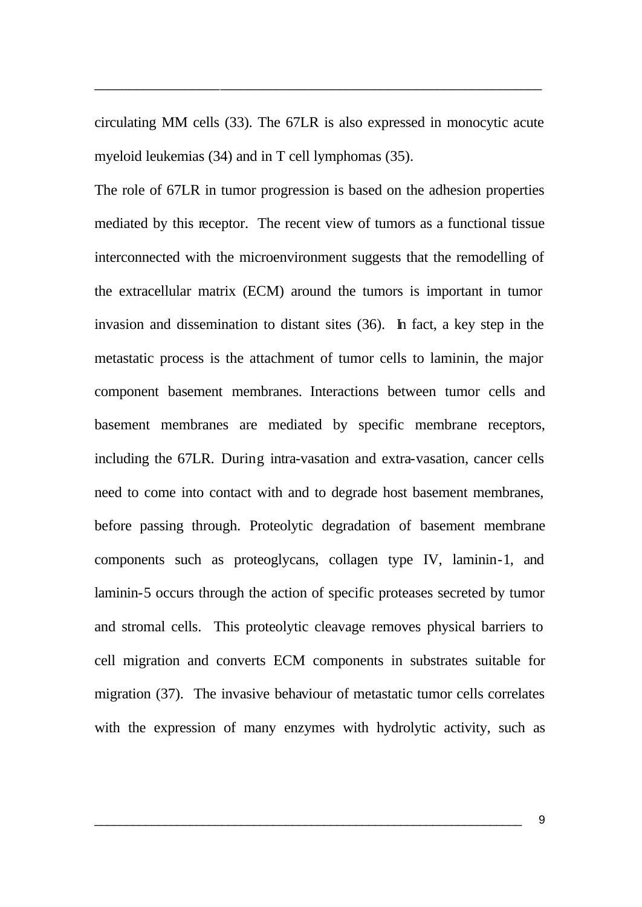circulating MM cells (33). The 67LR is also expressed in monocytic acute myeloid leukemias (34) and in T cell lymphomas (35).

The role of 67LR in tumor progression is based on the adhesion properties mediated by this receptor. The recent view of tumors as a functional tissue interconnected with the microenvironment suggests that the remodelling of the extracellular matrix (ECM) around the tumors is important in tumor invasion and dissemination to distant sites (36). In fact, a key step in the metastatic process is the attachment of tumor cells to laminin, the major component basement membranes. Interactions between tumor cells and basement membranes are mediated by specific membrane receptors, including the 67LR. During intra-vasation and extra-vasation, cancer cells need to come into contact with and to degrade host basement membranes, before passing through. Proteolytic degradation of basement membrane components such as proteoglycans, collagen type IV, laminin-1, and laminin-5 occurs through the action of specific proteases secreted by tumor and stromal cells. This proteolytic cleavage removes physical barriers to cell migration and converts ECM components in substrates suitable for migration (37). The invasive behaviour of metastatic tumor cells correlates with the expression of many enzymes with hydrolytic activity, such as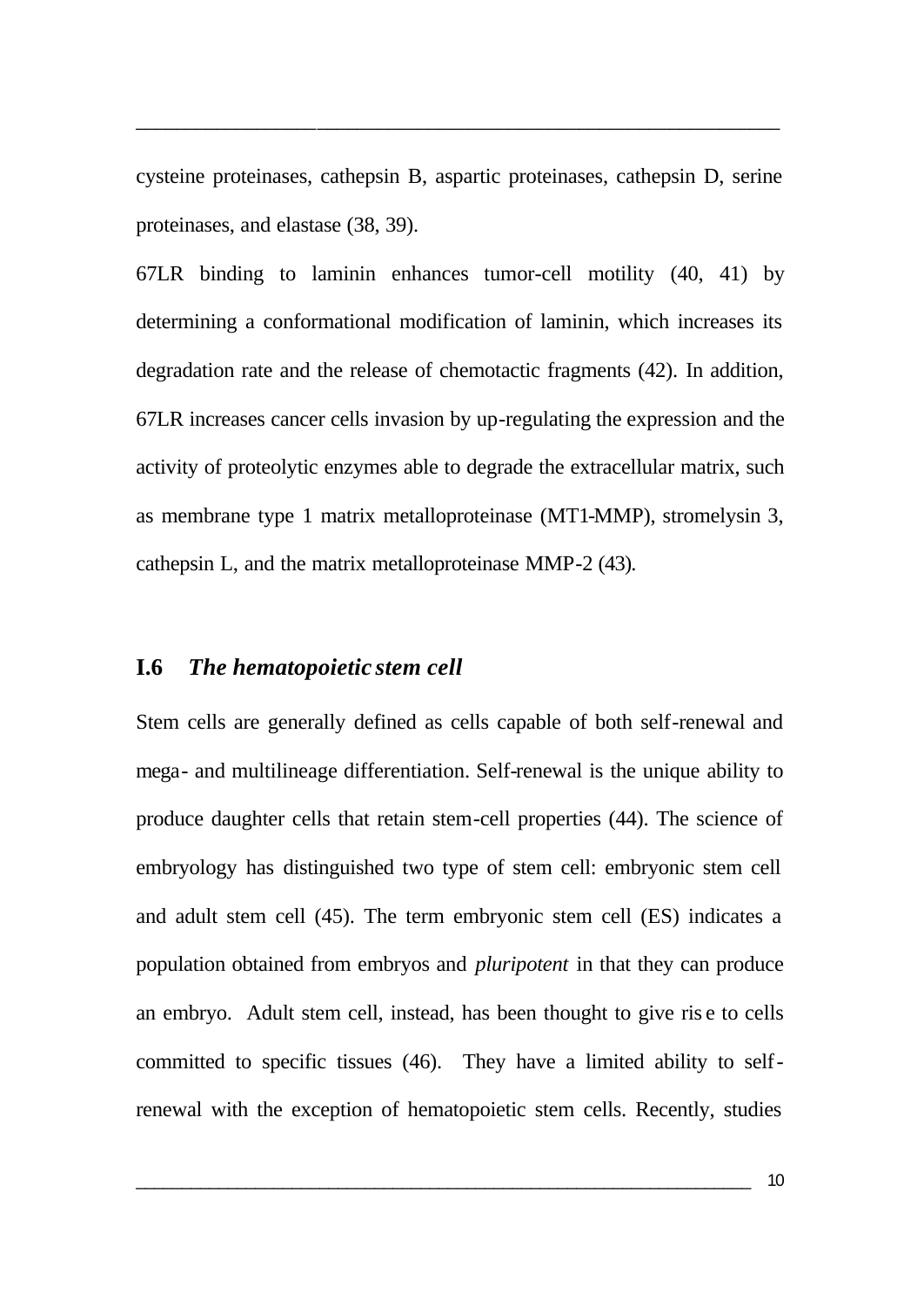cysteine proteinases, cathepsin B, aspartic proteinases, cathepsin D, serine proteinases, and elastase (38, 39).

67LR binding to laminin enhances tumor-cell motility (40, 41) by determining a conformational modification of laminin, which increases its degradation rate and the release of chemotactic fragments (42). In addition, 67LR increases cancer cells invasion by up-regulating the expression and the activity of proteolytic enzymes able to degrade the extracellular matrix, such as membrane type 1 matrix metalloproteinase (MT1-MMP), stromelysin 3, cathepsin L, and the matrix metalloproteinase MMP-2 (43).

## I.6 *The hematopoietic stem cell*

Stem cells are generally defined as cells capable of both self-renewal and mega- and multilineage differentiation. Self-renewal is the unique ability to produce daughter cells that retain stem-cell properties (44). The science of embryology has distinguished two type of stem cell: embryonic stem cell and adult stem cell (45). The term embryonic stem cell (ES) indicates a population obtained from embryos and *pluripotent* in that they can produce an embryo. Adult stem cell, instead, has been thought to give rise to cells committed to specific tissues (46). They have a limited ability to self-renewal with the exception of hematopoietic stem cells. Recently, studies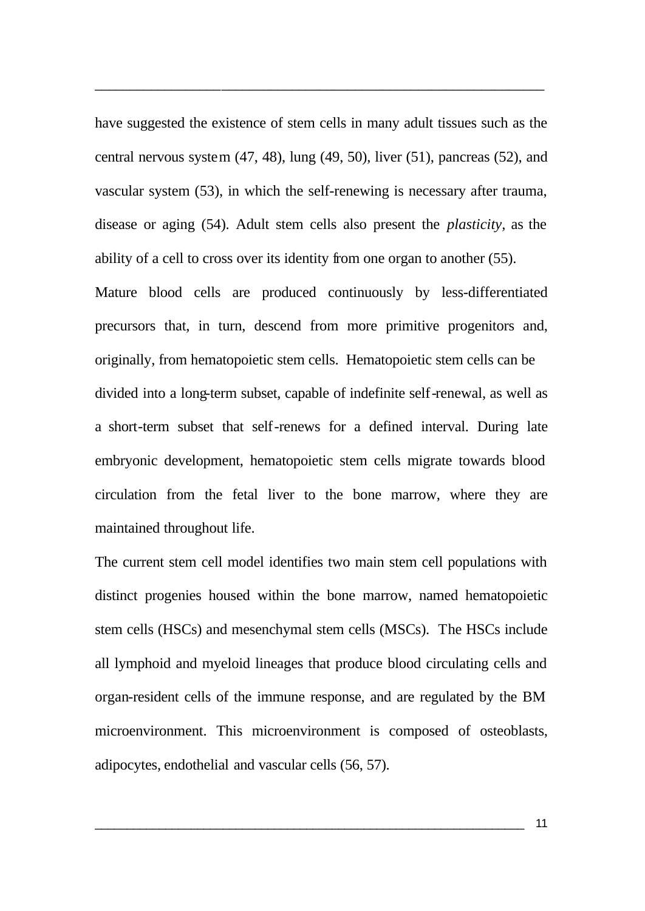have suggested the existence of stem cells in many adult tissues such as the central nervous system (47, 48), lung (49, 50), liver (51), pancreas (52), and vascular system (53), in which the self-renewing is necessary after trauma, disease or aging (54). Adult stem cells also present the *plasticity*, as the ability of a cell to cross over its identity from one organ to another (55).

Mature blood cells are produced continuously by less-differentiated precursors that, in turn, descend from more primitive progenitors and, originally, from hematopoietic stem cells. Hematopoietic stem cells can be divided into a long-term subset, capable of indefinite self-renewal, as well as a short-term subset that self-renews for a defined interval. During late embryonic development, hematopoietic stem cells migrate towards blood circulation from the fetal liver to the bone marrow, where they are maintained throughout life.

The current stem cell model identifies two main stem cell populations with distinct progenies housed within the bone marrow, named hematopoietic stem cells (HSCs) and mesenchymal stem cells (MSCs). The HSCs include all lymphoid and myeloid lineages that produce blood circulating cells and organ-resident cells of the immune response, and are regulated by the BM microenvironment. This microenvironment is composed of osteoblasts, adipocytes, endothelial and vascular cells (56, 57).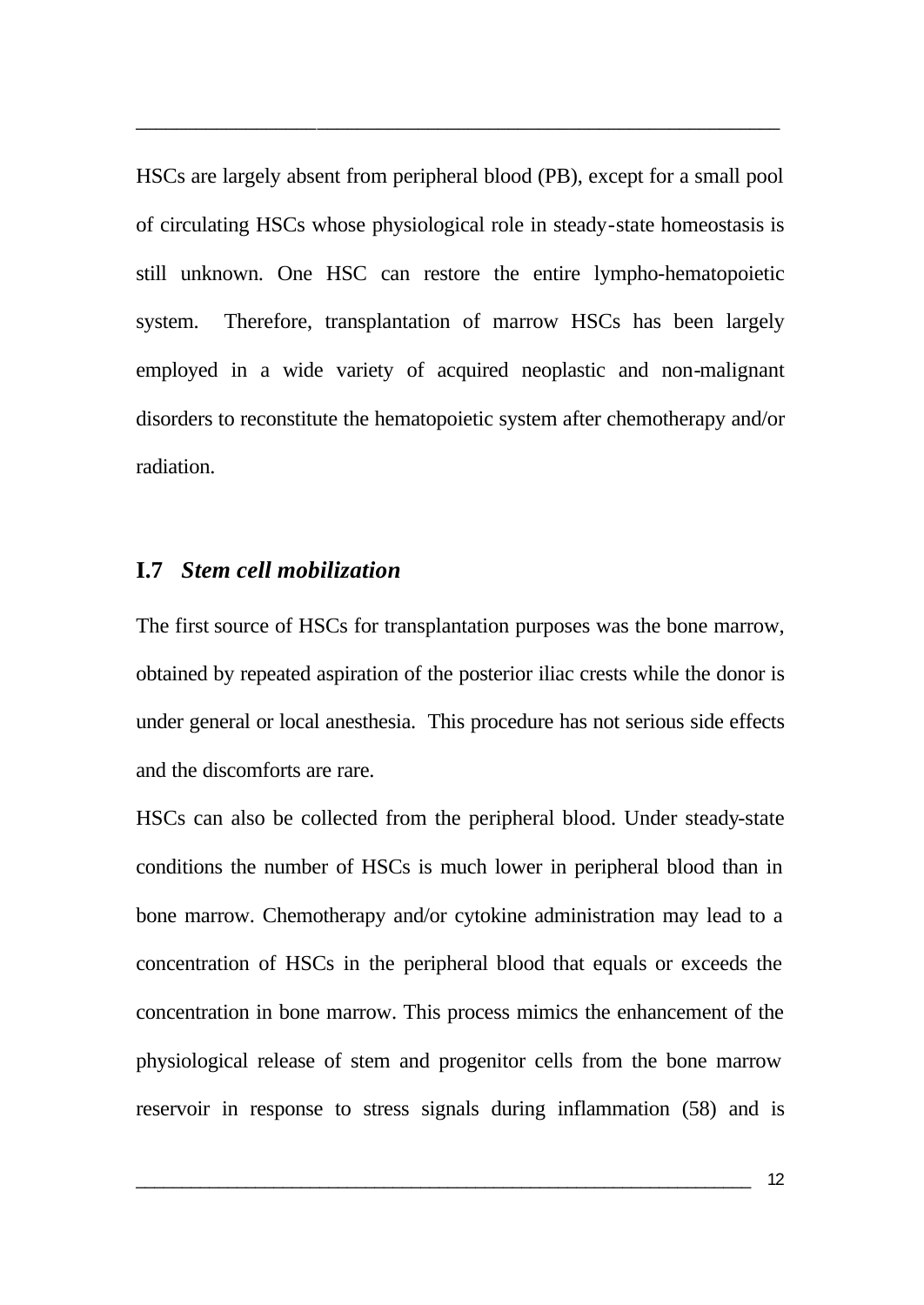HSCs are largely absent from peripheral blood (PB), except for a small pool of circulating HSCs whose physiological role in steady-state homeostasis is still unknown. One HSC can restore the entire lympho-hematopoietic system. Therefore, transplantation of marrow HSCs has been largely employed in a wide variety of acquired neoplastic and non-malignant disorders to reconstitute the hematopoietic system after chemotherapy and/or radiation.

## I.7 *Stem cell mobilization*

The first source of HSCs for transplantation purposes was the bone marrow, obtained by repeated aspiration of the posterior iliac crests while the donor is under general or local anesthesia. This procedure has not serious side effects and the discomforts are rare.

HSCs can also be collected from the peripheral blood. Under steady-state conditions the number of HSCs is much lower in peripheral blood than in bone marrow. Chemotherapy and/or cytokine administration may lead to a concentration of HSCs in the peripheral blood that equals or exceeds the concentration in bone marrow. This process mimics the enhancement of the physiological release of stem and progenitor cells from the bone marrow reservoir in response to stress signals during inflammation (58) and is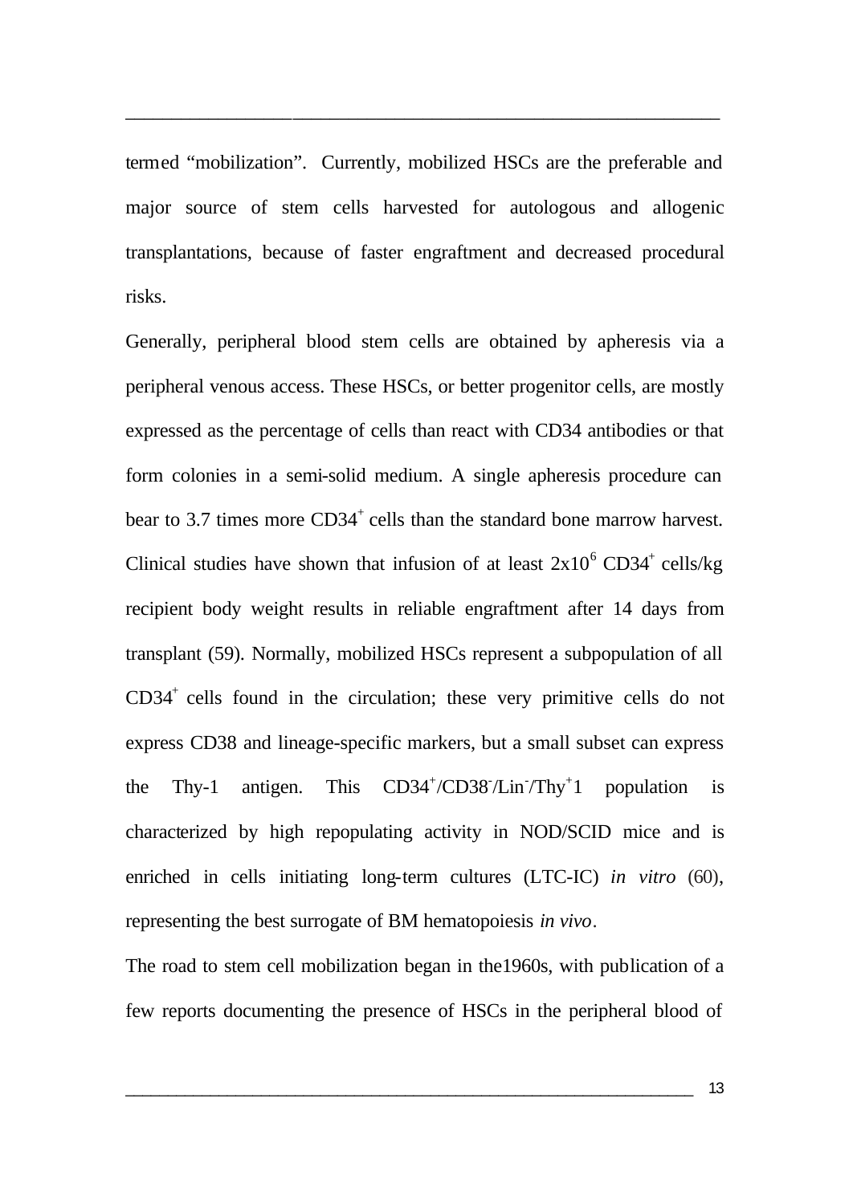termed “mobilization”. Currently, mobilized HSCs are the preferable and major source of stem cells harvested for autologous and allogenic transplantations, because of faster engraftment and decreased procedural risks.

Generally, peripheral blood stem cells are obtained by apheresis via a peripheral venous access. These HSCs, or better progenitor cells, are mostly expressed as the percentage of cells than react with CD34 antibodies or that form colonies in a semi-solid medium. A single apheresis procedure can bear to 3.7 times more $CD34^+$ cells than the standard bone marrow harvest. Clinical studies have shown that infusion of at least $2x10^6$ $CD34^+$ cells/kg recipient body weight results in reliable engraftment after 14 days from transplant (59). Normally, mobilized HSCs represent a subpopulation of all $CD34^+$ cells found in the circulation; these very primitive cells do not express CD38 and lineage-specific markers, but a small subset can express the Thy-1 antigen. This $CD34^+/CD38^-/Lin^-/Thy^+1$ population is characterized by high repopulating activity in NOD/SCID mice and is enriched in cells initiating long-term cultures (LTC-IC) *in vitro* (60), representing the best surrogate of BM hematopoiesis *in vivo*.

The road to stem cell mobilization began in the1960s, with publication of a few reports documenting the presence of HSCs in the peripheral blood of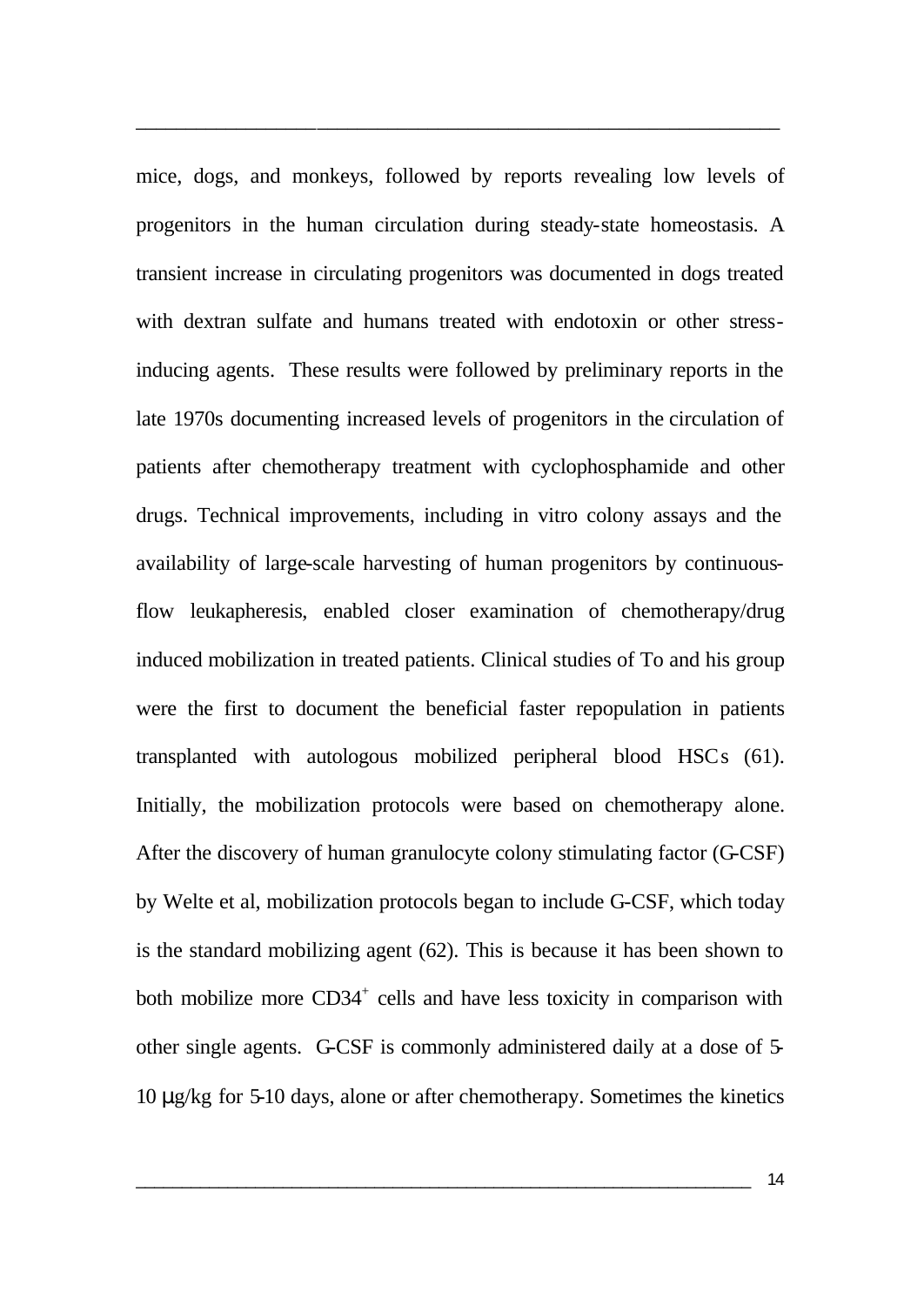mice, dogs, and monkeys, followed by reports revealing low levels of progenitors in the human circulation during steady-state homeostasis. A transient increase in circulating progenitors was documented in dogs treated with dextran sulfate and humans treated with endotoxin or other stress-inducing agents. These results were followed by preliminary reports in the late 1970s documenting increased levels of progenitors in the circulation of patients after chemotherapy treatment with cyclophosphamide and other drugs. Technical improvements, including in vitro colony assays and the availability of large-scale harvesting of human progenitors by continuous-flow leukapheresis, enabled closer examination of chemotherapy/drug induced mobilization in treated patients. Clinical studies of To and his group were the first to document the beneficial faster repopulation in patients transplanted with autologous mobilized peripheral blood HSCs (61). Initially, the mobilization protocols were based on chemotherapy alone. After the discovery of human granulocyte colony stimulating factor (G-CSF) by Welte et al, mobilization protocols began to include G-CSF, which today is the standard mobilizing agent (62). This is because it has been shown to both mobilize more $CD34^+$ cells and have less toxicity in comparison with other single agents. G-CSF is commonly administered daily at a dose of 5-10 μg/kg for 5-10 days, alone or after chemotherapy. Sometimes the kinetics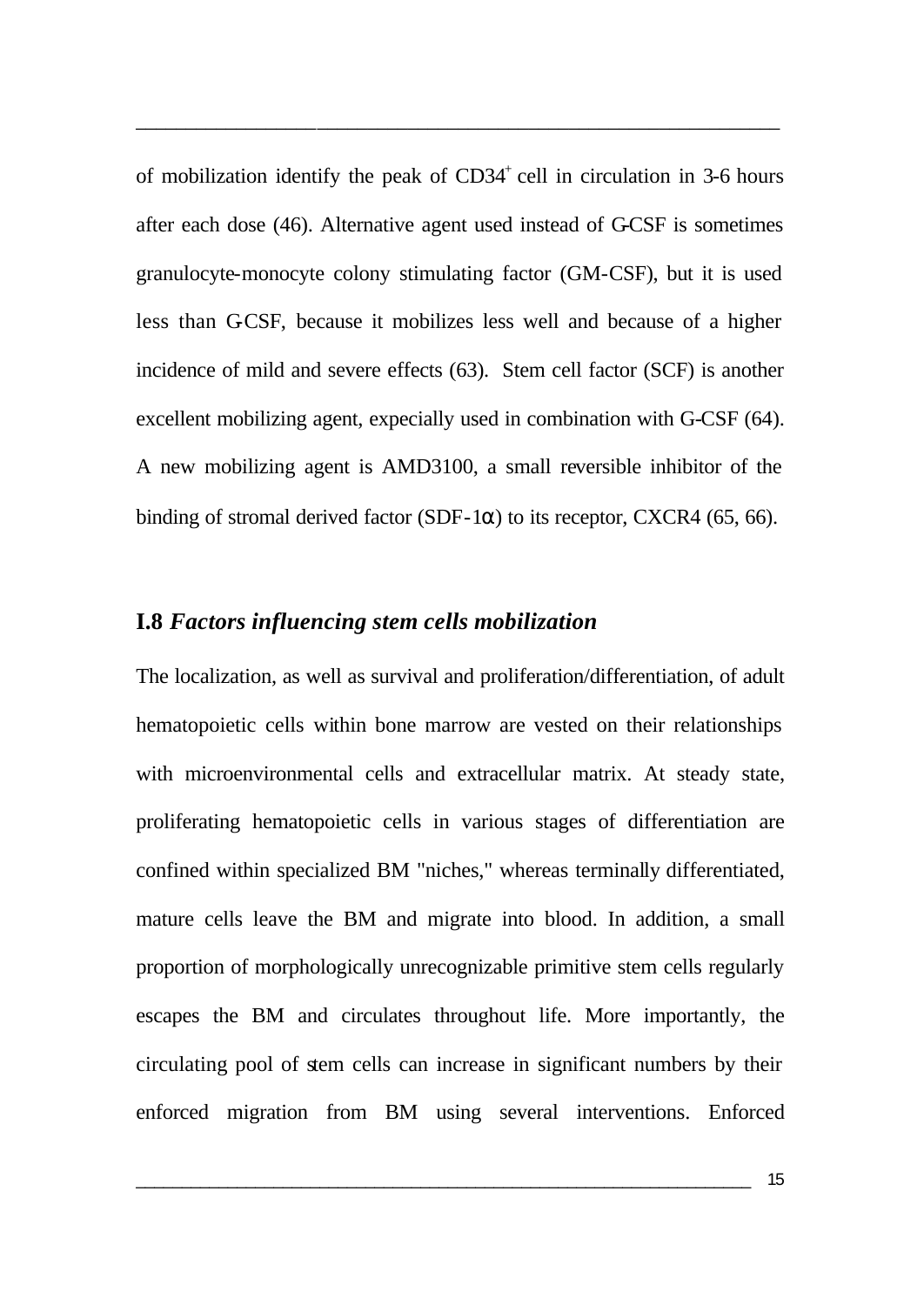of mobilization identify the peak of $CD34^+$ cell in circulation in 3-6 hours after each dose (46). Alternative agent used instead of G-CSF is sometimes granulocyte-monocyte colony stimulating factor (GM-CSF), but it is used less than G-CSF, because it mobilizes less well and because of a higher incidence of mild and severe effects (63). Stem cell factor (SCF) is another excellent mobilizing agent, expecially used in combination with G-CSF (64). A new mobilizing agent is AMD3100, a small reversible inhibitor of the binding of stromal derived factor (SDF-1$\alpha$) to its receptor, CXCR4 (65, 66).

## I.8 *Factors influencing stem cells mobilization*

The localization, as well as survival and proliferation/differentiation, of adult hematopoietic cells within bone marrow are vested on their relationships with microenvironmental cells and extracellular matrix. At steady state, proliferating hematopoietic cells in various stages of differentiation are confined within specialized BM "niches," whereas terminally differentiated, mature cells leave the BM and migrate into blood. In addition, a small proportion of morphologically unrecognizable primitive stem cells regularly escapes the BM and circulates throughout life. More importantly, the circulating pool of stem cells can increase in significant numbers by their enforced migration from BM using several interventions. Enforced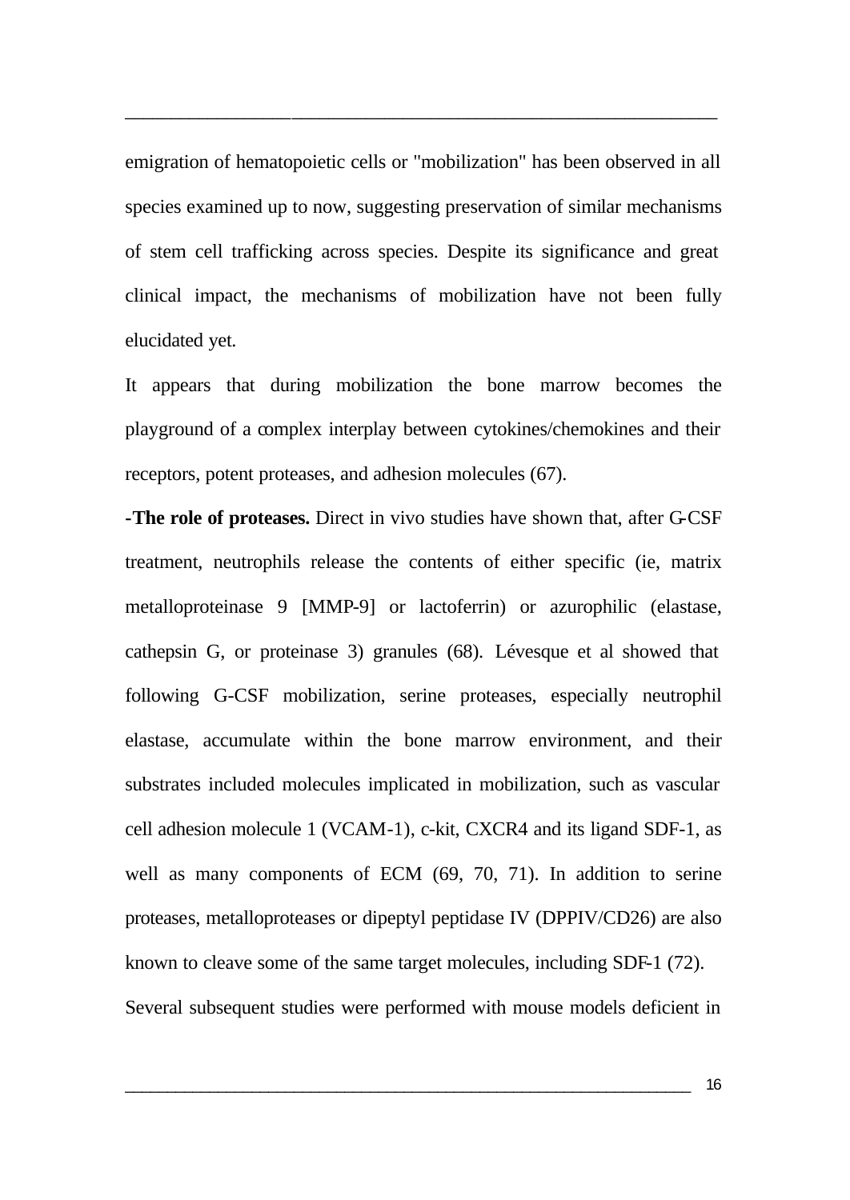emigration of hematopoietic cells or "mobilization" has been observed in all species examined up to now, suggesting preservation of similar mechanisms of stem cell trafficking across species. Despite its significance and great clinical impact, the mechanisms of mobilization have not been fully elucidated yet.

It appears that during mobilization the bone marrow becomes the playground of a complex interplay between cytokines/chemokines and their receptors, potent proteases, and adhesion molecules (67).

**-The role of proteases.** Direct in vivo studies have shown that, after G-CSF treatment, neutrophils release the contents of either specific (ie, matrix metalloproteinase 9 [MMP-9] or lactoferrin) or azurophilic (elastase, cathepsin G, or proteinase 3) granules (68). Lévesque et al showed that following G-CSF mobilization, serine proteases, especially neutrophil elastase, accumulate within the bone marrow environment, and their substrates included molecules implicated in mobilization, such as vascular cell adhesion molecule 1 (VCAM-1), c-kit, CXCR4 and its ligand SDF-1, as well as many components of ECM (69, 70, 71). In addition to serine proteases, metalloproteases or dipeptyl peptidase IV (DPPIV/CD26) are also known to cleave some of the same target molecules, including SDF-1 (72).

Several subsequent studies were performed with mouse models deficient in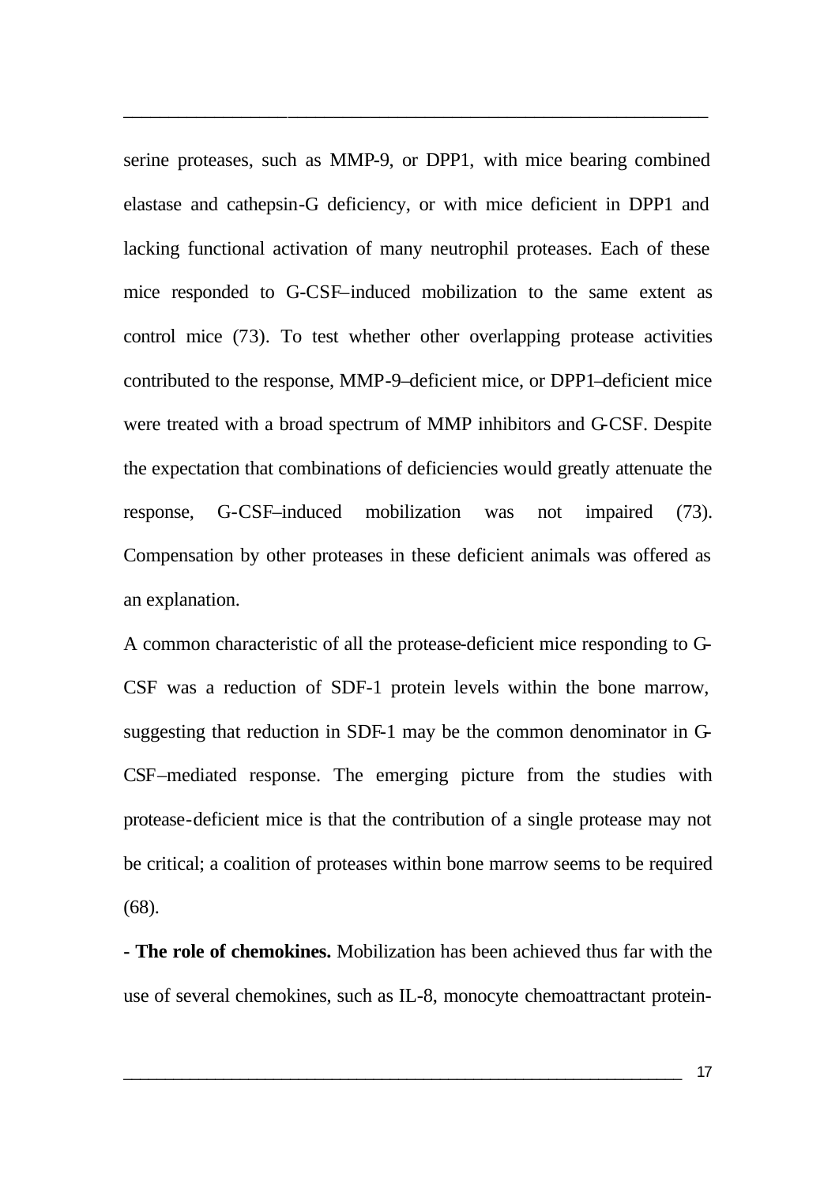serine proteases, such as MMP-9, or DPP1, with mice bearing combined elastase and cathepsin-G deficiency, or with mice deficient in DPP1 and lacking functional activation of many neutrophil proteases. Each of these mice responded to G-CSF–induced mobilization to the same extent as control mice (73). To test whether other overlapping protease activities contributed to the response, MMP-9–deficient mice, or DPP1–deficient mice were treated with a broad spectrum of MMP inhibitors and G-CSF. Despite the expectation that combinations of deficiencies would greatly attenuate the response, G-CSF–induced mobilization was not impaired (73). Compensation by other proteases in these deficient animals was offered as an explanation.

A common characteristic of all the protease-deficient mice responding to G-CSF was a reduction of SDF-1 protein levels within the bone marrow, suggesting that reduction in SDF-1 may be the common denominator in G-CSF–mediated response. The emerging picture from the studies with protease-deficient mice is that the contribution of a single protease may not be critical; a coalition of proteases within bone marrow seems to be required (68).

**- The role of chemokines.** Mobilization has been achieved thus far with the use of several chemokines, such as IL-8, monocyte chemoattractant protein-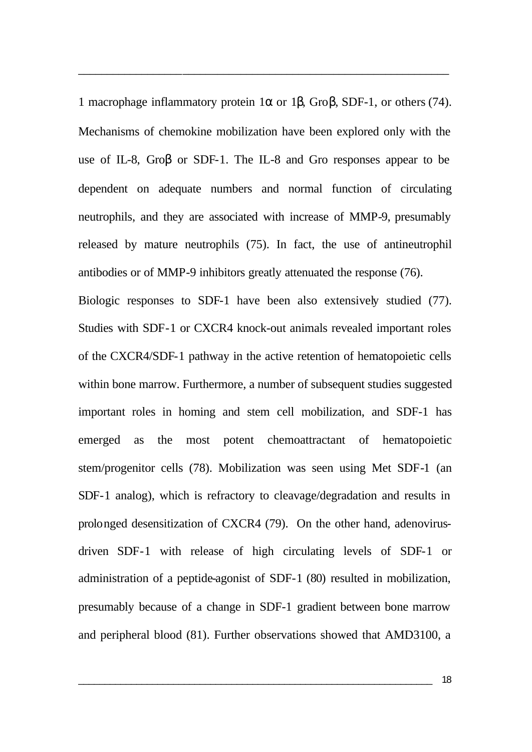1 macrophage inflammatory protein 1α or 1β, Groβ, SDF-1, or others (74). Mechanisms of chemokine mobilization have been explored only with the use of IL-8, Groβ or SDF-1. The IL-8 and Gro responses appear to be dependent on adequate numbers and normal function of circulating neutrophils, and they are associated with increase of MMP-9, presumably released by mature neutrophils (75). In fact, the use of antineutrophil antibodies or of MMP-9 inhibitors greatly attenuated the response (76).

Biologic responses to SDF-1 have been also extensively studied (77). Studies with SDF-1 or CXCR4 knock-out animals revealed important roles of the CXCR4/SDF-1 pathway in the active retention of hematopoietic cells within bone marrow. Furthermore, a number of subsequent studies suggested important roles in homing and stem cell mobilization, and SDF-1 has emerged as the most potent chemoattractant of hematopoietic stem/progenitor cells (78). Mobilization was seen using Met SDF-1 (an SDF-1 analog), which is refractory to cleavage/degradation and results in prolonged desensitization of CXCR4 (79). On the other hand, adenovirus-driven SDF-1 with release of high circulating levels of SDF-1 or administration of a peptide-agonist of SDF-1 (80) resulted in mobilization, presumably because of a change in SDF-1 gradient between bone marrow and peripheral blood (81). Further observations showed that AMD3100, a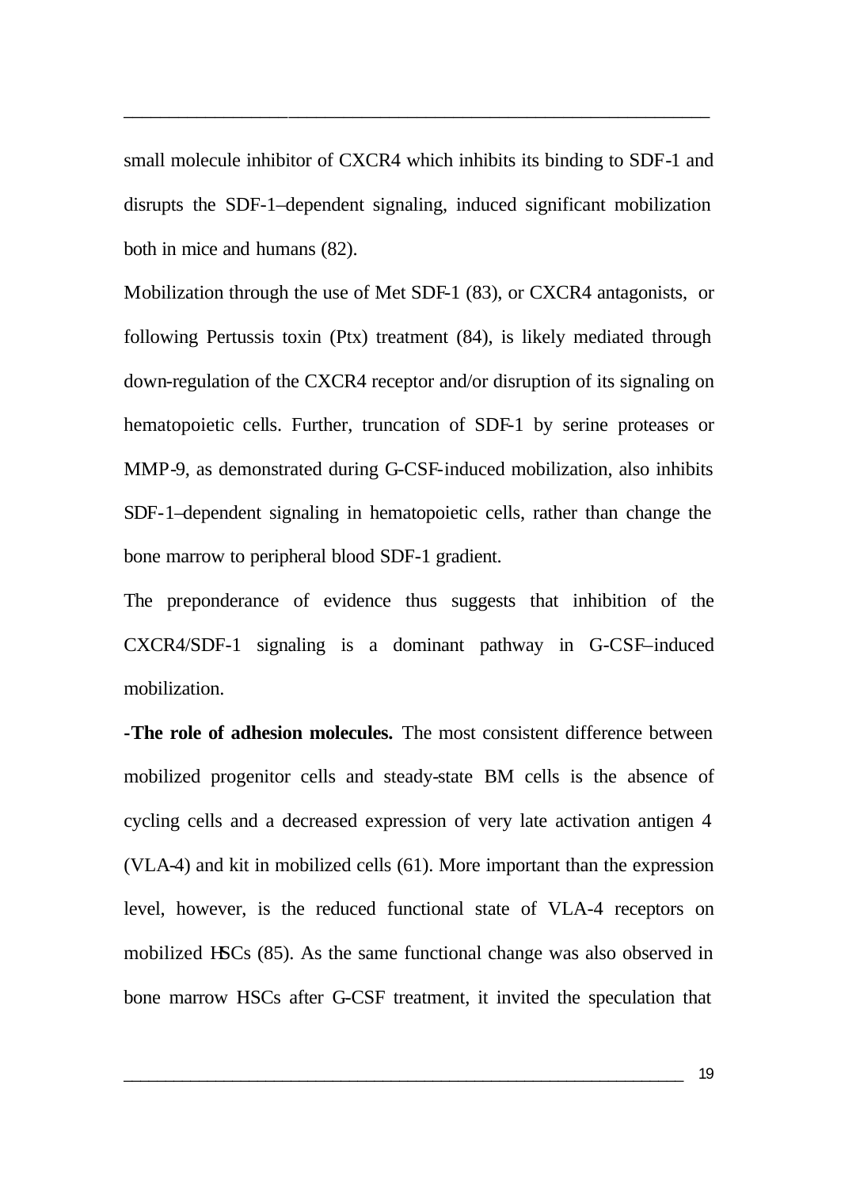small molecule inhibitor of CXCR4 which inhibits its binding to SDF-1 and disrupts the SDF-1–dependent signaling, induced significant mobilization both in mice and humans (82).

Mobilization through the use of Met SDF-1 (83), or CXCR4 antagonists, or following Pertussis toxin (Ptx) treatment (84), is likely mediated through down-regulation of the CXCR4 receptor and/or disruption of its signaling on hematopoietic cells. Further, truncation of SDF-1 by serine proteases or MMP-9, as demonstrated during G-CSF-induced mobilization, also inhibits SDF-1–dependent signaling in hematopoietic cells, rather than change the bone marrow to peripheral blood SDF-1 gradient.

The preponderance of evidence thus suggests that inhibition of the CXCR4/SDF-1 signaling is a dominant pathway in G-CSF–induced mobilization.

**-The role of adhesion molecules.** The most consistent difference between mobilized progenitor cells and steady-state BM cells is the absence of cycling cells and a decreased expression of very late activation antigen 4 (VLA-4) and kit in mobilized cells (61). More important than the expression level, however, is the reduced functional state of VLA-4 receptors on mobilized HSCs (85). As the same functional change was also observed in bone marrow HSCs after G-CSF treatment, it invited the speculation that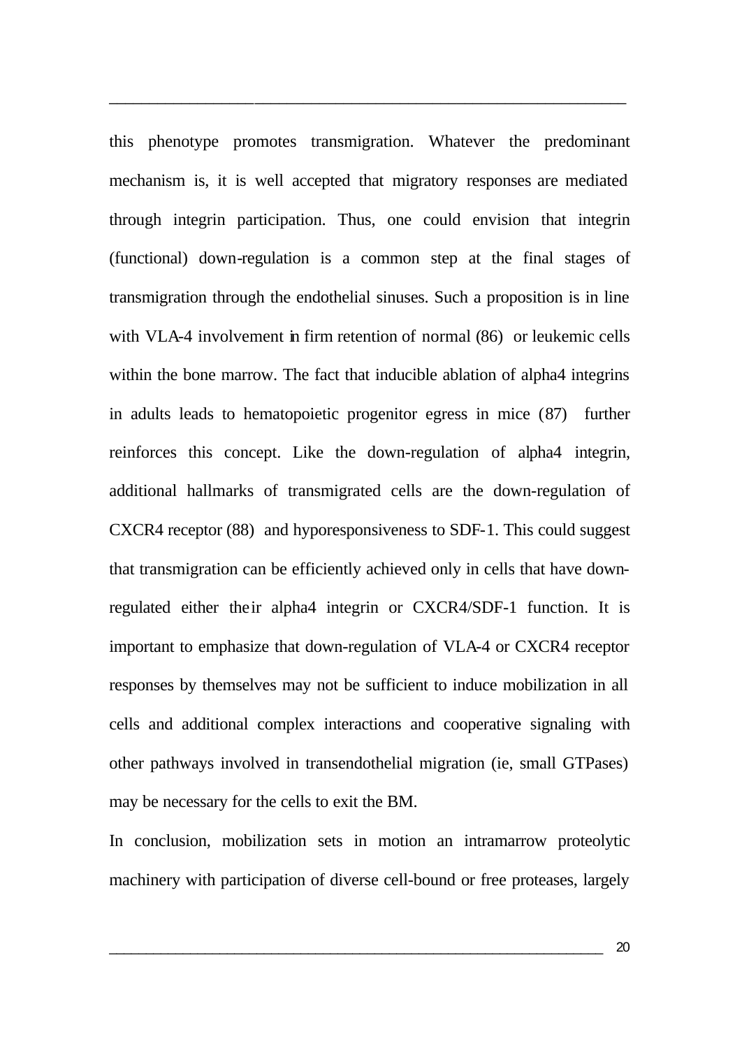this phenotype promotes transmigration. Whatever the predominant mechanism is, it is well accepted that migratory responses are mediated through integrin participation. Thus, one could envision that integrin (functional) down-regulation is a common step at the final stages of transmigration through the endothelial sinuses. Such a proposition is in line with VLA-4 involvement in firm retention of normal (86) or leukemic cells within the bone marrow. The fact that inducible ablation of alpha4 integrins in adults leads to hematopoietic progenitor egress in mice (87) further reinforces this concept. Like the down-regulation of alpha4 integrin, additional hallmarks of transmigrated cells are the down-regulation of CXCR4 receptor (88) and hyporesponsiveness to SDF-1. This could suggest that transmigration can be efficiently achieved only in cells that have down-regulated either their alpha4 integrin or CXCR4/SDF-1 function. It is important to emphasize that down-regulation of VLA-4 or CXCR4 receptor responses by themselves may not be sufficient to induce mobilization in all cells and additional complex interactions and cooperative signaling with other pathways involved in transendothelial migration (ie, small GTPases) may be necessary for the cells to exit the BM.

In conclusion, mobilization sets in motion an intramarrow proteolytic machinery with participation of diverse cell-bound or free proteases, largely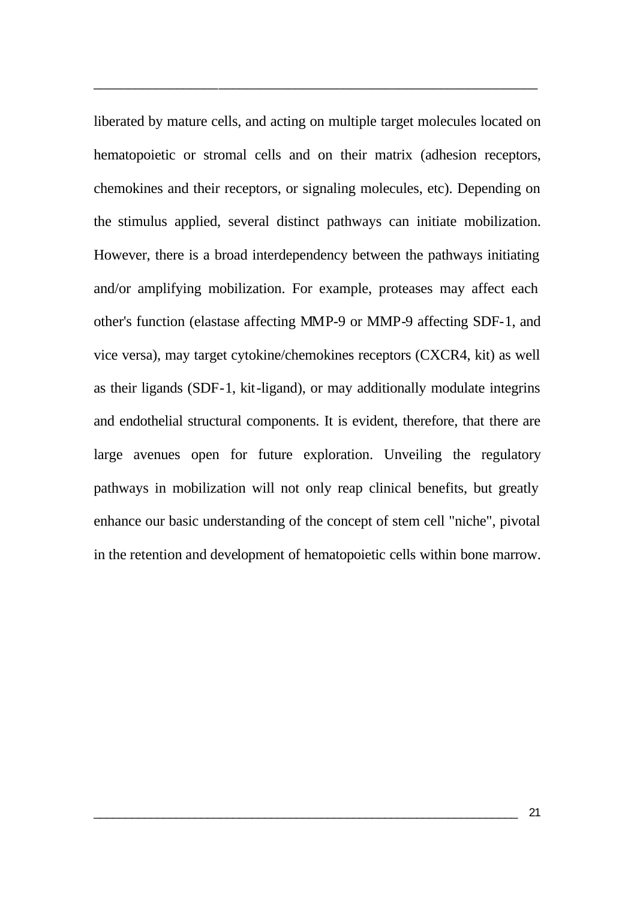liberated by mature cells, and acting on multiple target molecules located on hematopoietic or stromal cells and on their matrix (adhesion receptors, chemokines and their receptors, or signaling molecules, etc). Depending on the stimulus applied, several distinct pathways can initiate mobilization. However, there is a broad interdependency between the pathways initiating and/or amplifying mobilization. For example, proteases may affect each other's function (elastase affecting MMP-9 or MMP-9 affecting SDF-1, and vice versa), may target cytokine/chemokines receptors (CXCR4, kit) as well as their ligands (SDF-1, kit-ligand), or may additionally modulate integrins and endothelial structural components. It is evident, therefore, that there are large avenues open for future exploration. Unveiling the regulatory pathways in mobilization will not only reap clinical benefits, but greatly enhance our basic understanding of the concept of stem cell "niche", pivotal in the retention and development of hematopoietic cells within bone marrow.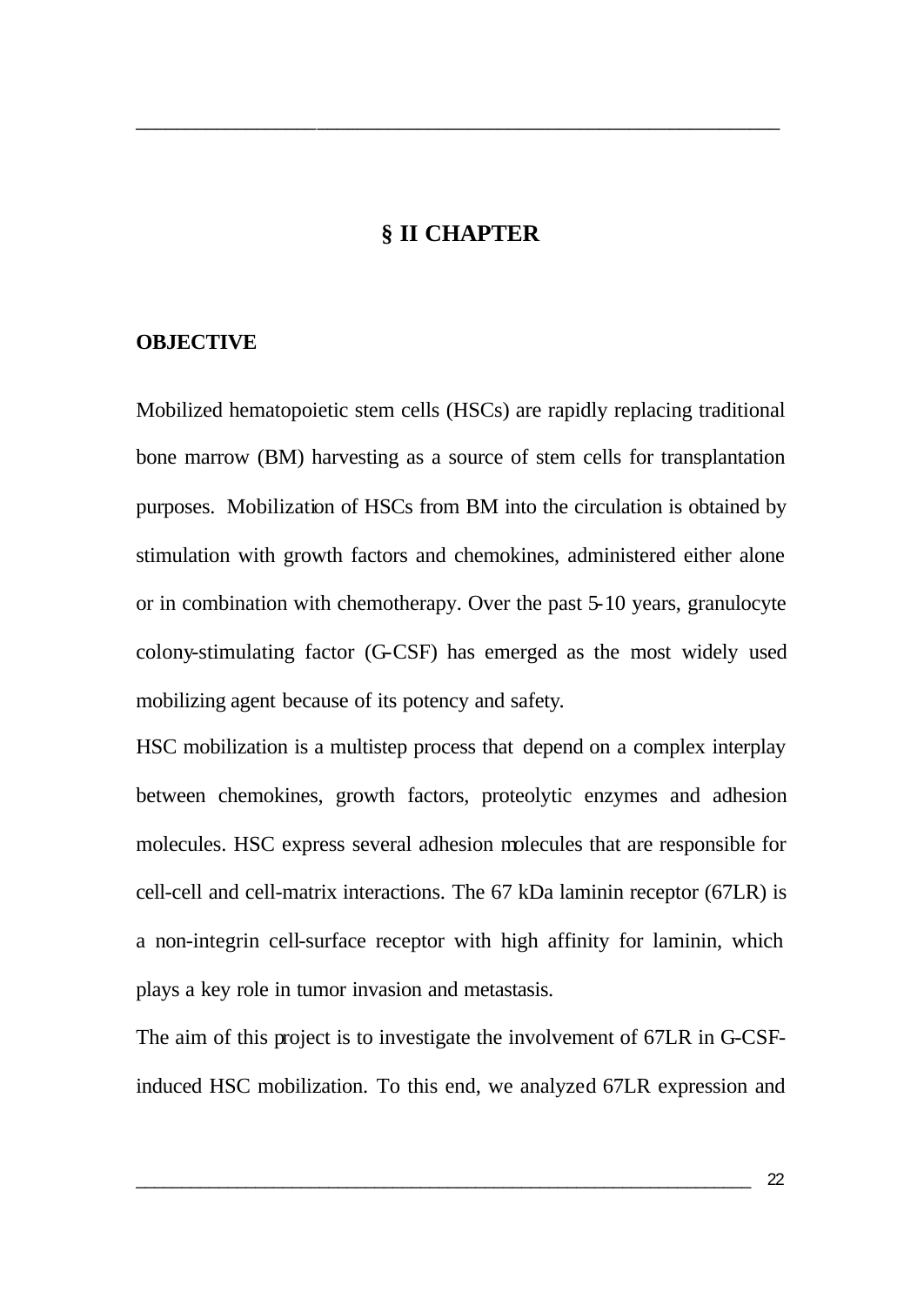# § II CHAPTER

## OBJECTIVE

Mobilized hematopoietic stem cells (HSCs) are rapidly replacing traditional bone marrow (BM) harvesting as a source of stem cells for transplantation purposes. Mobilization of HSCs from BM into the circulation is obtained by stimulation with growth factors and chemokines, administered either alone or in combination with chemotherapy. Over the past 5-10 years, granulocyte colony-stimulating factor (G-CSF) has emerged as the most widely used mobilizing agent because of its potency and safety.

HSC mobilization is a multistep process that depend on a complex interplay between chemokines, growth factors, proteolytic enzymes and adhesion molecules. HSC express several adhesion molecules that are responsible for cell-cell and cell-matrix interactions. The 67 kDa laminin receptor (67LR) is a non-integrin cell-surface receptor with high affinity for laminin, which plays a key role in tumor invasion and metastasis.

The aim of this project is to investigate the involvement of 67LR in G-CSF-induced HSC mobilization. To this end, we analyzed 67LR expression and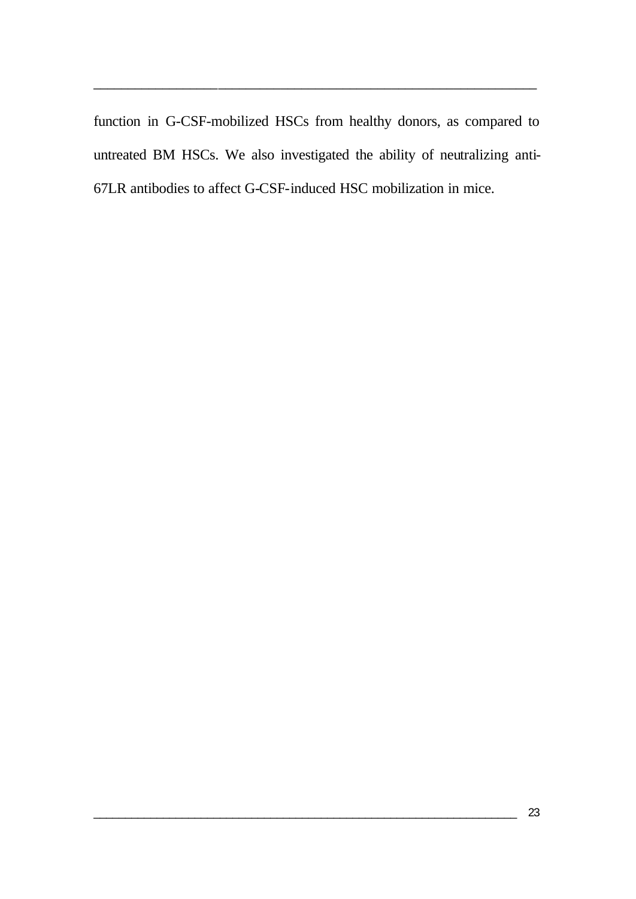function in G-CSF-mobilized HSCs from healthy donors, as compared to untreated BM HSCs. We also investigated the ability of neutralizing anti-67LR antibodies to affect G-CSF-induced HSC mobilization in mice.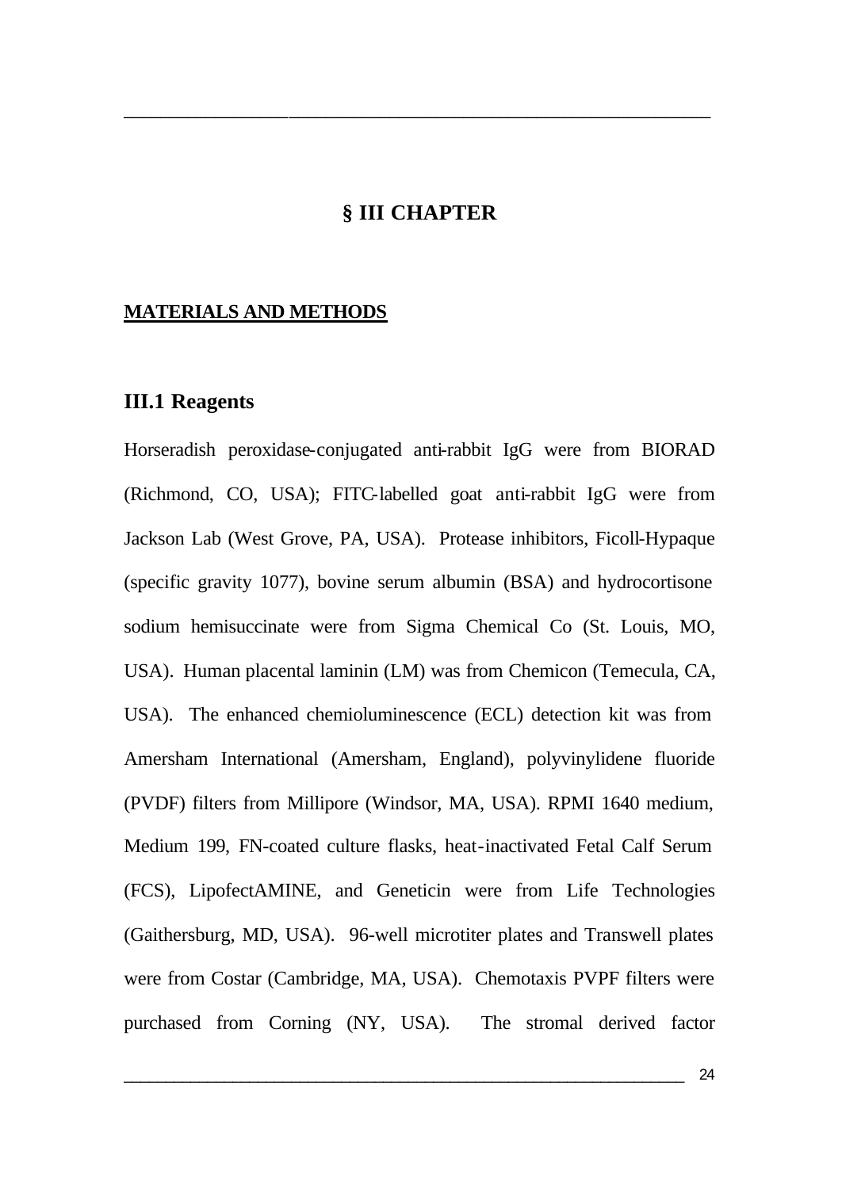# § III CHAPTER

## MATERIALS AND METHODS

### III.1 Reagents

Horseradish peroxidase-conjugated anti-rabbit IgG were from BIORAD (Richmond, CO, USA); FITC-labelled goat anti-rabbit IgG were from Jackson Lab (West Grove, PA, USA). Protease inhibitors, Ficoll-Hypaque (specific gravity 1077), bovine serum albumin (BSA) and hydrocortisone sodium hemisuccinate were from Sigma Chemical Co (St. Louis, MO, USA). Human placental laminin (LM) was from Chemicon (Temecula, CA, USA). The enhanced chemioluminescence (ECL) detection kit was from Amersham International (Amersham, England), polyvinylidene fluoride (PVDF) filters from Millipore (Windsor, MA, USA). RPMI 1640 medium, Medium 199, FN-coated culture flasks, heat-inactivated Fetal Calf Serum (FCS), LipofectAMINE, and Geneticin were from Life Technologies (Gaithersburg, MD, USA). 96-well microtiter plates and Transwell plates were from Costar (Cambridge, MA, USA). Chemotaxis PVPF filters were purchased from Corning (NY, USA). The stromal derived factor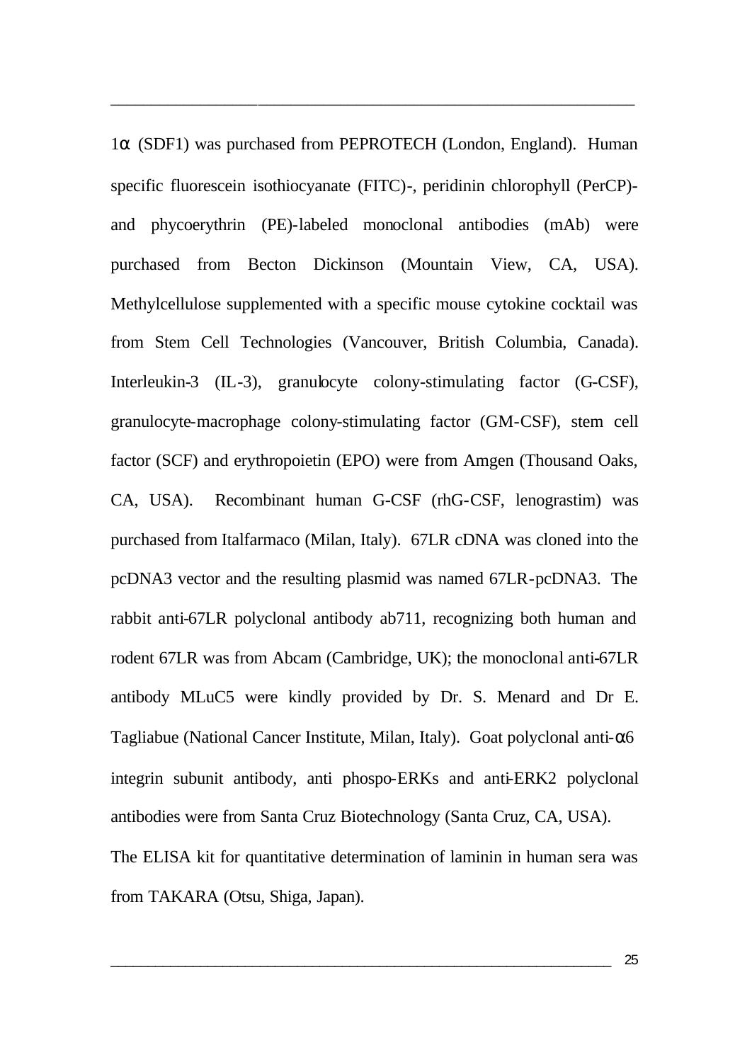1α (SDF1) was purchased from PEPROTECH (London, England). Human specific fluorescein isothiocyanate (FITC)-, peridinin chlorophyll (PerCP)- and phycoerythrin (PE)-labeled monoclonal antibodies (mAb) were purchased from Becton Dickinson (Mountain View, CA, USA). Methylcellulose supplemented with a specific mouse cytokine cocktail was from Stem Cell Technologies (Vancouver, British Columbia, Canada). Interleukin-3 (IL-3), granulocyte colony-stimulating factor (G-CSF), granulocyte-macrophage colony-stimulating factor (GM-CSF), stem cell factor (SCF) and erythropoietin (EPO) were from Amgen (Thousand Oaks, CA, USA). Recombinant human G-CSF (rhG-CSF, lenograstim) was purchased from Italfarmaco (Milan, Italy). 67LR cDNA was cloned into the pcDNA3 vector and the resulting plasmid was named 67LR-pcDNA3. The rabbit anti-67LR polyclonal antibody ab711, recognizing both human and rodent 67LR was from Abcam (Cambridge, UK); the monoclonal anti-67LR antibody MLuC5 were kindly provided by Dr. S. Menard and Dr E. Tagliabue (National Cancer Institute, Milan, Italy). Goat polyclonal anti-α6 integrin subunit antibody, anti phospo-ERKs and anti-ERK2 polyclonal antibodies were from Santa Cruz Biotechnology (Santa Cruz, CA, USA). The ELISA kit for quantitative determination of laminin in human sera was from TAKARA (Otsu, Shiga, Japan).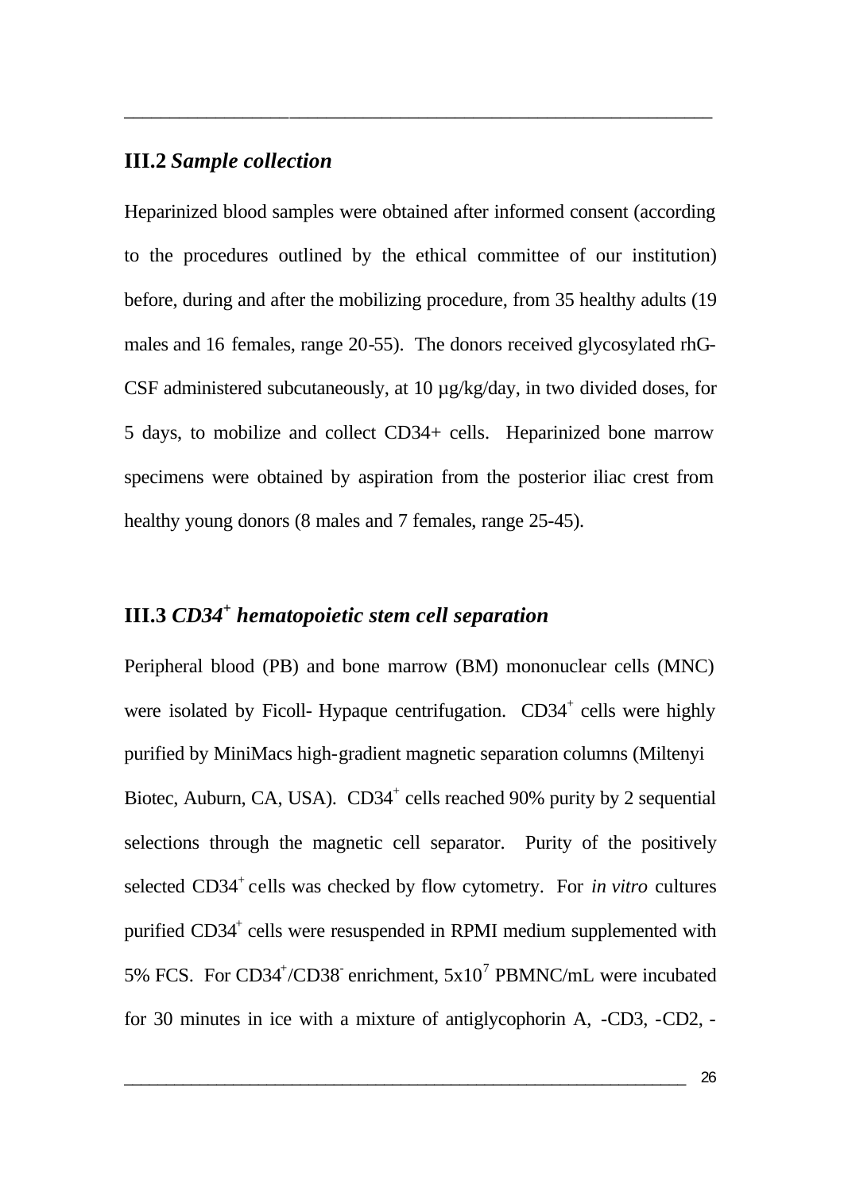## III.2 *Sample collection*

Heparinized blood samples were obtained after informed consent (according to the procedures outlined by the ethical committee of our institution) before, during and after the mobilizing procedure, from 35 healthy adults (19 males and 16 females, range 20-55). The donors received glycosylated rhG-CSF administered subcutaneously, at 10 µg/kg/day, in two divided doses, for 5 days, to mobilize and collect CD34+ cells. Heparinized bone marrow specimens were obtained by aspiration from the posterior iliac crest from healthy young donors (8 males and 7 females, range 25-45).

## III.3 *CD34$^+$ hematopoietic stem cell separation*

Peripheral blood (PB) and bone marrow (BM) mononuclear cells (MNC) were isolated by Ficoll- Hypaque centrifugation. CD34$^+$ cells were highly purified by MiniMacs high-gradient magnetic separation columns (Miltenyi Biotec, Auburn, CA, USA). CD34$^+$ cells reached 90% purity by 2 sequential selections through the magnetic cell separator. Purity of the positively selected CD34$^+$ cells was checked by flow cytometry. For *in vitro* cultures purified CD34$^+$ cells were resuspended in RPMI medium supplemented with 5% FCS. For CD34$^+$/CD38$^-$ enrichment, $5x10^7$ PBMNC/mL were incubated for 30 minutes in ice with a mixture of antiglycophorin A, -CD3, -CD2, -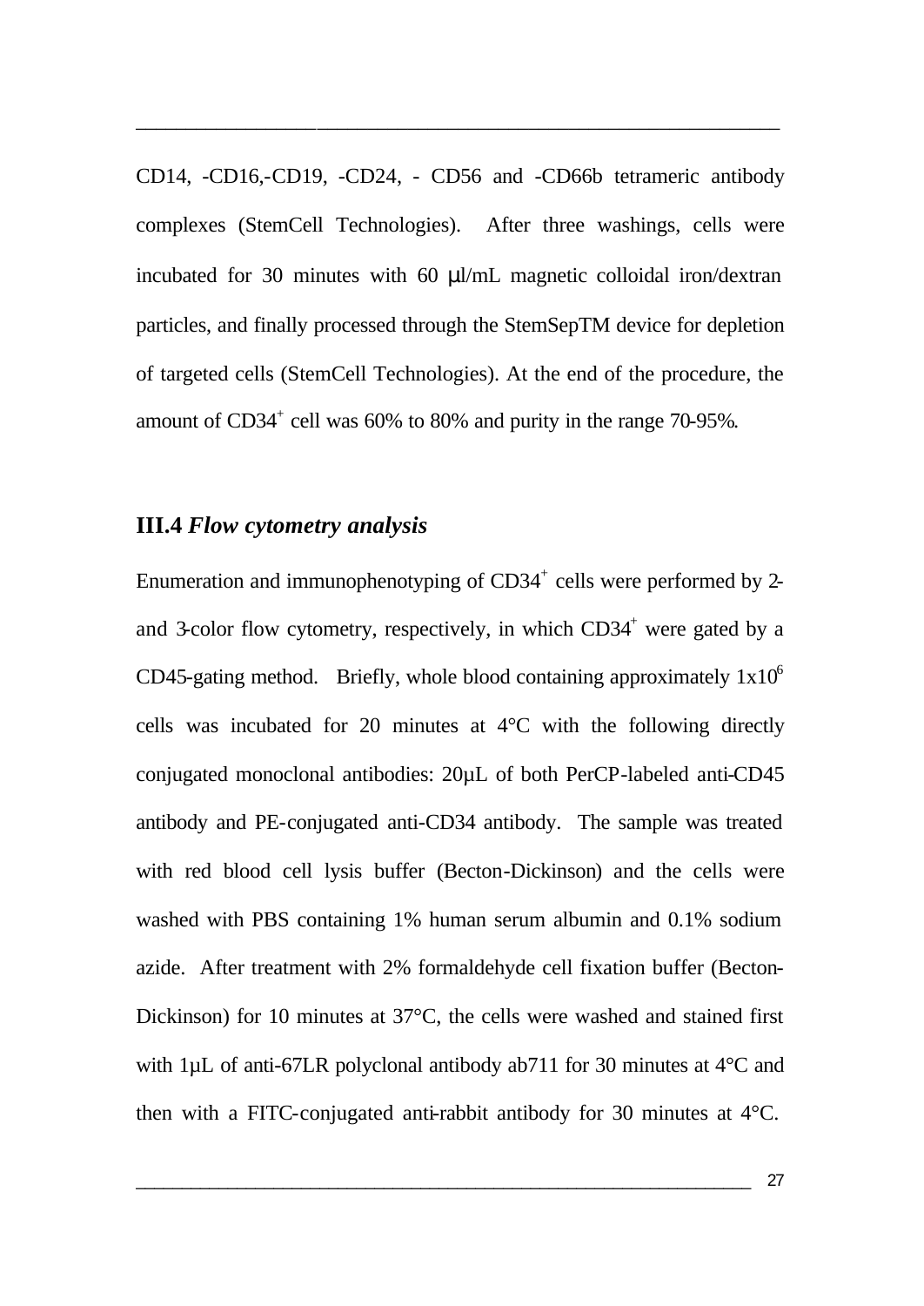CD14, -CD16,-CD19, -CD24, - CD56 and -CD66b tetrameric antibody complexes (StemCell Technologies). After three washings, cells were incubated for 30 minutes with 60 µl/mL magnetic colloidal iron/dextran particles, and finally processed through the StemSepTM device for depletion of targeted cells (StemCell Technologies). At the end of the procedure, the amount of $CD34^+$ cell was 60% to 80% and purity in the range 70-95%.

### III.4 *Flow cytometry analysis*

Enumeration and immunophenotyping of $CD34^+$ cells were performed by 2- and 3-color flow cytometry, respectively, in which $CD34^+$ were gated by a CD45-gating method. Briefly, whole blood containing approximately $1x10^6$ cells was incubated for 20 minutes at 4°C with the following directly conjugated monoclonal antibodies: 20µL of both PerCP-labeled anti-CD45 antibody and PE-conjugated anti-CD34 antibody. The sample was treated with red blood cell lysis buffer (Becton-Dickinson) and the cells were washed with PBS containing 1% human serum albumin and 0.1% sodium azide. After treatment with 2% formaldehyde cell fixation buffer (Becton-Dickinson) for 10 minutes at 37°C, the cells were washed and stained first with 1µL of anti-67LR polyclonal antibody ab711 for 30 minutes at 4°C and then with a FITC-conjugated anti-rabbit antibody for 30 minutes at 4°C.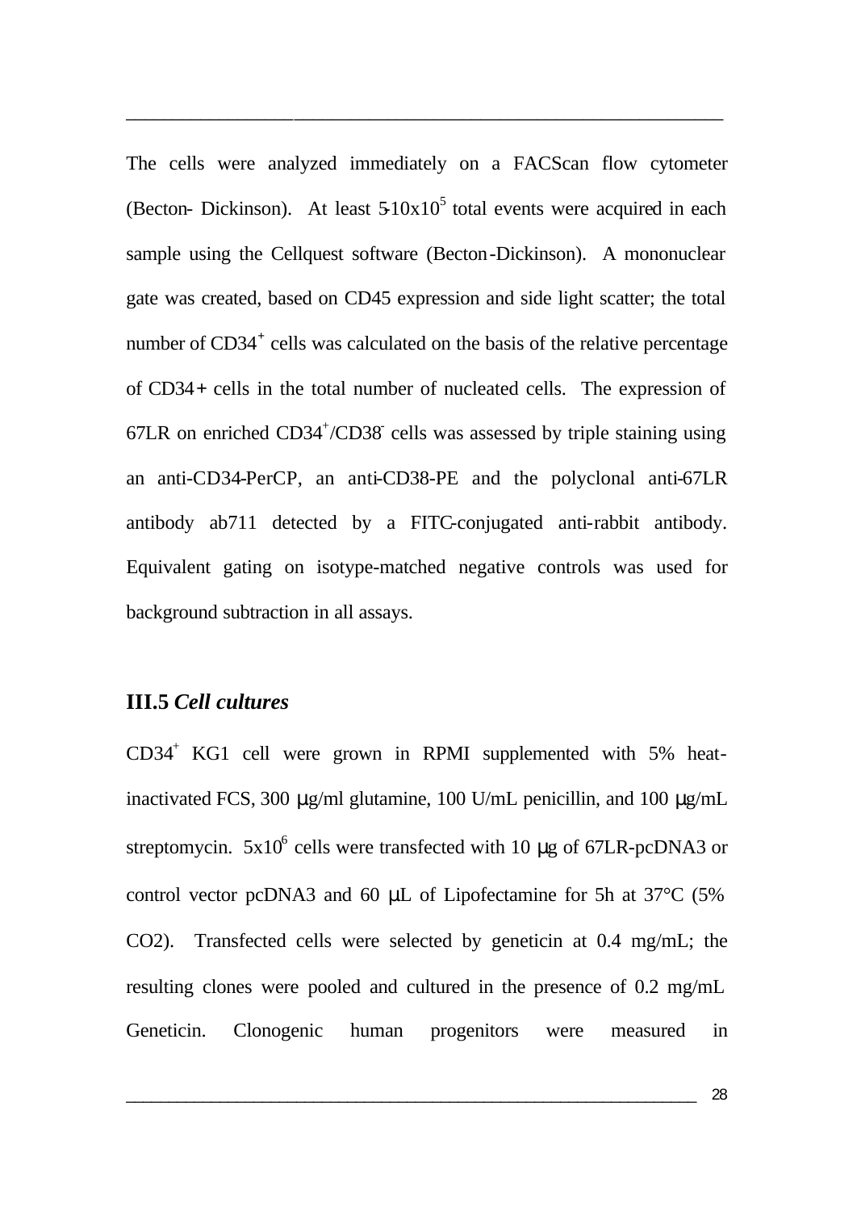The cells were analyzed immediately on a FACScan flow cytometer (Becton- Dickinson). At least 5-10x$10^5$ total events were acquired in each sample using the Cellquest software (Becton-Dickinson). A mononuclear gate was created, based on CD45 expression and side light scatter; the total number of $CD34^+$ cells was calculated on the basis of the relative percentage of CD34+ cells in the total number of nucleated cells. The expression of 67LR on enriched $CD34^+$/$CD38^-$ cells was assessed by triple staining using an anti-CD34-PerCP, an anti-CD38-PE and the polyclonal anti-67LR antibody ab711 detected by a FITC-conjugated anti-rabbit antibody. Equivalent gating on isotype-matched negative controls was used for background subtraction in all assays.

### III.5 *Cell cultures*

$CD34^+$ KG1 cell were grown in RPMI supplemented with 5% heat-inactivated FCS, 300 μg/ml glutamine, 100 U/mL penicillin, and 100 μg/mL streptomycin. 5x$10^6$ cells were transfected with 10 μg of 67LR-pcDNA3 or control vector pcDNA3 and 60 μL of Lipofectamine for 5h at 37°C (5% CO2). Transfected cells were selected by geneticin at 0.4 mg/mL; the resulting clones were pooled and cultured in the presence of 0.2 mg/mL Geneticin. Clonogenic human progenitors were measured in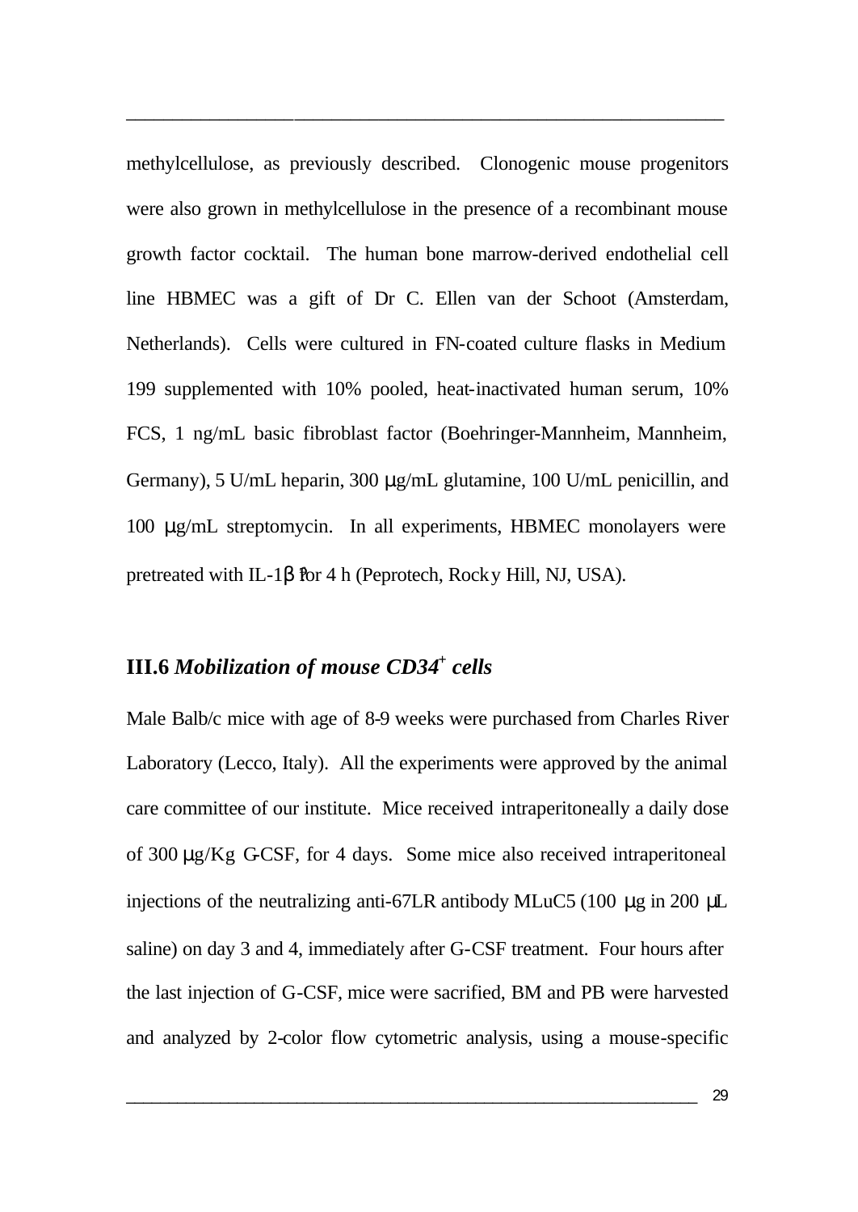methylcellulose, as previously described. Clonogenic mouse progenitors were also grown in methylcellulose in the presence of a recombinant mouse growth factor cocktail. The human bone marrow-derived endothelial cell line HBMEC was a gift of Dr C. Ellen van der Schoot (Amsterdam, Netherlands). Cells were cultured in FN-coated culture flasks in Medium 199 supplemented with 10% pooled, heat-inactivated human serum, 10% FCS, 1 ng/mL basic fibroblast factor (Boehringer-Mannheim, Mannheim, Germany), 5 U/mL heparin, 300 μg/mL glutamine, 100 U/mL penicillin, and 100 μg/mL streptomycin. In all experiments, HBMEC monolayers were pretreated with IL-1β for 4 h (Peprotech, Rocky Hill, NJ, USA).

### III.6 *Mobilization of mouse CD34⁺ cells*

Male Balb/c mice with age of 8-9 weeks were purchased from Charles River Laboratory (Lecco, Italy). All the experiments were approved by the animal care committee of our institute. Mice received intraperitoneally a daily dose of 300 μg/Kg G-CSF, for 4 days. Some mice also received intraperitoneal injections of the neutralizing anti-67LR antibody MLuC5 (100 μg in 200 μL saline) on day 3 and 4, immediately after G-CSF treatment. Four hours after the last injection of G-CSF, mice were sacrified, BM and PB were harvested and analyzed by 2-color flow cytometric analysis, using a mouse-specific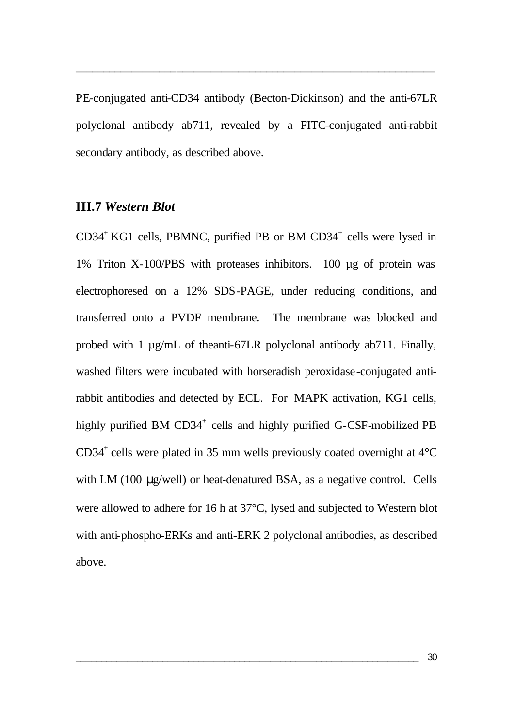PE-conjugated anti-CD34 antibody (Becton-Dickinson) and the anti-67LR polyclonal antibody ab711, revealed by a FITC-conjugated anti-rabbit secondary antibody, as described above.

### III.7 *Western Blot*

$CD34^+$ KG1 cells, PBMNC, purified PB or BM $CD34^+$ cells were lysed in 1% Triton X-100/PBS with proteases inhibitors. 100 µg of protein was electrophoresed on a 12% SDS-PAGE, under reducing conditions, and transferred onto a PVDF membrane. The membrane was blocked and probed with 1 µg/mL of theanti-67LR polyclonal antibody ab711. Finally, washed filters were incubated with horseradish peroxidase-conjugated anti-rabbit antibodies and detected by ECL. For MAPK activation, KG1 cells, highly purified BM $CD34^+$ cells and highly purified G-CSF-mobilized PB $CD34^+$ cells were plated in 35 mm wells previously coated overnight at 4°C with LM (100 µg/well) or heat-denatured BSA, as a negative control. Cells were allowed to adhere for 16 h at 37°C, lysed and subjected to Western blot with anti-phospho-ERKs and anti-ERK 2 polyclonal antibodies, as described above.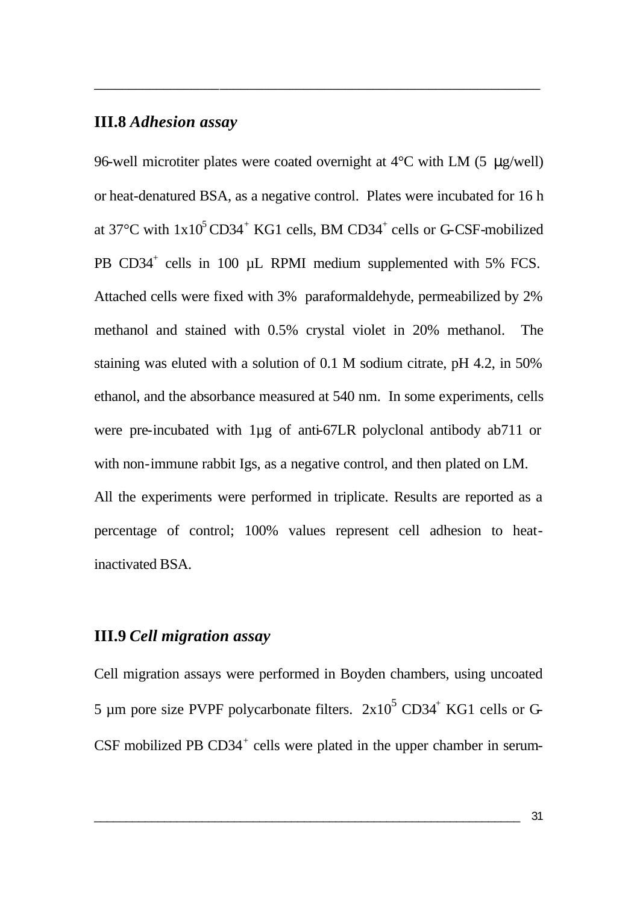### III.8 *Adhesion assay*

96-well microtiter plates were coated overnight at 4°C with LM (5 µg/well) or heat-denatured BSA, as a negative control. Plates were incubated for 16 h at 37°C with $1x10^5$ $CD34^+$ KG1 cells, BM $CD34^+$ cells or G-CSF-mobilized PB $CD34^+$ cells in 100 µL RPMI medium supplemented with 5% FCS. Attached cells were fixed with 3% paraformaldehyde, permeabilized by 2% methanol and stained with 0.5% crystal violet in 20% methanol. The staining was eluted with a solution of 0.1 M sodium citrate, pH 4.2, in 50% ethanol, and the absorbance measured at 540 nm. In some experiments, cells were pre-incubated with 1µg of anti-67LR polyclonal antibody ab711 or with non-immune rabbit Igs, as a negative control, and then plated on LM.
All the experiments were performed in triplicate. Results are reported as a percentage of control; 100% values represent cell adhesion to heat-inactivated BSA.

### III.9 *Cell migration assay*

Cell migration assays were performed in Boyden chambers, using uncoated 5 µm pore size PVPF polycarbonate filters. $2x10^5$ $CD34^+$ KG1 cells or G-CSF mobilized PB $CD34^+$ cells were plated in the upper chamber in serum-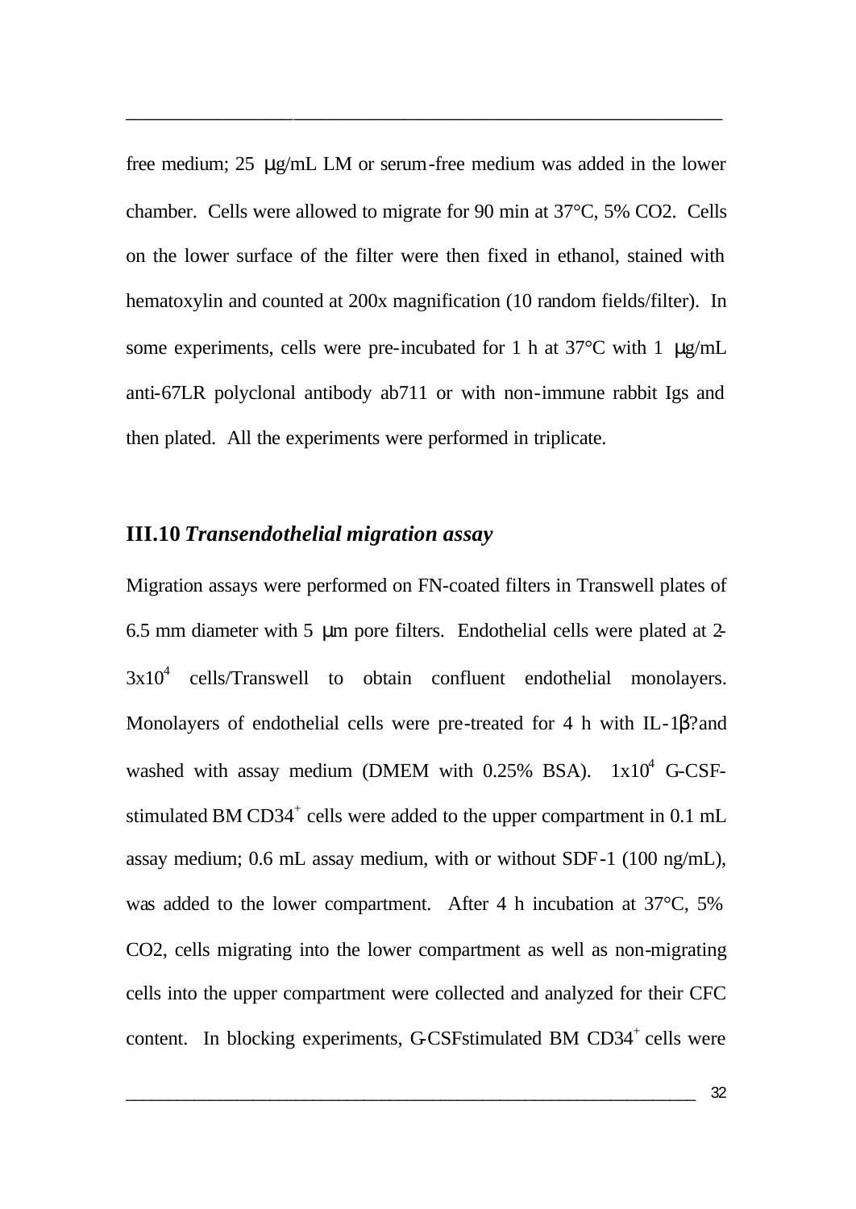free medium; 25 μg/mL LM or serum-free medium was added in the lower chamber. Cells were allowed to migrate for 90 min at 37°C, 5% $CO_2$. Cells on the lower surface of the filter were then fixed in ethanol, stained with hematoxylin and counted at 200x magnification (10 random fields/filter). In some experiments, cells were pre-incubated for 1 h at 37°C with 1 μg/mL anti-67LR polyclonal antibody ab711 or with non-immune rabbit Igs and then plated. All the experiments were performed in triplicate.

### III.10 *Transendothelial migration assay*

Migration assays were performed on FN-coated filters in Transwell plates of 6.5 mm diameter with 5 μm pore filters. Endothelial cells were plated at 2-$3x10^4$ cells/Transwell to obtain confluent endothelial monolayers. Monolayers of endothelial cells were pre-treated for 4 h with IL-1β?and washed with assay medium (DMEM with 0.25% BSA). $1x10^4$ G-CSF-stimulated BM $CD34^+$ cells were added to the upper compartment in 0.1 mL assay medium; 0.6 mL assay medium, with or without SDF-1 (100 ng/mL), was added to the lower compartment. After 4 h incubation at 37°C, 5% $CO_2$, cells migrating into the lower compartment as well as non-migrating cells into the upper compartment were collected and analyzed for their CFC content. In blocking experiments, G-CSFstimulated BM $CD34^+$ cells were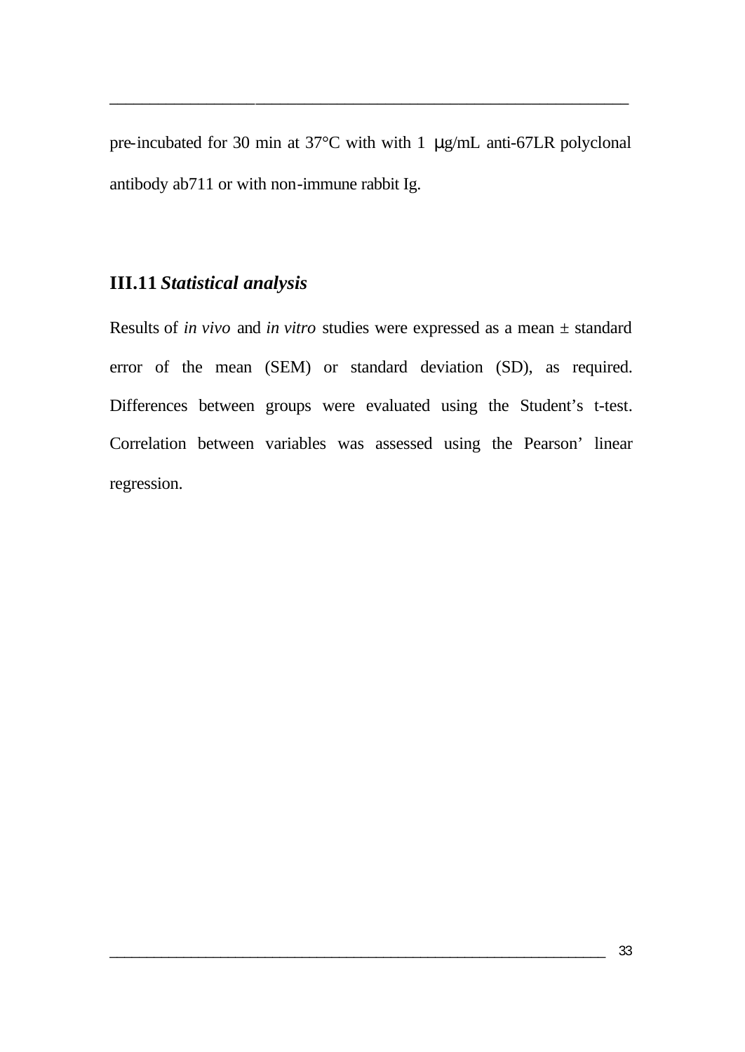pre-incubated for 30 min at 37°C with with 1 μg/mL anti-67LR polyclonal antibody ab711 or with non-immune rabbit Ig.

### III.11 *Statistical analysis*

Results of *in vivo* and *in vitro* studies were expressed as a mean ± standard error of the mean (SEM) or standard deviation (SD), as required. Differences between groups were evaluated using the Student's t-test. Correlation between variables was assessed using the Pearson' linear regression.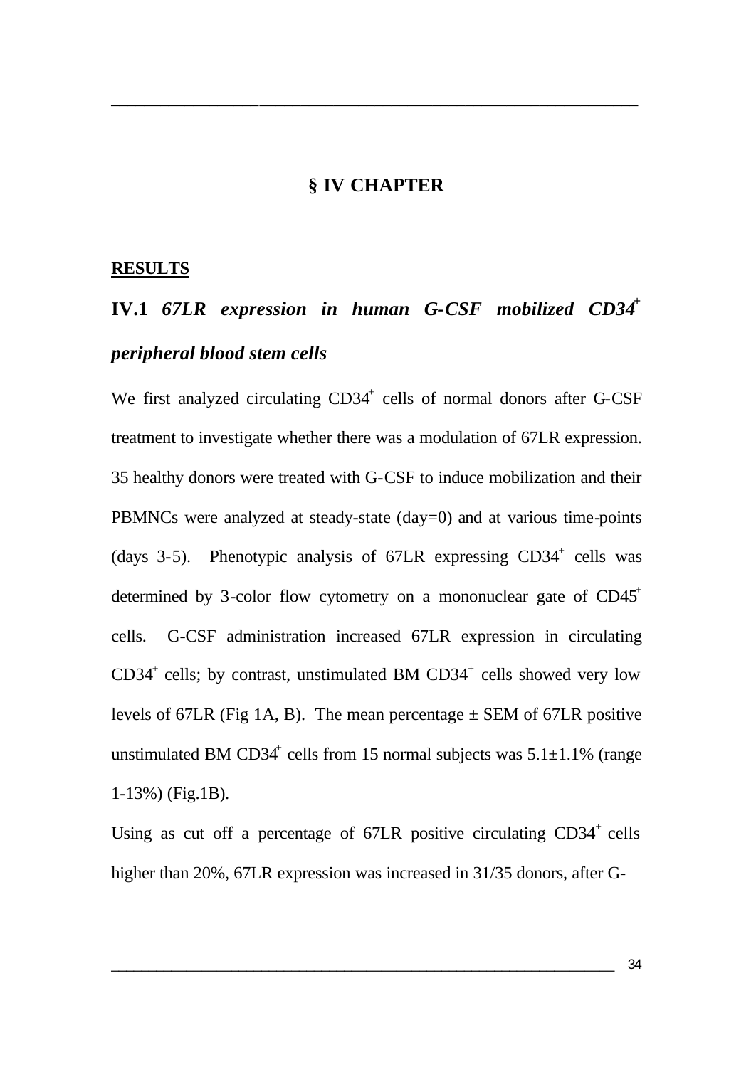# § IV CHAPTER

**RESULTS**

## IV.1 *67LR expression in human G-CSF mobilized CD34$^+$ peripheral blood stem cells*

We first analyzed circulating CD34$^+$ cells of normal donors after G-CSF treatment to investigate whether there was a modulation of 67LR expression. 35 healthy donors were treated with G-CSF to induce mobilization and their PBMNCs were analyzed at steady-state (day=0) and at various time-points (days 3-5). Phenotypic analysis of 67LR expressing CD34$^+$ cells was determined by 3-color flow cytometry on a mononuclear gate of CD45$^+$ cells. G-CSF administration increased 67LR expression in circulating CD34$^+$ cells; by contrast, unstimulated BM CD34$^+$ cells showed very low levels of 67LR (Fig 1A, B). The mean percentage ± SEM of 67LR positive unstimulated BM CD34$^+$ cells from 15 normal subjects was 5.1±1.1% (range 1-13%) (Fig.1B).

Using as cut off a percentage of 67LR positive circulating CD34$^+$ cells higher than 20%, 67LR expression was increased in 31/35 donors, after G-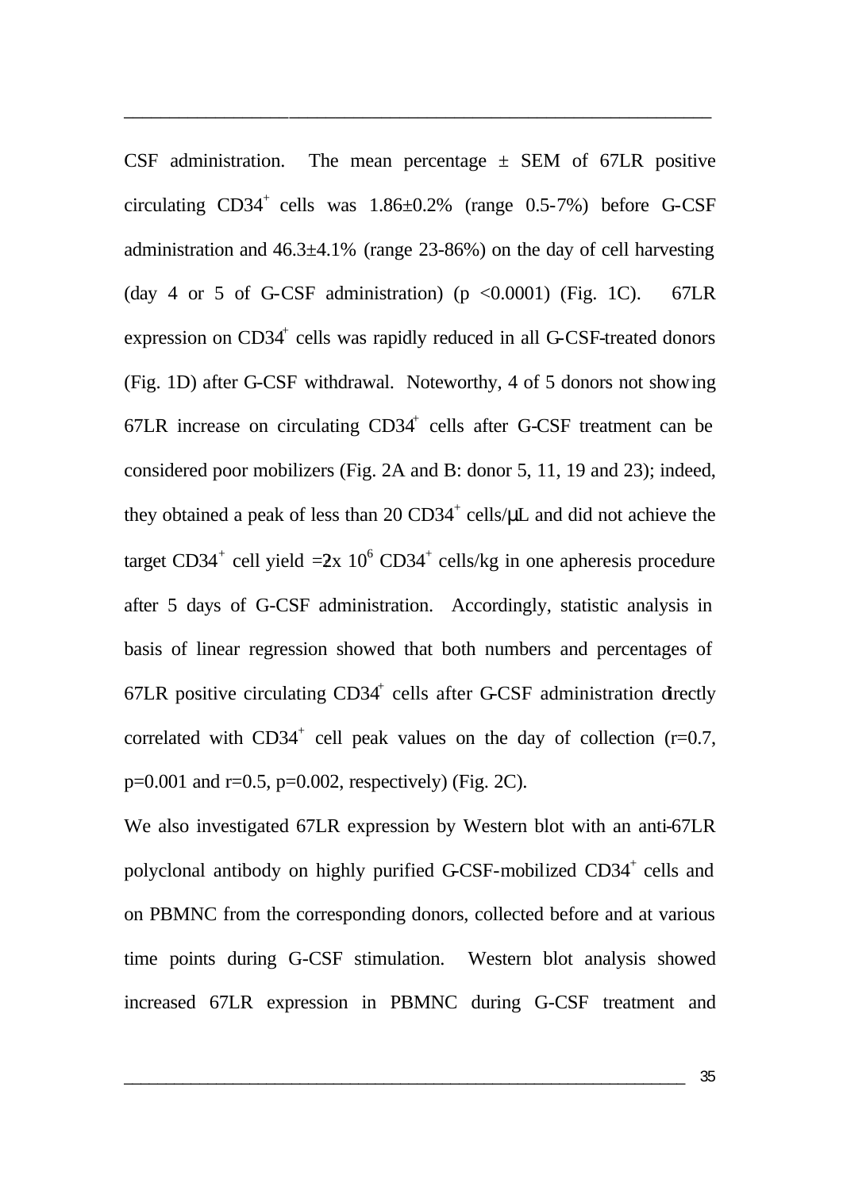CSF administration. The mean percentage ± SEM of 67LR positive circulating $CD34^+$ cells was 1.86±0.2% (range 0.5-7%) before G-CSF administration and 46.3±4.1% (range 23-86%) on the day of cell harvesting (day 4 or 5 of G-CSF administration) ($p < 0.0001$) (Fig. 1C). 67LR expression on $CD34^+$ cells was rapidly reduced in all G-CSF-treated donors (Fig. 1D) after G-CSF withdrawal. Noteworthy, 4 of 5 donors not showing 67LR increase on circulating $CD34^+$ cells after G-CSF treatment can be considered poor mobilizers (Fig. 2A and B: donor 5, 11, 19 and 23); indeed, they obtained a peak of less than 20 $CD34^+$ cells/μL and did not achieve the target $CD34^+$ cell yield =2x $10^6$ $CD34^+$ cells/kg in one apheresis procedure after 5 days of G-CSF administration. Accordingly, statistic analysis in basis of linear regression showed that both numbers and percentages of 67LR positive circulating $CD34^+$ cells after G-CSF administration directly correlated with $CD34^+$ cell peak values on the day of collection ($r=0.7$, $p=0.001$ and $r=0.5$, $p=0.002$, respectively) (Fig. 2C).

We also investigated 67LR expression by Western blot with an anti-67LR polyclonal antibody on highly purified G-CSF-mobilized $CD34^+$ cells and on PBMNC from the corresponding donors, collected before and at various time points during G-CSF stimulation. Western blot analysis showed increased 67LR expression in PBMNC during G-CSF treatment and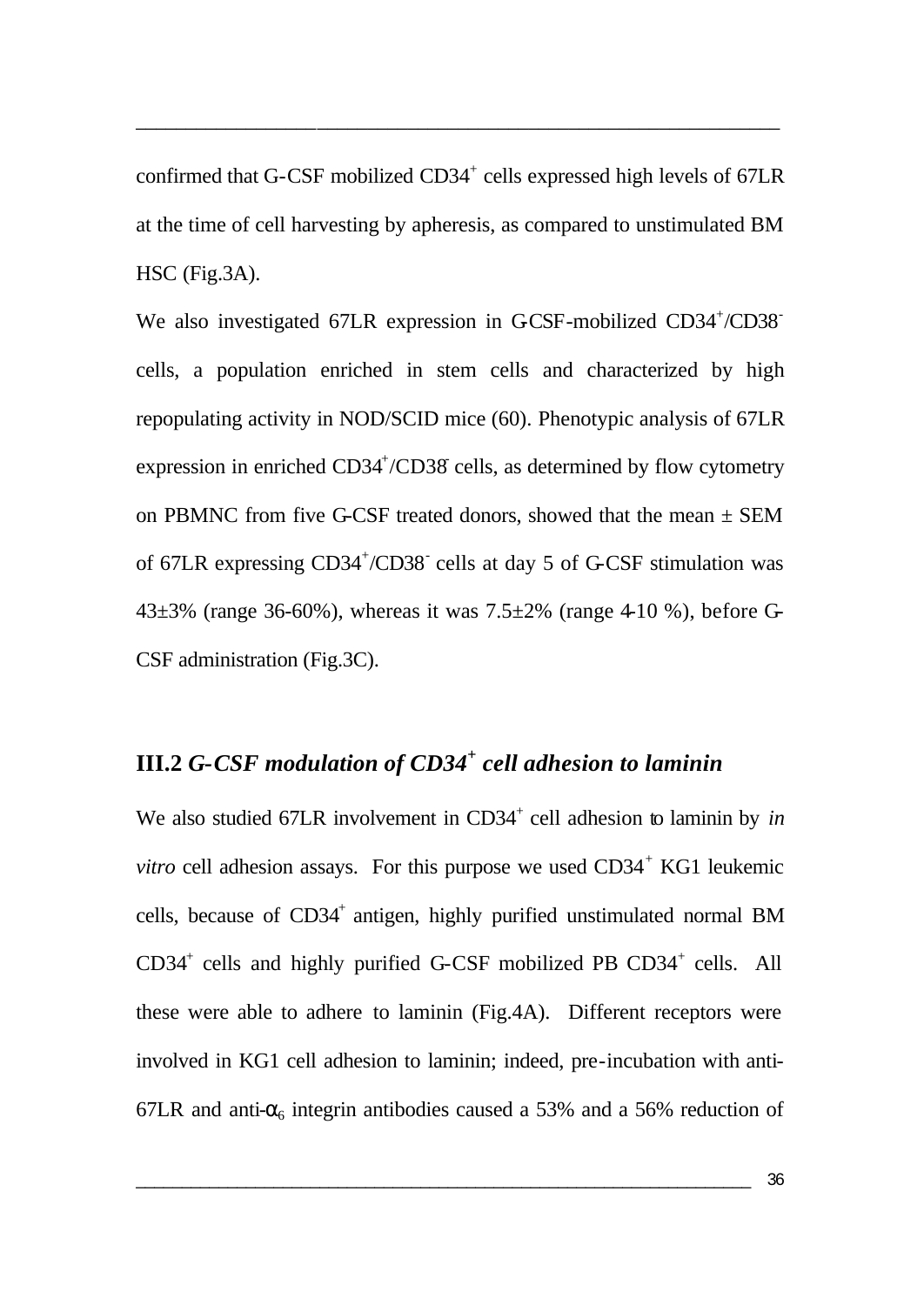confirmed that G-CSF mobilized $CD34^+$ cells expressed high levels of 67LR at the time of cell harvesting by apheresis, as compared to unstimulated BM HSC (Fig.3A).

We also investigated 67LR expression in G-CSF-mobilized $CD34^+/CD38^-$ cells, a population enriched in stem cells and characterized by high repopulating activity in NOD/SCID mice (60). Phenotypic analysis of 67LR expression in enriched $CD34^+/CD38^-$ cells, as determined by flow cytometry on PBMNC from five G-CSF treated donors, showed that the mean ± SEM of 67LR expressing $CD34^+/CD38^-$ cells at day 5 of G-CSF stimulation was 43±3% (range 36-60%), whereas it was 7.5±2% (range 4-10 %), before G-CSF administration (Fig.3C).

## III.2 *G-CSF modulation of $CD34^+$ cell adhesion to laminin*

We also studied 67LR involvement in $CD34^+$ cell adhesion to laminin by *in vitro* cell adhesion assays. For this purpose we used $CD34^+$ KG1 leukemic cells, because of $CD34^+$ antigen, highly purified unstimulated normal BM $CD34^+$ cells and highly purified G-CSF mobilized PB $CD34^+$ cells. All these were able to adhere to laminin (Fig.4A). Different receptors were involved in KG1 cell adhesion to laminin; indeed, pre-incubation with anti-67LR and anti-$\alpha_6$ integrin antibodies caused a 53% and a 56% reduction of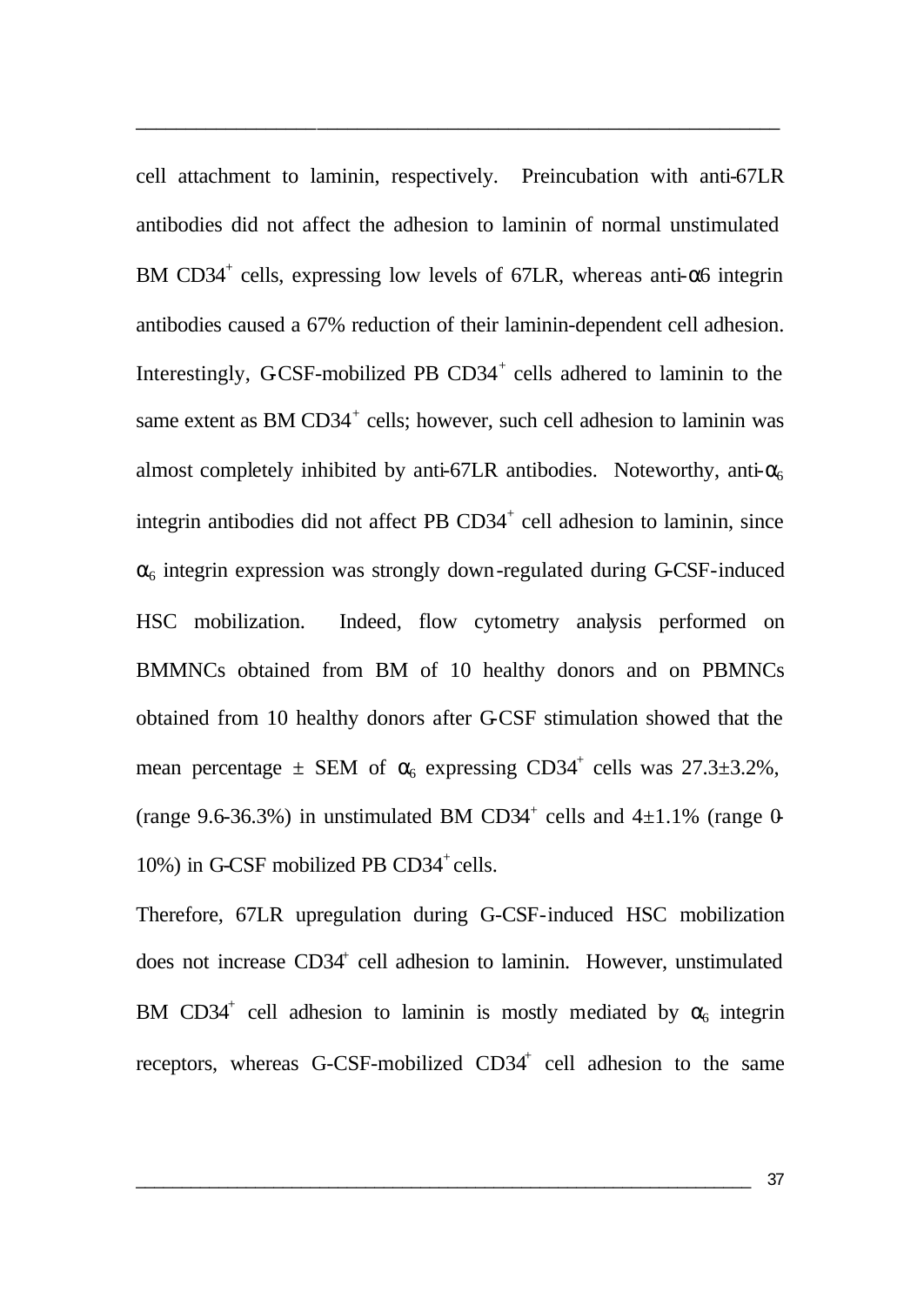cell attachment to laminin, respectively. Preincubation with anti-67LR antibodies did not affect the adhesion to laminin of normal unstimulated BM $CD34^+$ cells, expressing low levels of 67LR, whereas anti-$\alpha 6$ integrin antibodies caused a 67% reduction of their laminin-dependent cell adhesion. Interestingly, G-CSF-mobilized PB $CD34^+$ cells adhered to laminin to the same extent as BM $CD34^+$ cells; however, such cell adhesion to laminin was almost completely inhibited by anti-67LR antibodies. Noteworthy, anti-$\alpha_6$ integrin antibodies did not affect PB $CD34^+$ cell adhesion to laminin, since $\alpha_6$ integrin expression was strongly down-regulated during G-CSF-induced HSC mobilization. Indeed, flow cytometry analysis performed on BMMNCs obtained from BM of 10 healthy donors and on PBMNCs obtained from 10 healthy donors after G-CSF stimulation showed that the mean percentage $\pm$ SEM of $\alpha_6$ expressing $CD34^+$ cells was 27.3$\pm$3.2%, (range 9.6-36.3%) in unstimulated BM $CD34^+$ cells and 4$\pm$1.1% (range 0-10%) in G-CSF mobilized PB $CD34^+$ cells.

Therefore, 67LR upregulation during G-CSF-induced HSC mobilization does not increase $CD34^+$ cell adhesion to laminin. However, unstimulated BM $CD34^+$ cell adhesion to laminin is mostly mediated by $\alpha_6$ integrin receptors, whereas G-CSF-mobilized $CD34^+$ cell adhesion to the same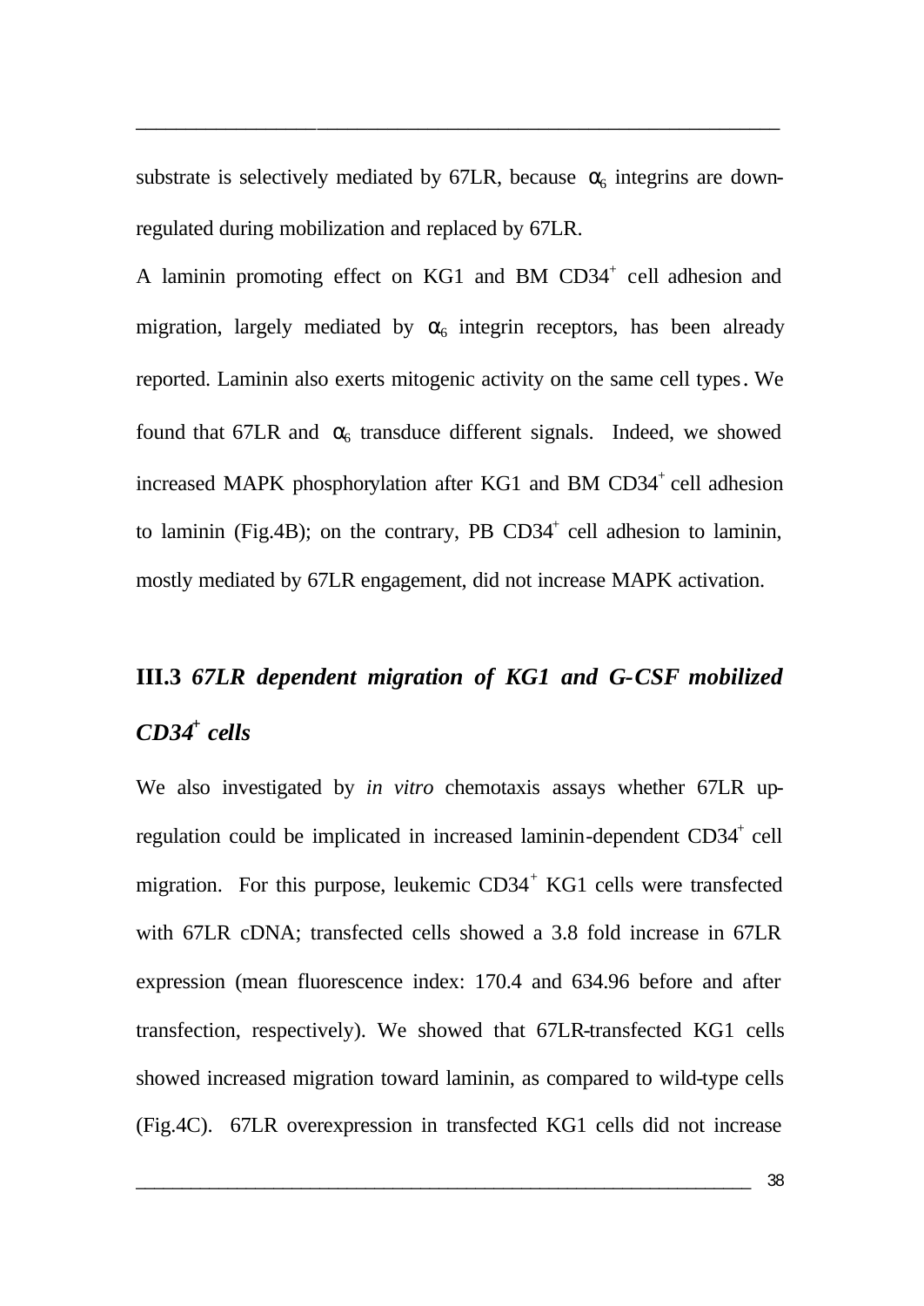substrate is selectively mediated by 67LR, because $\alpha_6$ integrins are down-regulated during mobilization and replaced by 67LR.

A laminin promoting effect on KG1 and BM CD34$^+$ cell adhesion and migration, largely mediated by $\alpha_6$ integrin receptors, has been already reported. Laminin also exerts mitogenic activity on the same cell types. We found that 67LR and $\alpha_6$ transduce different signals. Indeed, we showed increased MAPK phosphorylation after KG1 and BM CD34$^+$ cell adhesion to laminin (Fig.4B); on the contrary, PB CD34$^+$ cell adhesion to laminin, mostly mediated by 67LR engagement, did not increase MAPK activation.

## III.3 *67LR dependent migration of KG1 and G-CSF mobilized CD34$^+$ cells*

We also investigated by *in vitro* chemotaxis assays whether 67LR up-regulation could be implicated in increased laminin-dependent CD34$^+$ cell migration. For this purpose, leukemic CD34$^+$ KG1 cells were transfected with 67LR cDNA; transfected cells showed a 3.8 fold increase in 67LR expression (mean fluorescence index: 170.4 and 634.96 before and after transfection, respectively). We showed that 67LR-transfected KG1 cells showed increased migration toward laminin, as compared to wild-type cells (Fig.4C). 67LR overexpression in transfected KG1 cells did not increase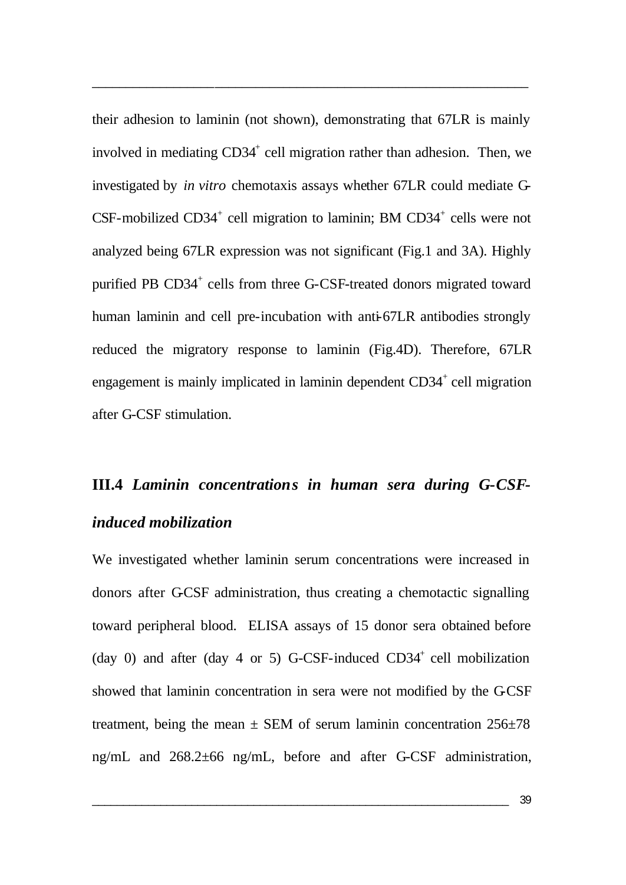their adhesion to laminin (not shown), demonstrating that 67LR is mainly involved in mediating $CD34^+$ cell migration rather than adhesion. Then, we investigated by *in vitro* chemotaxis assays whether 67LR could mediate G-CSF-mobilized $CD34^+$ cell migration to laminin; BM $CD34^+$ cells were not analyzed being 67LR expression was not significant (Fig.1 and 3A). Highly purified PB $CD34^+$ cells from three G-CSF-treated donors migrated toward human laminin and cell pre-incubation with anti-67LR antibodies strongly reduced the migratory response to laminin (Fig.4D). Therefore, 67LR engagement is mainly implicated in laminin dependent $CD34^+$ cell migration after G-CSF stimulation.

## III.4 *Laminin concentrations in human sera during G-CSF-induced mobilization*

We investigated whether laminin serum concentrations were increased in donors after G-CSF administration, thus creating a chemotactic signalling toward peripheral blood. ELISA assays of 15 donor sera obtained before (day 0) and after (day 4 or 5) G-CSF-induced $CD34^+$ cell mobilization showed that laminin concentration in sera were not modified by the G-CSF treatment, being the mean ± SEM of serum laminin concentration 256±78 ng/mL and 268.2±66 ng/mL, before and after G-CSF administration,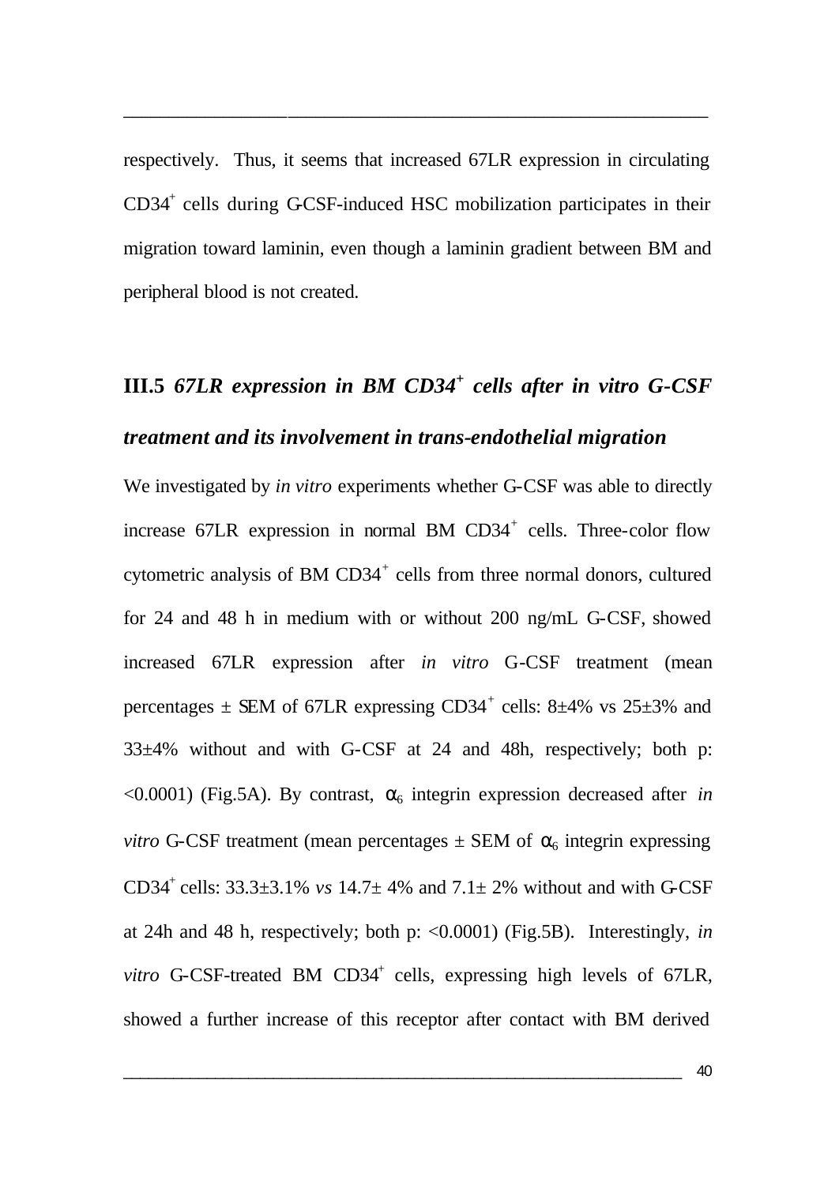respectively. Thus, it seems that increased 67LR expression in circulating $CD34^+$ cells during G-CSF-induced HSC mobilization participates in their migration toward laminin, even though a laminin gradient between BM and peripheral blood is not created.

## III.5 *67LR expression in BM $CD34^+$ cells after in vitro G-CSF treatment and its involvement in trans-endothelial migration*

We investigated by *in vitro* experiments whether G-CSF was able to directly increase 67LR expression in normal BM $CD34^+$ cells. Three-color flow cytometric analysis of BM $CD34^+$ cells from three normal donors, cultured for 24 and 48 h in medium with or without 200 ng/mL G-CSF, showed increased 67LR expression after *in vitro* G-CSF treatment (mean percentages ± SEM of 67LR expressing $CD34^+$ cells: 8±4% vs 25±3% and 33±4% without and with G-CSF at 24 and 48h, respectively; both p: <0.0001) (Fig.5A). By contrast, $\alpha_6$ integrin expression decreased after *in vitro* G-CSF treatment (mean percentages ± SEM of $\alpha_6$ integrin expressing $CD34^+$ cells: 33.3±3.1% *vs* 14.7± 4% and 7.1± 2% without and with G-CSF at 24h and 48 h, respectively; both p: <0.0001) (Fig.5B). Interestingly, *in vitro* G-CSF-treated BM $CD34^+$ cells, expressing high levels of 67LR, showed a further increase of this receptor after contact with BM derived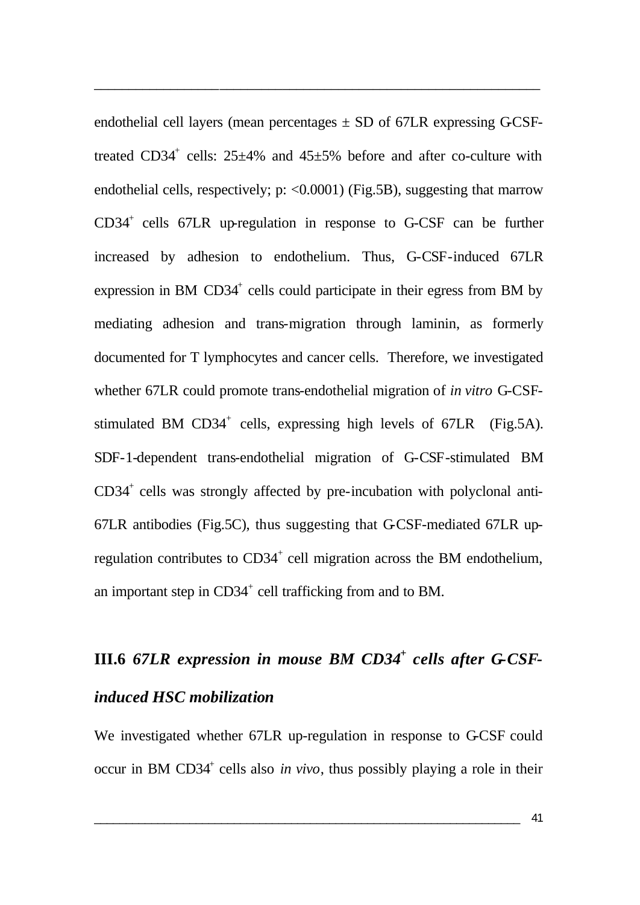endothelial cell layers (mean percentages ± SD of 67LR expressing G-CSF-treated CD34$^{+}$ cells: 25±4% and 45±5% before and after co-culture with endothelial cells, respectively; p: <0.0001) (Fig.5B), suggesting that marrow CD34$^{+}$ cells 67LR up-regulation in response to G-CSF can be further increased by adhesion to endothelium. Thus, G-CSF-induced 67LR expression in BM CD34$^{+}$ cells could participate in their egress from BM by mediating adhesion and trans-migration through laminin, as formerly documented for T lymphocytes and cancer cells. Therefore, we investigated whether 67LR could promote trans-endothelial migration of *in vitro* G-CSF-stimulated BM CD34$^{+}$ cells, expressing high levels of 67LR (Fig.5A). SDF-1-dependent trans-endothelial migration of G-CSF-stimulated BM CD34$^{+}$ cells was strongly affected by pre-incubation with polyclonal anti-67LR antibodies (Fig.5C), thus suggesting that G-CSF-mediated 67LR up-regulation contributes to CD34$^{+}$ cell migration across the BM endothelium, an important step in CD34$^{+}$ cell trafficking from and to BM.

## III.6 *67LR expression in mouse BM CD34$^{+}$ cells after G-CSF-induced HSC mobilization*

We investigated whether 67LR up-regulation in response to G-CSF could occur in BM CD34$^{+}$ cells also *in vivo*, thus possibly playing a role in their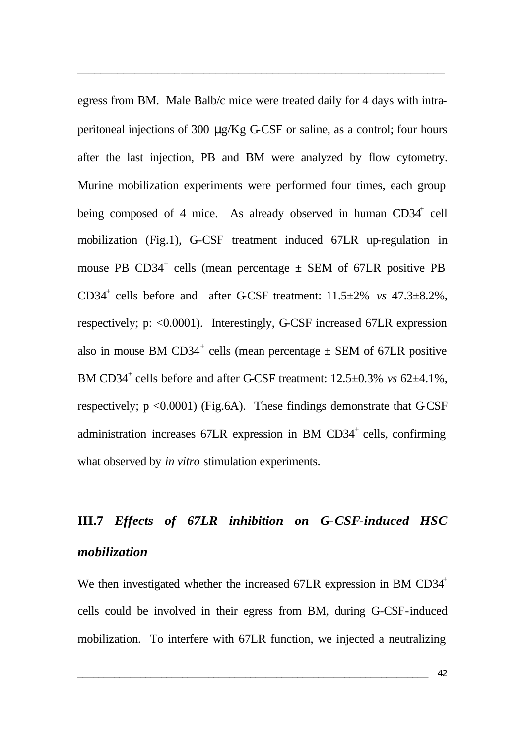egress from BM. Male Balb/c mice were treated daily for 4 days with intra-peritoneal injections of 300 μg/Kg G-CSF or saline, as a control; four hours after the last injection, PB and BM were analyzed by flow cytometry. Murine mobilization experiments were performed four times, each group being composed of 4 mice. As already observed in human $CD34^+$ cell mobilization (Fig.1), G-CSF treatment induced 67LR up-regulation in mouse PB $CD34^+$ cells (mean percentage ± SEM of 67LR positive PB $CD34^+$ cells before and after G-CSF treatment: 11.5±2% *vs* 47.3±8.2%, respectively; p: <0.0001). Interestingly, G-CSF increased 67LR expression also in mouse BM $CD34^+$ cells (mean percentage ± SEM of 67LR positive BM $CD34^+$ cells before and after G-CSF treatment: 12.5±0.3% *vs* 62±4.1%, respectively; p <0.0001) (Fig.6A). These findings demonstrate that G-CSF administration increases 67LR expression in BM $CD34^+$ cells, confirming what observed by *in vitro* stimulation experiments.

## III.7 *Effects of 67LR inhibition on G-CSF-induced HSC mobilization*

We then investigated whether the increased 67LR expression in BM $CD34^+$ cells could be involved in their egress from BM, during G-CSF-induced mobilization. To interfere with 67LR function, we injected a neutralizing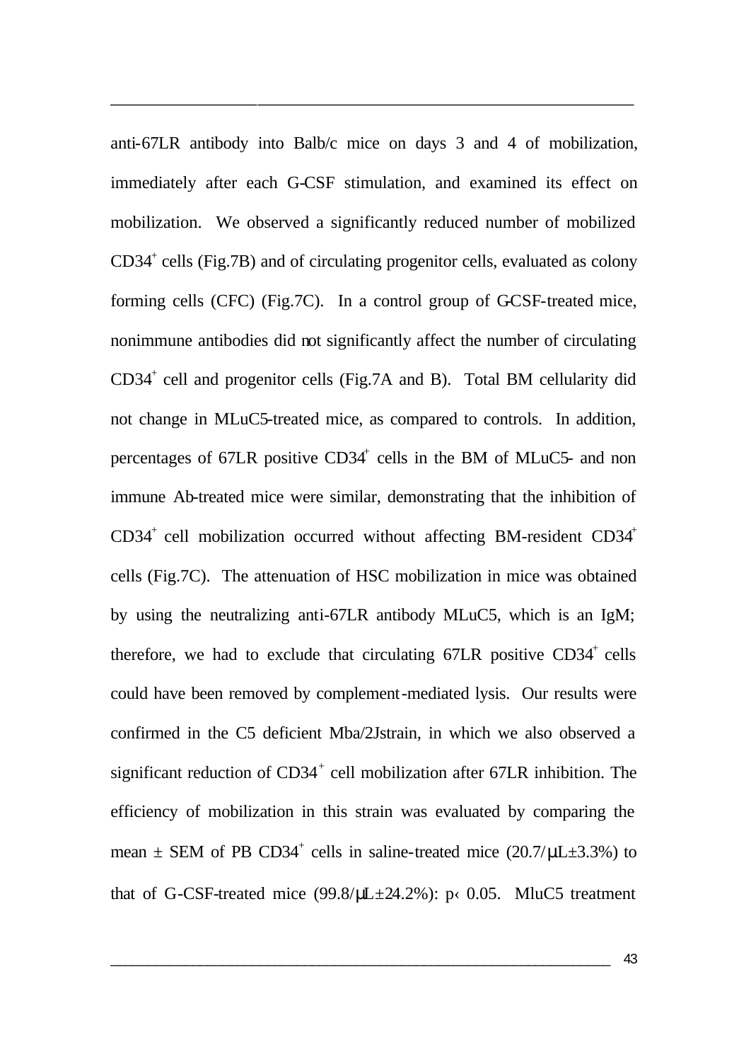anti-67LR antibody into Balb/c mice on days 3 and 4 of mobilization, immediately after each G-CSF stimulation, and examined its effect on mobilization. We observed a significantly reduced number of mobilized $CD34^+$ cells (Fig.7B) and of circulating progenitor cells, evaluated as colony forming cells (CFC) (Fig.7C). In a control group of G-CSF-treated mice, nonimmune antibodies did not significantly affect the number of circulating $CD34^+$ cell and progenitor cells (Fig.7A and B). Total BM cellularity did not change in MLuC5-treated mice, as compared to controls. In addition, percentages of 67LR positive $CD34^+$ cells in the BM of MLuC5- and non immune Ab-treated mice were similar, demonstrating that the inhibition of $CD34^+$ cell mobilization occurred without affecting BM-resident $CD34^+$ cells (Fig.7C). The attenuation of HSC mobilization in mice was obtained by using the neutralizing anti-67LR antibody MLuC5, which is an IgM; therefore, we had to exclude that circulating 67LR positive $CD34^+$ cells could have been removed by complement-mediated lysis. Our results were confirmed in the C5 deficient Mba/2Jstrain, in which we also observed a significant reduction of $CD34^+$ cell mobilization after 67LR inhibition. The efficiency of mobilization in this strain was evaluated by comparing the mean $\pm$ SEM of PB $CD34^+$ cells in saline-treated mice (20.7/μL±3.3%) to that of G-CSF-treated mice (99.8/μL±24.2%): $p < 0.05$. MluC5 treatment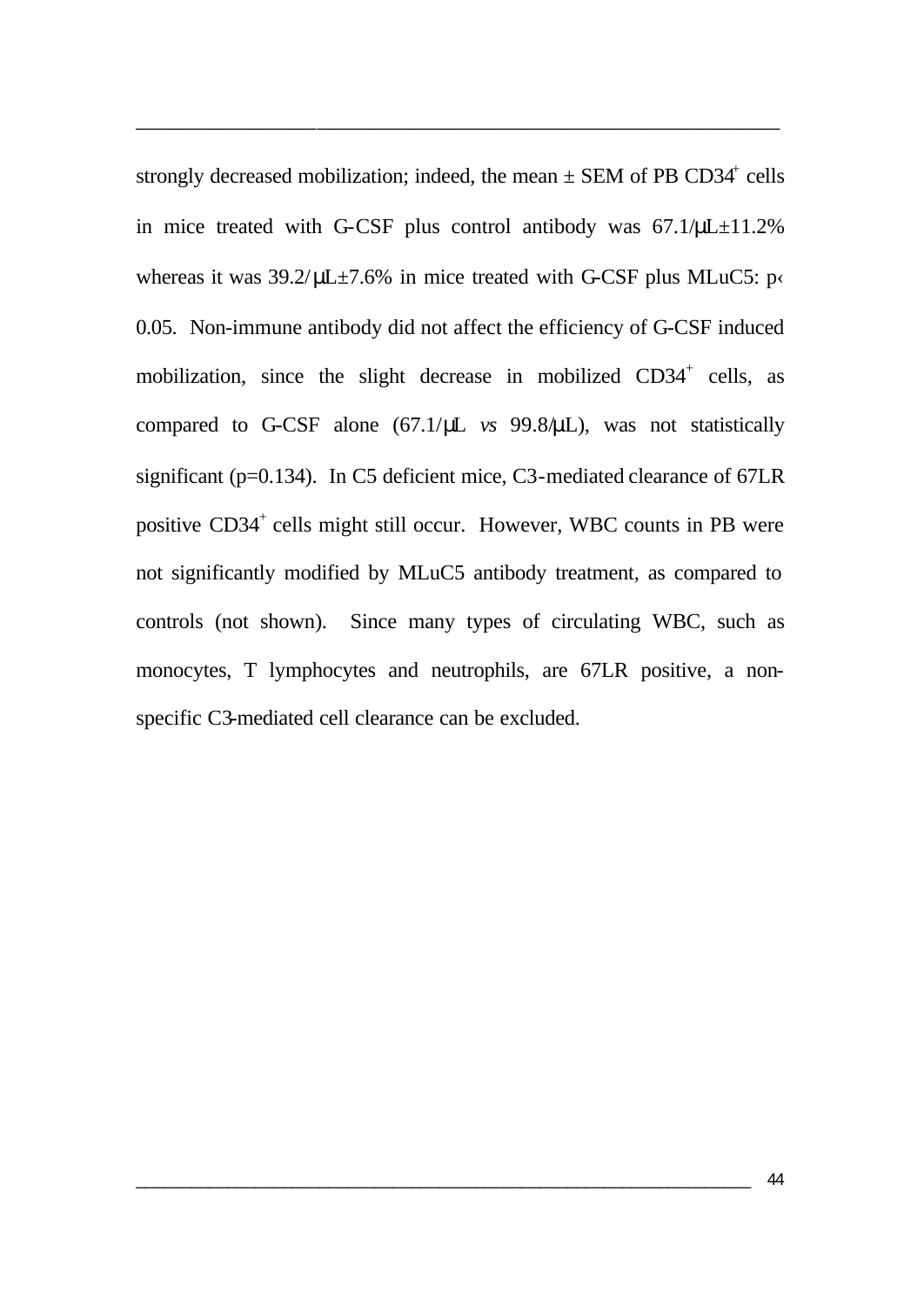strongly decreased mobilization; indeed, the mean ± SEM of PB $CD34^+$ cells in mice treated with G-CSF plus control antibody was 67.1/μL±11.2% whereas it was 39.2/μL±7.6% in mice treated with G-CSF plus MLuC5: $p < 0.05$. Non-immune antibody did not affect the efficiency of G-CSF induced mobilization, since the slight decrease in mobilized $CD34^+$ cells, as compared to G-CSF alone (67.1/μL *vs* 99.8/μL), was not statistically significant ($p=0.134$). In C5 deficient mice, C3-mediated clearance of 67LR positive $CD34^+$ cells might still occur. However, WBC counts in PB were not significantly modified by MLuC5 antibody treatment, as compared to controls (not shown). Since many types of circulating WBC, such as monocytes, T lymphocytes and neutrophils, are 67LR positive, a non-specific C3-mediated cell clearance can be excluded.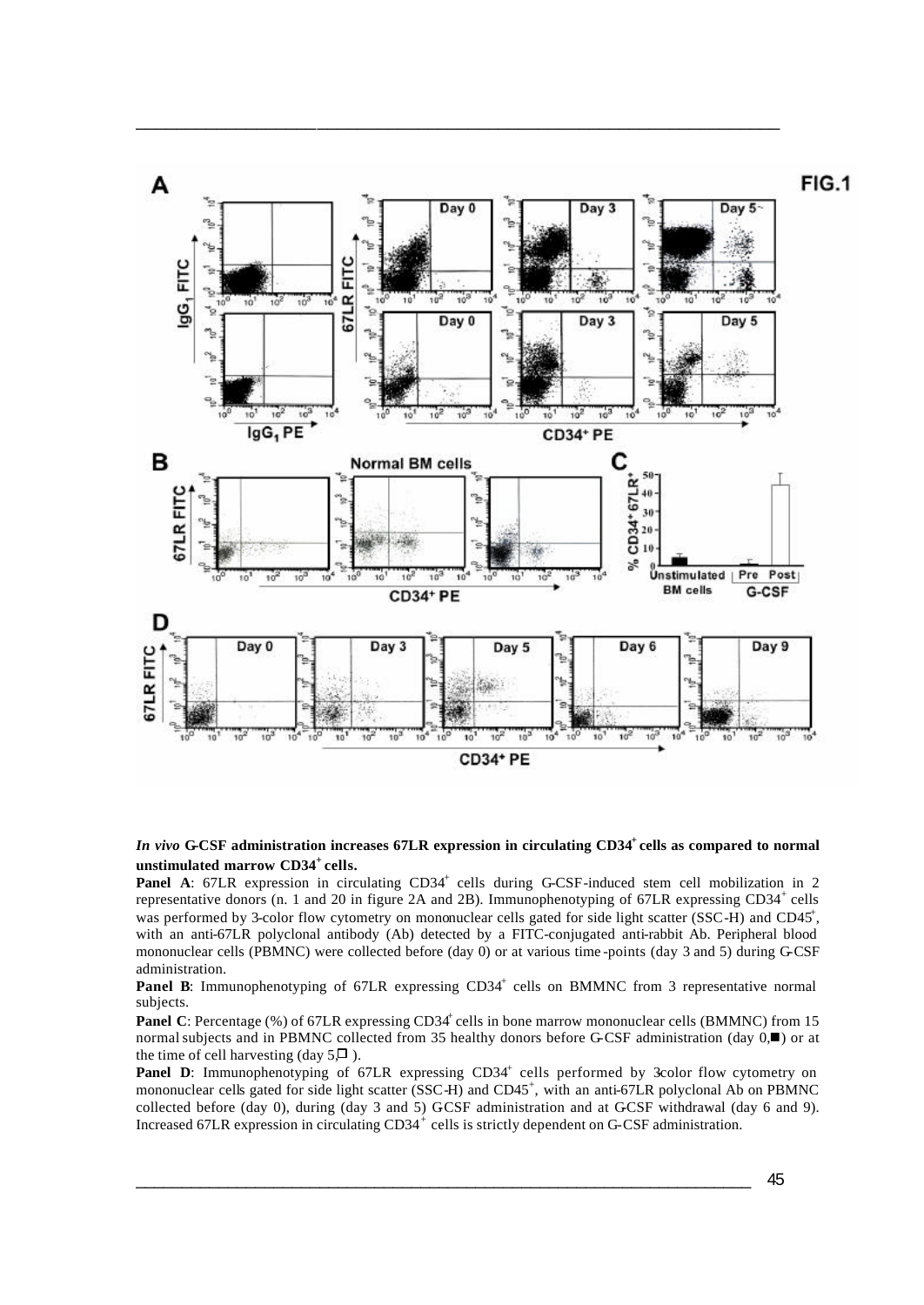FIG.1

***In vivo* G-CSF administration increases 67LR expression in circulating CD34⁺ cells as compared to normal unstimulated marrow CD34⁺ cells.**

**Panel A**: 67LR expression in circulating CD34⁺ cells during G-CSF-induced stem cell mobilization in 2 representative donors (n. 1 and 20 in figure 2A and 2B). Immunophenotyping of 67LR expressing CD34⁺ cells was performed by 3-color flow cytometry on mononuclear cells gated for side light scatter (SSC-H) and CD45⁺, with an anti-67LR polyclonal antibody (Ab) detected by a FITC-conjugated anti-rabbit Ab. Peripheral blood mononuclear cells (PBMNC) were collected before (day 0) or at various time-points (day 3 and 5) during G-CSF administration.

**Panel B**: Immunophenotyping of 67LR expressing CD34⁺ cells on BMMNC from 3 representative normal subjects.

**Panel C**: Percentage (%) of 67LR expressing CD34⁺ cells in bone marrow mononuclear cells (BMMNC) from 15 normal subjects and in PBMNC collected from 35 healthy donors before G-CSF administration (day 0,■) or at the time of cell harvesting (day 5,□).

**Panel D**: Immunophenotyping of 67LR expressing CD34⁺ cells performed by 3-color flow cytometry on mononuclear cells gated for side light scatter (SSC-H) and CD45⁺, with an anti-67LR polyclonal Ab on PBMNC collected before (day 0), during (day 3 and 5) G-CSF administration and at G-CSF withdrawal (day 6 and 9). Increased 67LR expression in circulating CD34⁺ cells is strictly dependent on G-CSF administration.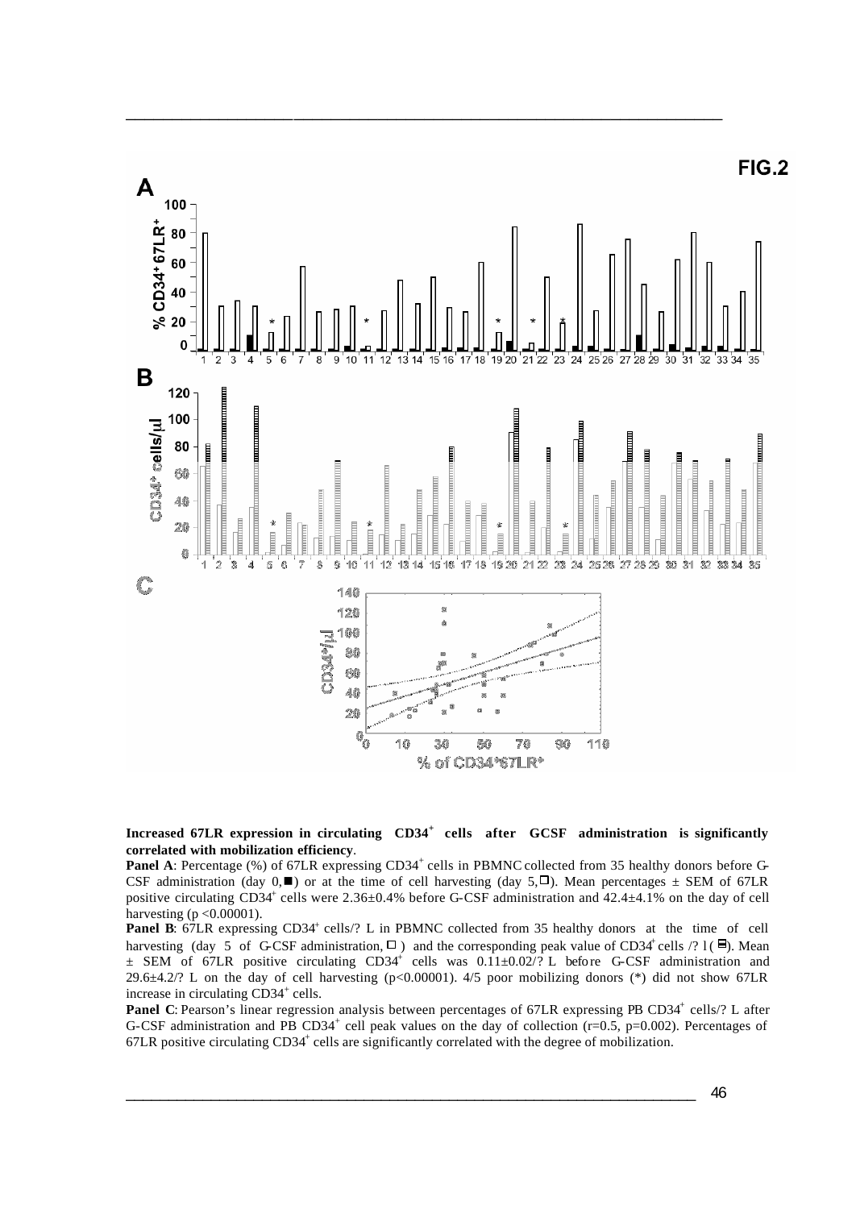FIG.2

**Increased 67LR expression in circulating $CD34^+$ cells after GCSF administration is significantly correlated with mobilization efficiency**.

**Panel A**: Percentage (%) of 67LR expressing $CD34^+$ cells in PBMNC collected from 35 healthy donors before G-CSF administration (day 0,■) or at the time of cell harvesting (day 5,□). Mean percentages ± SEM of 67LR positive circulating $CD34^+$ cells were 2.36±0.4% before G-CSF administration and 42.4±4.1% on the day of cell harvesting ($p < 0.00001$).

**Panel B**: 67LR expressing $CD34^+$ cells/? L in PBMNC collected from 35 healthy donors at the time of cell harvesting (day 5 of G-CSF administration, □) and the corresponding peak value of $CD34^+$ cells /? l (▤). Mean ± SEM of 67LR positive circulating $CD34^+$ cells was 0.11±0.02/? L before G-CSF administration and 29.6±4.2/? L on the day of cell harvesting ($p<0.00001$). 4/5 poor mobilizing donors (*) did not show 67LR increase in circulating $CD34^+$ cells.

**Panel C**: Pearson's linear regression analysis between percentages of 67LR expressing PB $CD34^+$ cells/? L after G-CSF administration and PB $CD34^+$ cell peak values on the day of collection ($r=0.5$, $p=0.002$). Percentages of 67LR positive circulating $CD34^+$ cells are significantly correlated with the degree of mobilization.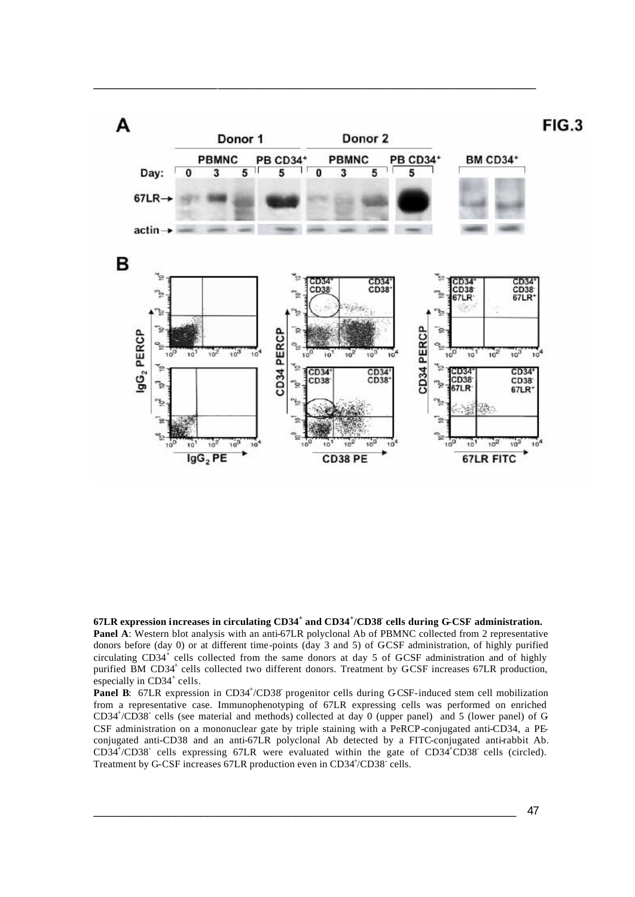**67LR expression increases in circulating CD34$^+$ and CD34$^+$/CD38$^-$ cells during G-CSF administration.**

**Panel A**: Western blot analysis with an anti-67LR polyclonal Ab of PBMNC collected from 2 representative donors before (day 0) or at different time-points (day 3 and 5) of GCSF administration, of highly purified circulating CD34$^+$ cells collected from the same donors at day 5 of GCSF administration and of highly purified BM CD34$^+$ cells collected two different donors. Treatment by GCSF increases 67LR production, especially in CD34$^+$ cells.

**Panel B**: 67LR expression in CD34$^+$/CD38$^-$ progenitor cells during G-CSF-induced stem cell mobilization from a representative case. Immunophenotyping of 67LR expressing cells was performed on enriched CD34$^+$/CD38$^-$ cells (see material and methods) collected at day 0 (upper panel) and 5 (lower panel) of G-CSF administration on a mononuclear gate by triple staining with a PeRCP-conjugated anti-CD34, a PE-conjugated anti-CD38 and an anti-67LR polyclonal Ab detected by a FITC-conjugated anti-rabbit Ab. CD34$^+$/CD38$^-$ cells expressing 67LR were evaluated within the gate of CD34$^+$CD38$^-$ cells (circled). Treatment by G-CSF increases 67LR production even in CD34$^+$/CD38$^-$ cells.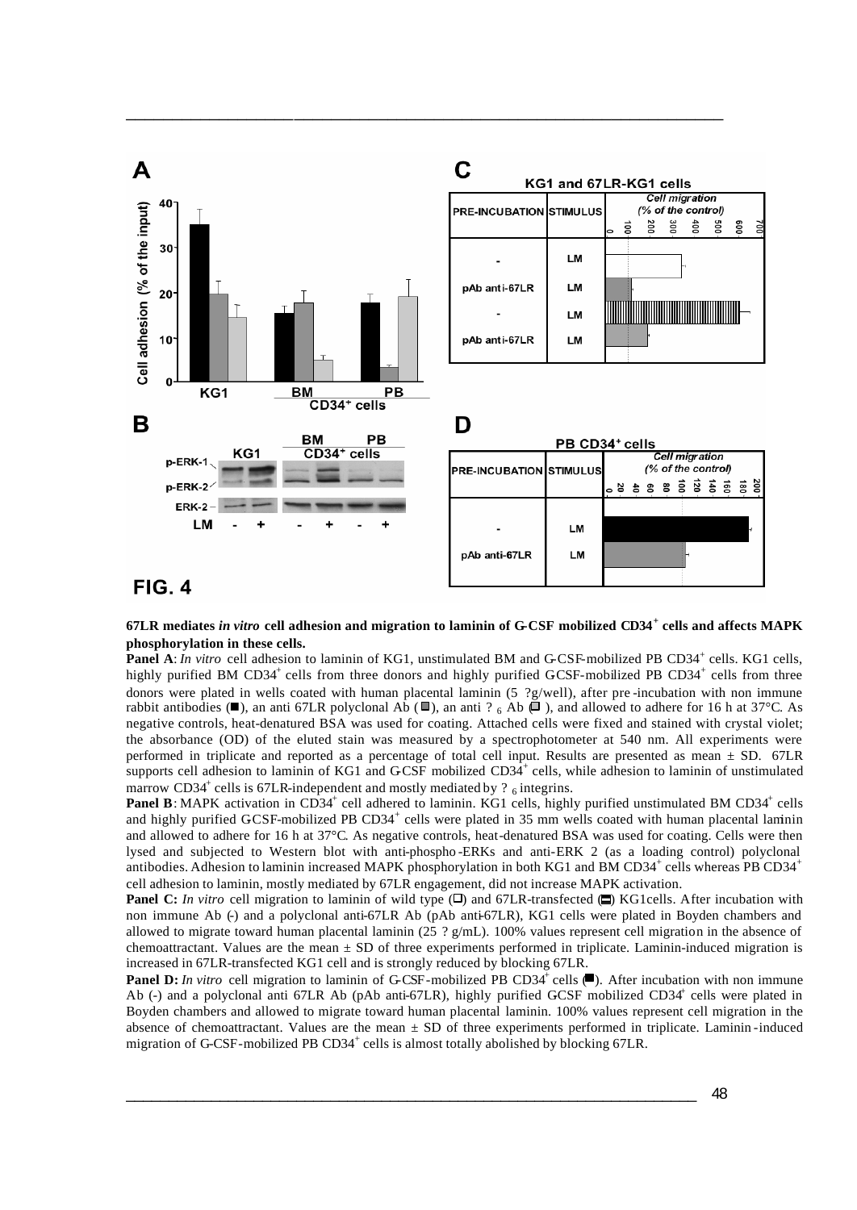FIG. 4

**67LR mediates *in vitro* cell adhesion and migration to laminin of G-CSF mobilized CD34[+] cells and affects MAPK phosphorylation in these cells.**

**Panel A**: *In vitro* cell adhesion to laminin of KG1, unstimulated BM and G-CSF-mobilized PB CD34[+] cells. KG1 cells, highly purified BM CD34[+] cells from three donors and highly purified GCSF-mobilized PB CD34[+] cells from three donors were plated in wells coated with human placental laminin (5 ?g/well), after pre-incubation with non immune rabbit antibodies (■), an anti 67LR polyclonal Ab (■), an anti ? $_6$ Ab (□), and allowed to adhere for 16 h at 37°C. As negative controls, heat-denatured BSA was used for coating. Attached cells were fixed and stained with crystal violet; the absorbance (OD) of the eluted stain was measured by a spectrophotometer at 540 nm. All experiments were performed in triplicate and reported as a percentage of total cell input. Results are presented as mean ± SD. 67LR supports cell adhesion to laminin of KG1 and G-CSF mobilized CD34[+] cells, while adhesion to laminin of unstimulated marrow CD34[+] cells is 67LR-independent and mostly mediated by ? $_6$ integrins.

**Panel B**: MAPK activation in CD34[+] cell adhered to laminin. KG1 cells, highly purified unstimulated BM CD34[+] cells and highly purified GCSF-mobilized PB CD34[+] cells were plated in 35 mm wells coated with human placental laminin and allowed to adhere for 16 h at 37°C. As negative controls, heat-denatured BSA was used for coating. Cells were then lysed and subjected to Western blot with anti-phospho-ERKs and anti-ERK 2 (as a loading control) polyclonal antibodies. Adhesion to laminin increased MAPK phosphorylation in both KG1 and BM CD34[+] cells whereas PB CD34[+] cell adhesion to laminin, mostly mediated by 67LR engagement, did not increase MAPK activation.

**Panel C:** *In vitro* cell migration to laminin of wild type (□) and 67LR-transfected (▤) KG1cells. After incubation with non immune Ab (-) and a polyclonal anti-67LR Ab (pAb anti-67LR), KG1 cells were plated in Boyden chambers and allowed to migrate toward human placental laminin (25 ? g/mL). 100% values represent cell migration in the absence of chemoattractant. Values are the mean ± SD of three experiments performed in triplicate. Laminin-induced migration is increased in 67LR-transfected KG1 cell and is strongly reduced by blocking 67LR.

**Panel D:** *In vitro* cell migration to laminin of G-CSF-mobilized PB CD34[+] cells (■). After incubation with non immune Ab (-) and a polyclonal anti 67LR Ab (pAb anti-67LR), highly purified GCSF mobilized CD34[+] cells were plated in Boyden chambers and allowed to migrate toward human placental laminin. 100% values represent cell migration in the absence of chemoattractant. Values are the mean ± SD of three experiments performed in triplicate. Laminin-induced migration of G-CSF-mobilized PB CD34[+] cells is almost totally abolished by blocking 67LR.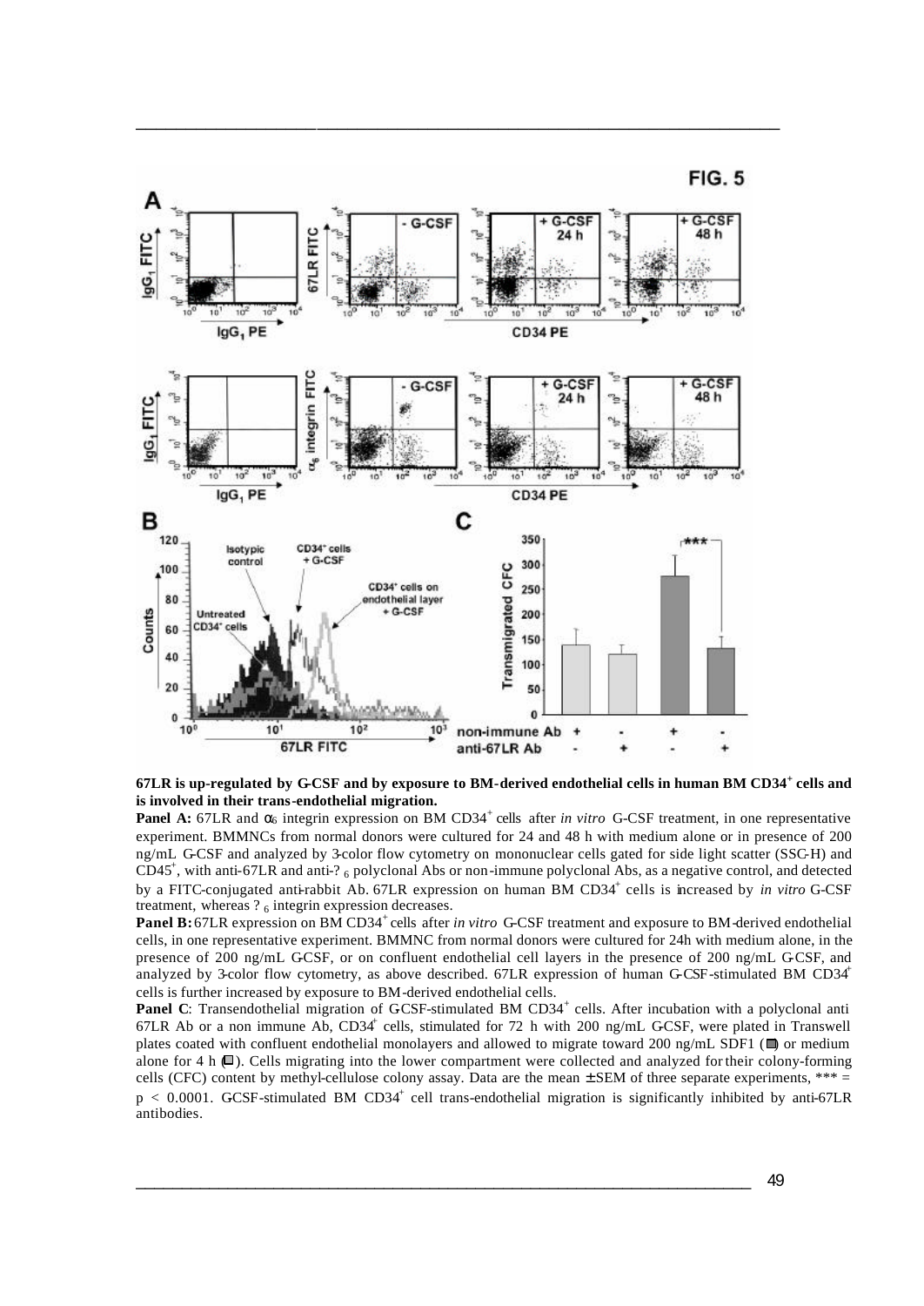FIG. 5

**67LR is up-regulated by G-CSF and by exposure to BM-derived endothelial cells in human BM CD34[+] cells and is involved in their trans-endothelial migration.**

**Panel A:** 67LR and $\alpha_6$ integrin expression on BM CD34[+] cells after *in vitro* G-CSF treatment, in one representative experiment. BMMNCs from normal donors were cultured for 24 and 48 h with medium alone or in presence of 200 ng/mL G-CSF and analyzed by 3-color flow cytometry on mononuclear cells gated for side light scatter (SSC-H) and CD45[+], with anti-67LR and anti-? $_6$ polyclonal Abs or non-immune polyclonal Abs, as a negative control, and detected by a FITC-conjugated anti-rabbit Ab. 67LR expression on human BM CD34[+] cells is increased by *in vitro* G-CSF treatment, whereas ? $_6$ integrin expression decreases.

**Panel B:** 67LR expression on BM CD34[+] cells after *in vitro* G-CSF treatment and exposure to BM-derived endothelial cells, in one representative experiment. BMMNC from normal donors were cultured for 24h with medium alone, in the presence of 200 ng/mL G-CSF, or on confluent endothelial cell layers in the presence of 200 ng/mL G-CSF, and analyzed by 3-color flow cytometry, as above described. 67LR expression of human G-CSF-stimulated BM CD34[+] cells is further increased by exposure to BM-derived endothelial cells.

**Panel C**: Transendothelial migration of G-CSF-stimulated BM CD34[+] cells. After incubation with a polyclonal anti 67LR Ab or a non immune Ab, CD34[+] cells, stimulated for 72 h with 200 ng/mL G-CSF, were plated in Transwell plates coated with confluent endothelial monolayers and allowed to migrate toward 200 ng/mL SDF1 (■) or medium alone for 4 h (□). Cells migrating into the lower compartment were collected and analyzed for their colony-forming cells (CFC) content by methyl-cellulose colony assay. Data are the mean ± SEM of three separate experiments, *** = $p < 0.0001$. G-CSF-stimulated BM CD34[+] cell trans-endothelial migration is significantly inhibited by anti-67LR antibodies.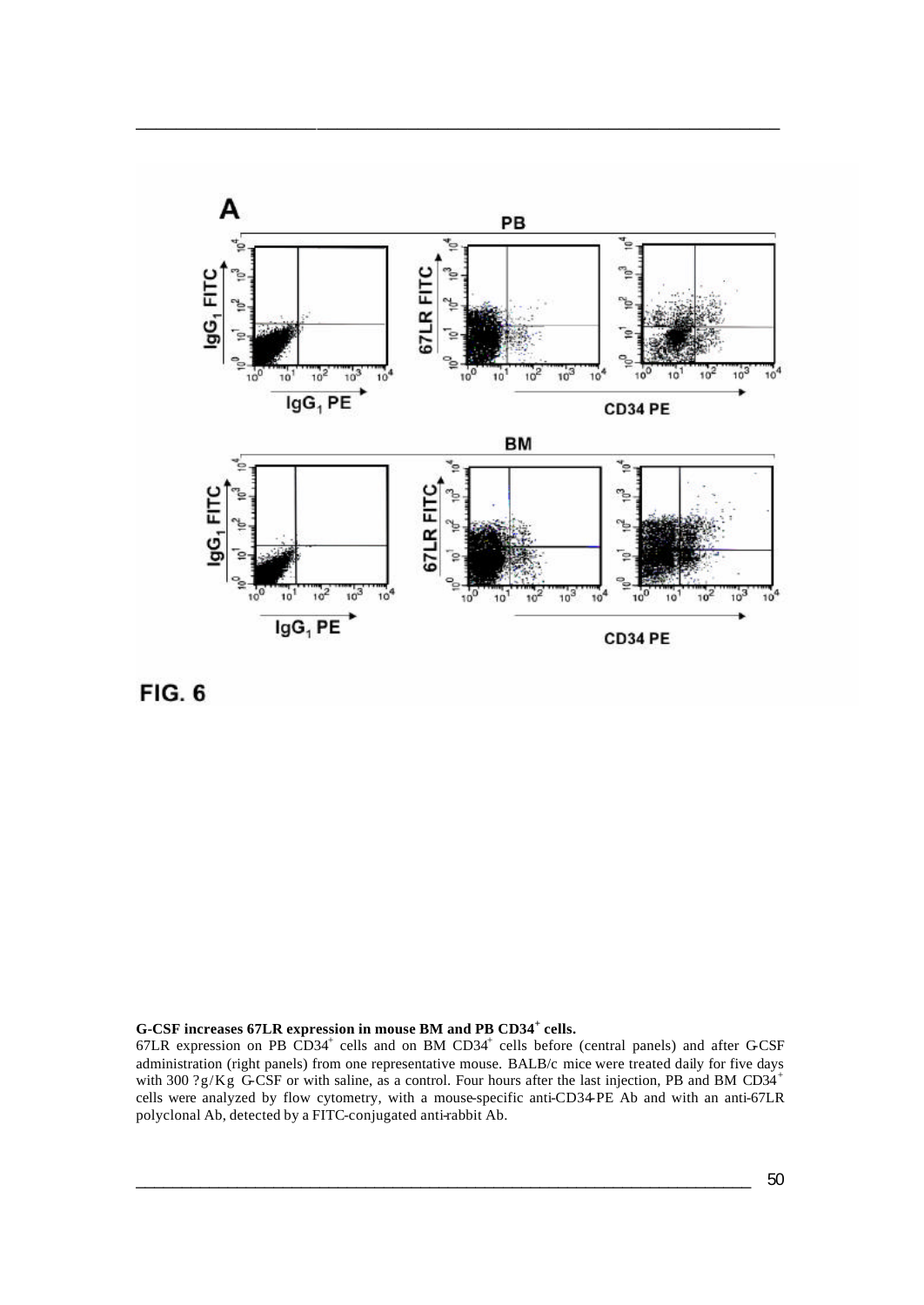**G-CSF increases 67LR expression in mouse BM and PB CD34$^+$ cells.**

67LR expression on PB CD34$^+$ cells and on BM CD34$^+$ cells before (central panels) and after G-CSF administration (right panels) from one representative mouse. BALB/c mice were treated daily for five days with 300 ?g/Kg G-CSF or with saline, as a control. Four hours after the last injection, PB and BM CD34$^+$ cells were analyzed by flow cytometry, with a mouse-specific anti-CD34-PE Ab and with an anti-67LR polyclonal Ab, detected by a FITC-conjugated anti-rabbit Ab.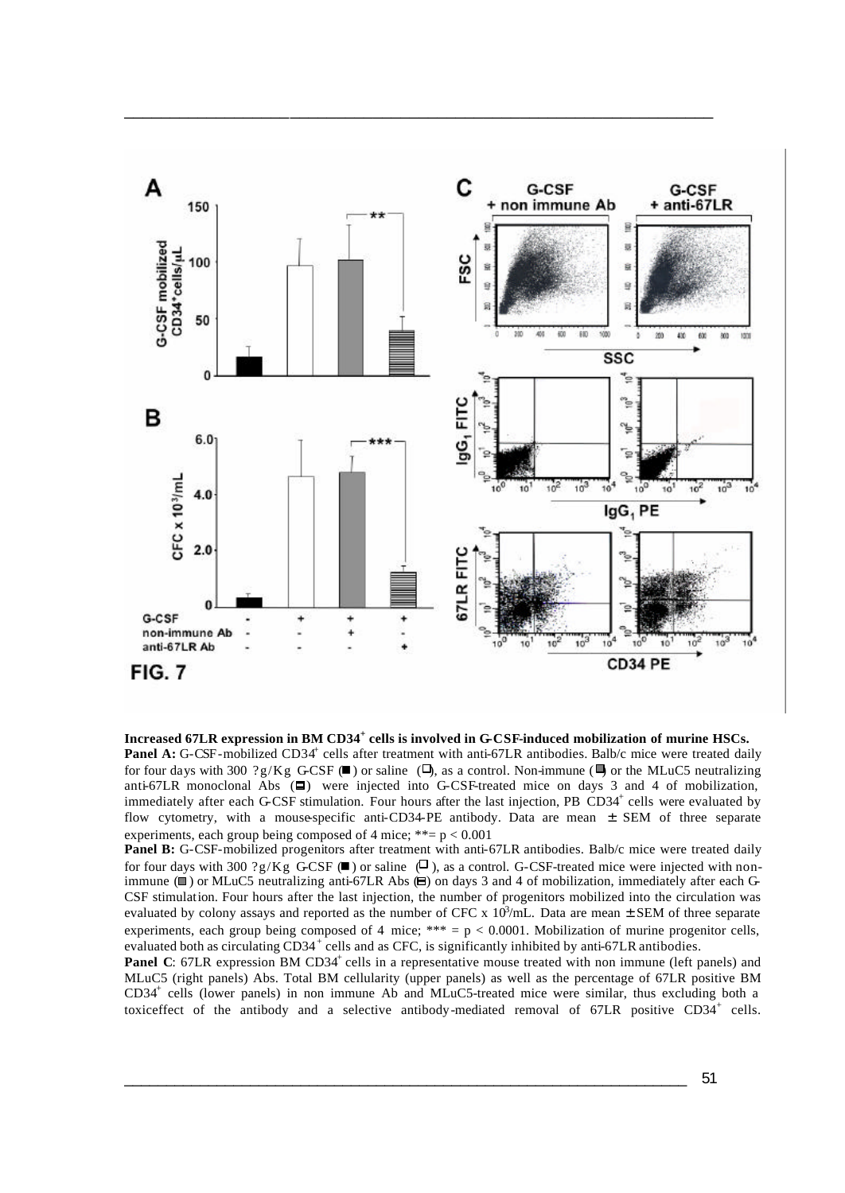**Increased 67LR expression in BM CD34$^+$ cells is involved in G-CSF-induced mobilization of murine HSCs.**

**Panel A:** G-CSF-mobilized CD34$^+$ cells after treatment with anti-67LR antibodies. Balb/c mice were treated daily for four days with 300 ?g/Kg G-CSF (■) or saline (□), as a control. Non-immune (■) or the MLuC5 neutralizing anti-67LR monoclonal Abs (▤) were injected into G-CSF-treated mice on days 3 and 4 of mobilization, immediately after each G-CSF stimulation. Four hours after the last injection, PB CD34$^+$ cells were evaluated by flow cytometry, with a mouse-specific anti-CD34-PE antibody. Data are mean ± SEM of three separate experiments, each group being composed of 4 mice; ** = $p < 0.001$

**Panel B:** G-CSF-mobilized progenitors after treatment with anti-67LR antibodies. Balb/c mice were treated daily for four days with 300 ?g/Kg G-CSF (■) or saline (□), as a control. G-CSF-treated mice were injected with non-immune (■) or MLuC5 neutralizing anti-67LR Abs (▤) on days 3 and 4 of mobilization, immediately after each G-CSF stimulation. Four hours after the last injection, the number of progenitors mobilized into the circulation was evaluated by colony assays and reported as the number of CFC x $10^3$/mL. Data are mean ± SEM of three separate experiments, each group being composed of 4 mice; *** = $p < 0.0001$. Mobilization of murine progenitor cells, evaluated both as circulating CD34$^+$ cells and as CFC, is significantly inhibited by anti-67LR antibodies.

**Panel C**: 67LR expression BM CD34$^+$ cells in a representative mouse treated with non immune (left panels) and MLuC5 (right panels) Abs. Total BM cellularity (upper panels) as well as the percentage of 67LR positive BM CD34$^+$ cells (lower panels) in non immune Ab and MLuC5-treated mice were similar, thus excluding both a toxiceffect of the antibody and a selective antibody-mediated removal of 67LR positive CD34$^+$ cells.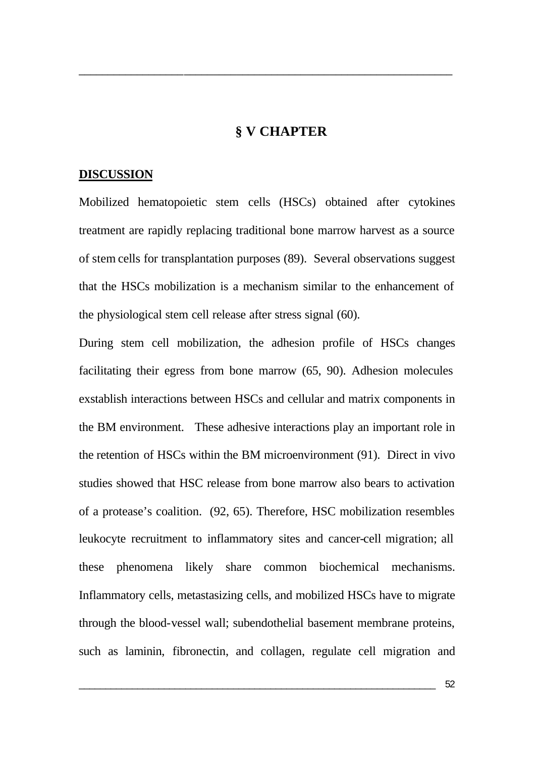# § V CHAPTER

## DISCUSSION

Mobilized hematopoietic stem cells (HSCs) obtained after cytokines treatment are rapidly replacing traditional bone marrow harvest as a source of stem cells for transplantation purposes (89). Several observations suggest that the HSCs mobilization is a mechanism similar to the enhancement of the physiological stem cell release after stress signal (60).

During stem cell mobilization, the adhesion profile of HSCs changes facilitating their egress from bone marrow (65, 90). Adhesion molecules exstablish interactions between HSCs and cellular and matrix components in the BM environment. These adhesive interactions play an important role in the retention of HSCs within the BM microenvironment (91). Direct in vivo studies showed that HSC release from bone marrow also bears to activation of a protease's coalition. (92, 65). Therefore, HSC mobilization resembles leukocyte recruitment to inflammatory sites and cancer-cell migration; all these phenomena likely share common biochemical mechanisms. Inflammatory cells, metastasizing cells, and mobilized HSCs have to migrate through the blood-vessel wall; subendothelial basement membrane proteins, such as laminin, fibronectin, and collagen, regulate cell migration and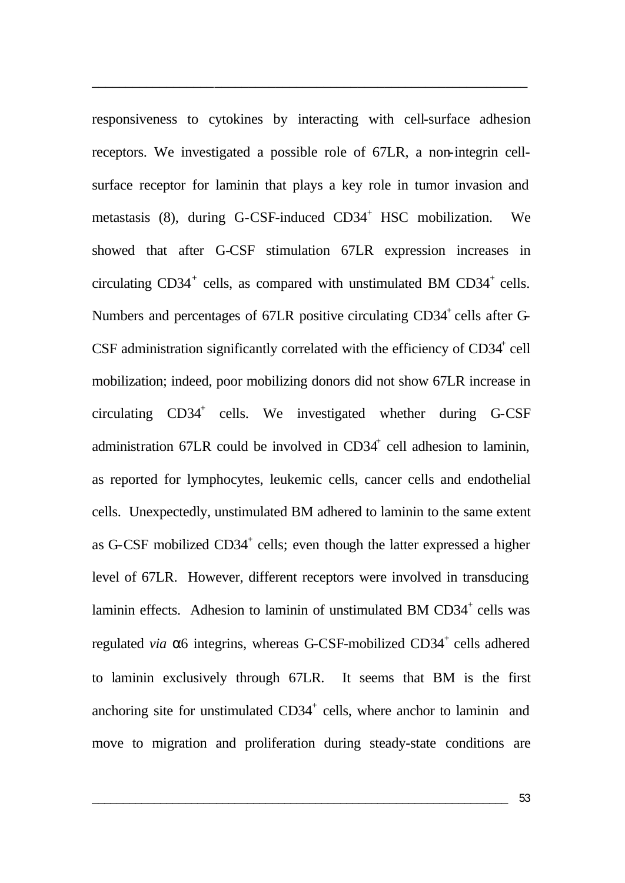responsiveness to cytokines by interacting with cell-surface adhesion receptors. We investigated a possible role of 67LR, a non-integrin cell-surface receptor for laminin that plays a key role in tumor invasion and metastasis (8), during G-CSF-induced $CD34^+$ HSC mobilization. We showed that after G-CSF stimulation 67LR expression increases in circulating $CD34^+$ cells, as compared with unstimulated BM $CD34^+$ cells. Numbers and percentages of 67LR positive circulating $CD34^+$ cells after G-CSF administration significantly correlated with the efficiency of $CD34^+$ cell mobilization; indeed, poor mobilizing donors did not show 67LR increase in circulating $CD34^+$ cells. We investigated whether during G-CSF administration 67LR could be involved in $CD34^+$ cell adhesion to laminin, as reported for lymphocytes, leukemic cells, cancer cells and endothelial cells. Unexpectedly, unstimulated BM adhered to laminin to the same extent as G-CSF mobilized $CD34^+$ cells; even though the latter expressed a higher level of 67LR. However, different receptors were involved in transducing laminin effects. Adhesion to laminin of unstimulated BM $CD34^+$ cells was regulated *via* $\alpha$6 integrins, whereas G-CSF-mobilized $CD34^+$ cells adhered to laminin exclusively through 67LR. It seems that BM is the first anchoring site for unstimulated $CD34^+$ cells, where anchor to laminin and move to migration and proliferation during steady-state conditions are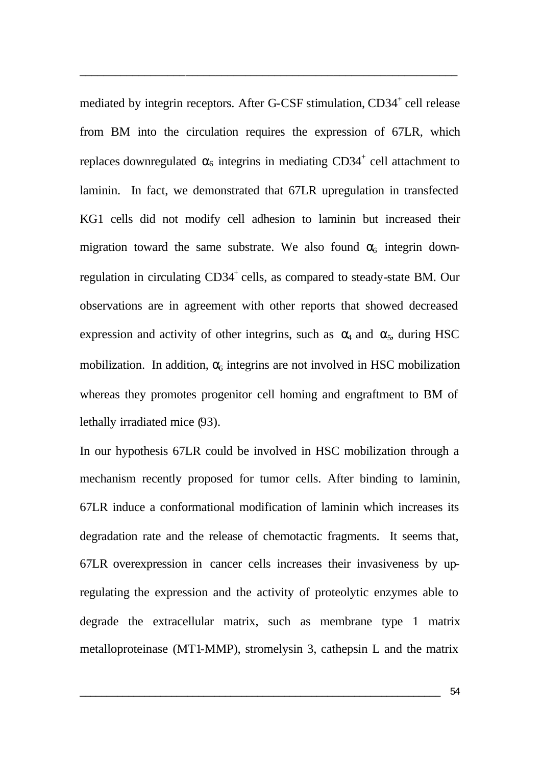mediated by integrin receptors. After G-CSF stimulation, $CD34^+$ cell release from BM into the circulation requires the expression of 67LR, which replaces downregulated $\alpha_6$ integrins in mediating $CD34^+$ cell attachment to laminin. In fact, we demonstrated that 67LR upregulation in transfected KG1 cells did not modify cell adhesion to laminin but increased their migration toward the same substrate. We also found $\alpha_6$ integrin down-regulation in circulating $CD34^+$ cells, as compared to steady-state BM. Our observations are in agreement with other reports that showed decreased expression and activity of other integrins, such as $\alpha_4$ and $\alpha_5$, during HSC mobilization. In addition, $\alpha_6$ integrins are not involved in HSC mobilization whereas they promotes progenitor cell homing and engraftment to BM of lethally irradiated mice (93).

In our hypothesis 67LR could be involved in HSC mobilization through a mechanism recently proposed for tumor cells. After binding to laminin, 67LR induce a conformational modification of laminin which increases its degradation rate and the release of chemotactic fragments. It seems that, 67LR overexpression in cancer cells increases their invasiveness by up-regulating the expression and the activity of proteolytic enzymes able to degrade the extracellular matrix, such as membrane type 1 matrix metalloproteinase (MT1-MMP), stromelysin 3, cathepsin L and the matrix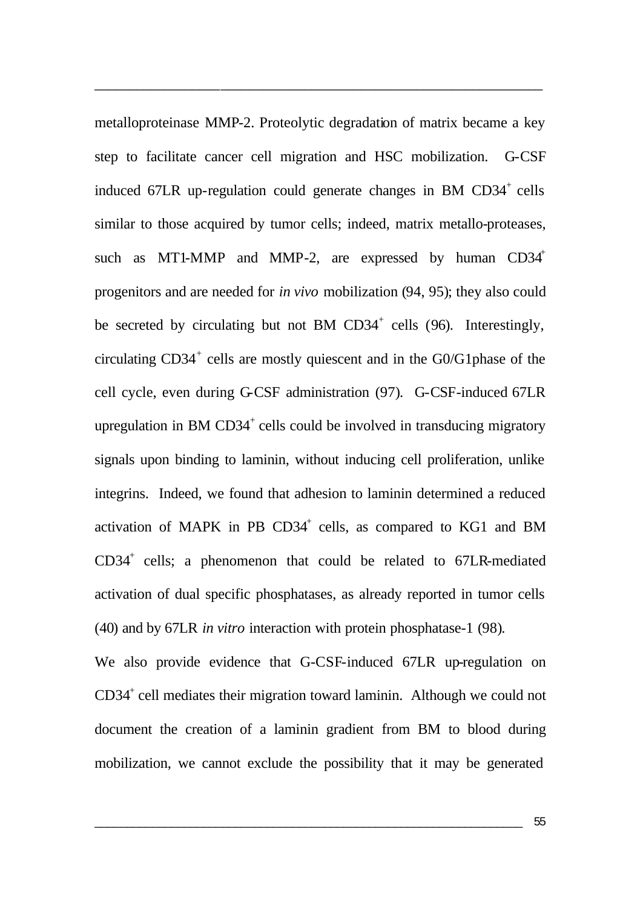metalloproteinase MMP-2. Proteolytic degradation of matrix became a key step to facilitate cancer cell migration and HSC mobilization. G-CSF induced 67LR up-regulation could generate changes in BM $CD34^+$ cells similar to those acquired by tumor cells; indeed, matrix metallo-proteases, such as MT1-MMP and MMP-2, are expressed by human $CD34^+$ progenitors and are needed for *in vivo* mobilization (94, 95); they also could be secreted by circulating but not BM $CD34^+$ cells (96). Interestingly, circulating $CD34^+$ cells are mostly quiescent and in the G0/G1phase of the cell cycle, even during G-CSF administration (97). G-CSF-induced 67LR upregulation in BM $CD34^+$ cells could be involved in transducing migratory signals upon binding to laminin, without inducing cell proliferation, unlike integrins. Indeed, we found that adhesion to laminin determined a reduced activation of MAPK in PB $CD34^+$ cells, as compared to KG1 and BM $CD34^+$ cells; a phenomenon that could be related to 67LR-mediated activation of dual specific phosphatases, as already reported in tumor cells (40) and by 67LR *in vitro* interaction with protein phosphatase-1 (98).

We also provide evidence that G-CSF-induced 67LR up-regulation on $CD34^+$ cell mediates their migration toward laminin. Although we could not document the creation of a laminin gradient from BM to blood during mobilization, we cannot exclude the possibility that it may be generated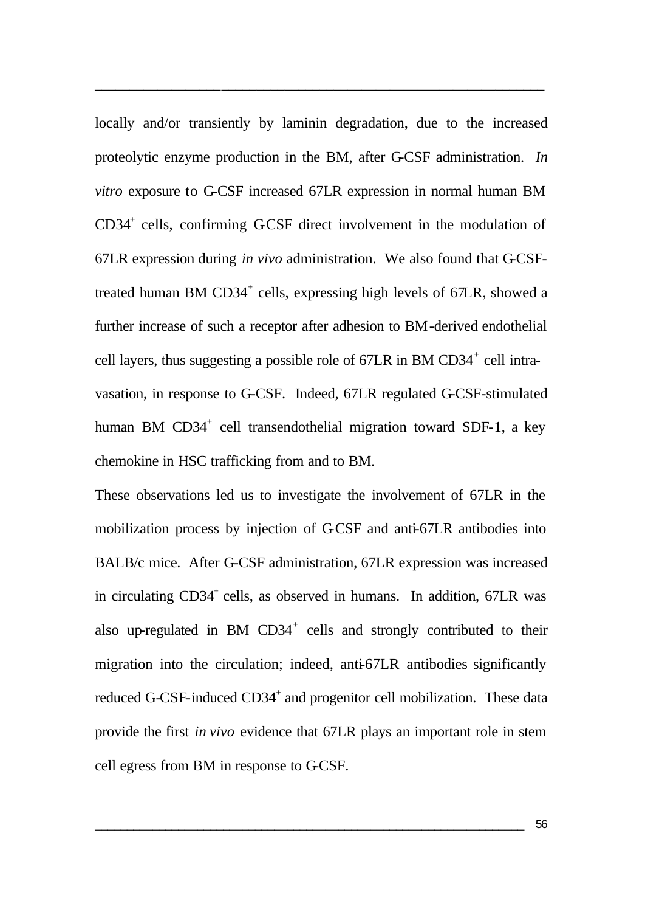locally and/or transiently by laminin degradation, due to the increased proteolytic enzyme production in the BM, after G-CSF administration. *In vitro* exposure to G-CSF increased 67LR expression in normal human BM $CD34^+$ cells, confirming G-CSF direct involvement in the modulation of 67LR expression during *in vivo* administration. We also found that G-CSF-treated human BM $CD34^+$ cells, expressing high levels of 67LR, showed a further increase of such a receptor after adhesion to BM-derived endothelial cell layers, thus suggesting a possible role of 67LR in BM $CD34^+$ cell intravasation, in response to G-CSF. Indeed, 67LR regulated G-CSF-stimulated human BM $CD34^+$ cell transendothelial migration toward SDF-1, a key chemokine in HSC trafficking from and to BM.

These observations led us to investigate the involvement of 67LR in the mobilization process by injection of G-CSF and anti-67LR antibodies into BALB/c mice. After G-CSF administration, 67LR expression was increased in circulating $CD34^+$ cells, as observed in humans. In addition, 67LR was also up-regulated in BM $CD34^+$ cells and strongly contributed to their migration into the circulation; indeed, anti-67LR antibodies significantly reduced G-CSF-induced $CD34^+$ and progenitor cell mobilization. These data provide the first *in vivo* evidence that 67LR plays an important role in stem cell egress from BM in response to G-CSF.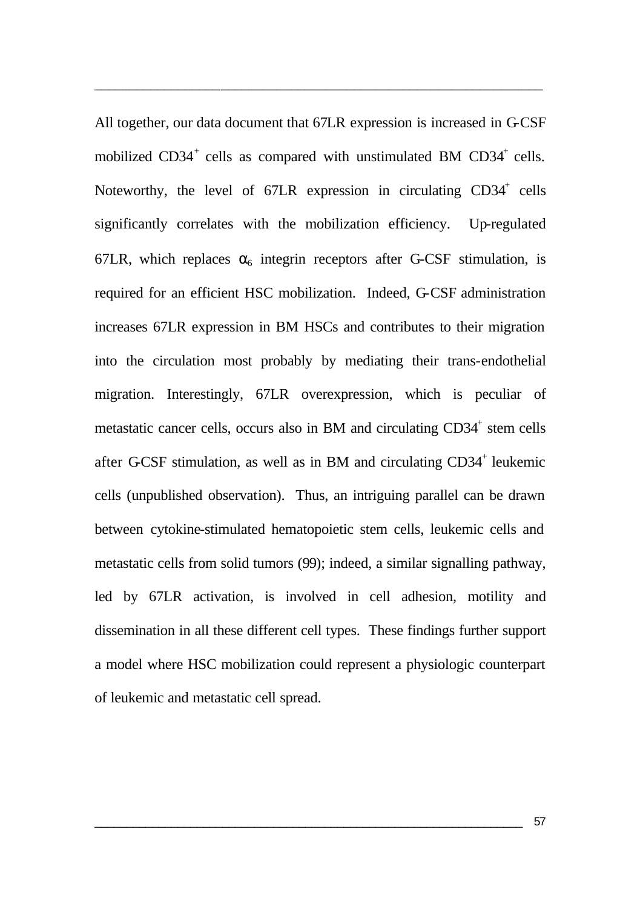All together, our data document that 67LR expression is increased in G-CSF mobilized $CD34^+$ cells as compared with unstimulated BM $CD34^+$ cells. Noteworthy, the level of 67LR expression in circulating $CD34^+$ cells significantly correlates with the mobilization efficiency. Up-regulated 67LR, which replaces $\alpha_6$ integrin receptors after G-CSF stimulation, is required for an efficient HSC mobilization. Indeed, G-CSF administration increases 67LR expression in BM HSCs and contributes to their migration into the circulation most probably by mediating their trans-endothelial migration. Interestingly, 67LR overexpression, which is peculiar of metastatic cancer cells, occurs also in BM and circulating $CD34^+$ stem cells after G-CSF stimulation, as well as in BM and circulating $CD34^+$ leukemic cells (unpublished observation). Thus, an intriguing parallel can be drawn between cytokine-stimulated hematopoietic stem cells, leukemic cells and metastatic cells from solid tumors (99); indeed, a similar signalling pathway, led by 67LR activation, is involved in cell adhesion, motility and dissemination in all these different cell types. These findings further support a model where HSC mobilization could represent a physiologic counterpart of leukemic and metastatic cell spread.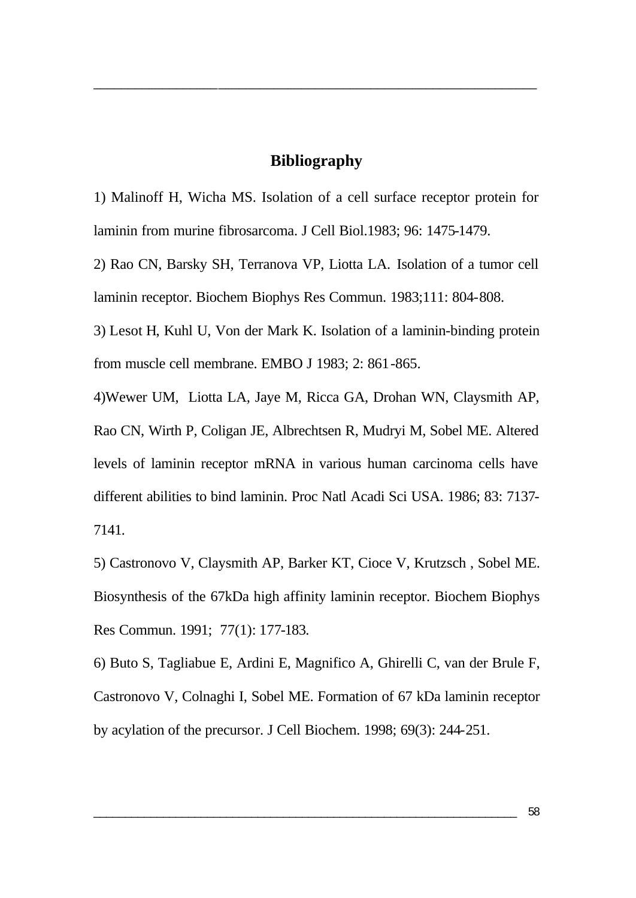## Bibliography

1) Malinoff H, Wicha MS. Isolation of a cell surface receptor protein for laminin from murine fibrosarcoma. J Cell Biol.1983; 96: 1475-1479.

2) Rao CN, Barsky SH, Terranova VP, Liotta LA. Isolation of a tumor cell laminin receptor. Biochem Biophys Res Commun. 1983;111: 804-808.

3) Lesot H, Kuhl U, Von der Mark K. Isolation of a laminin-binding protein from muscle cell membrane. EMBO J 1983; 2: 861-865.

4)Wewer UM, Liotta LA, Jaye M, Ricca GA, Drohan WN, Claysmith AP, Rao CN, Wirth P, Coligan JE, Albrechtsen R, Mudryi M, Sobel ME. Altered levels of laminin receptor mRNA in various human carcinoma cells have different abilities to bind laminin. Proc Natl Acadi Sci USA. 1986; 83: 7137-7141.

5) Castronovo V, Claysmith AP, Barker KT, Cioce V, Krutzsch , Sobel ME. Biosynthesis of the 67kDa high affinity laminin receptor. Biochem Biophys Res Commun. 1991; 77(1): 177-183.

6) Buto S, Tagliabue E, Ardini E, Magnifico A, Ghirelli C, van der Brule F, Castronovo V, Colnaghi I, Sobel ME. Formation of 67 kDa laminin receptor by acylation of the precursor. J Cell Biochem. 1998; 69(3): 244-251.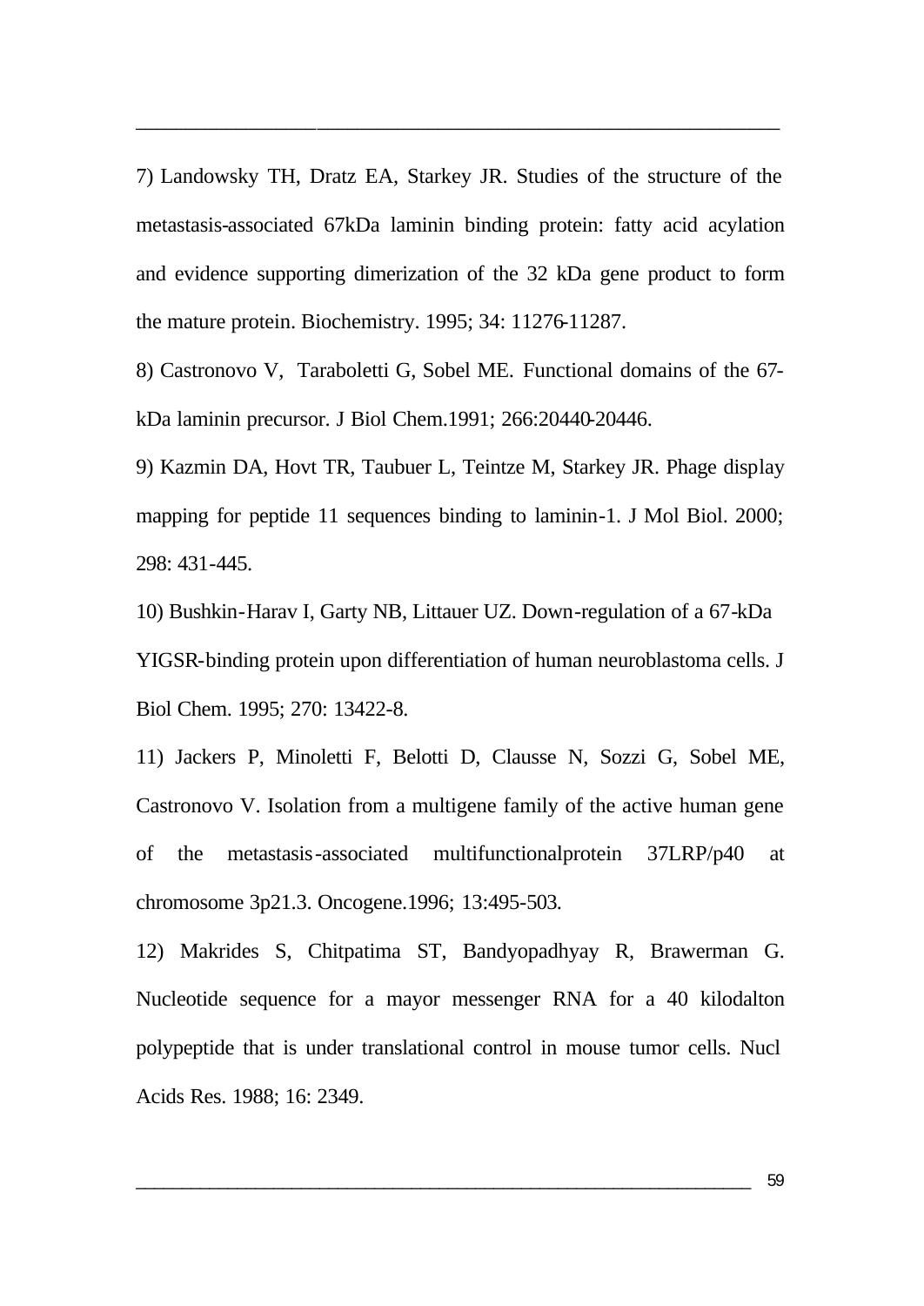7) Landowsky TH, Dratz EA, Starkey JR. Studies of the structure of the metastasis-associated 67kDa laminin binding protein: fatty acid acylation and evidence supporting dimerization of the 32 kDa gene product to form the mature protein. Biochemistry. 1995; 34: 11276-11287.

8) Castronovo V, Taraboletti G, Sobel ME. Functional domains of the 67-kDa laminin precursor. J Biol Chem.1991; 266:20440-20446.

9) Kazmin DA, Hovt TR, Taubuer L, Teintze M, Starkey JR. Phage display mapping for peptide 11 sequences binding to laminin-1. J Mol Biol. 2000; 298: 431-445.

10) Bushkin-Harav I, Garty NB, Littauer UZ. Down-regulation of a 67-kDa YIGSR-binding protein upon differentiation of human neuroblastoma cells. J Biol Chem. 1995; 270: 13422-8.

11) Jackers P, Minoletti F, Belotti D, Clausse N, Sozzi G, Sobel ME, Castronovo V. Isolation from a multigene family of the active human gene of the metastasis-associated multifunctionalprotein 37LRP/p40 at chromosome 3p21.3. Oncogene.1996; 13:495-503.

12) Makrides S, Chitpatima ST, Bandyopadhyay R, Brawerman G. Nucleotide sequence for a mayor messenger RNA for a 40 kilodalton polypeptide that is under translational control in mouse tumor cells. Nucl Acids Res. 1988; 16: 2349.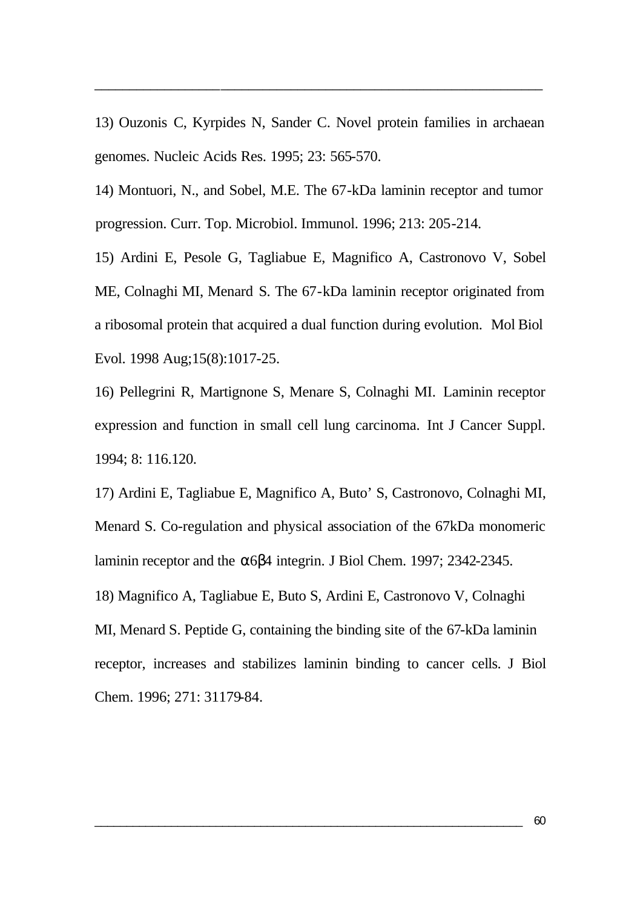13) Ouzonis C, Kyrpides N, Sander C. Novel protein families in archaean genomes. Nucleic Acids Res. 1995; 23: 565-570.

14) Montuori, N., and Sobel, M.E. The 67-kDa laminin receptor and tumor progression. Curr. Top. Microbiol. Immunol. 1996; 213: 205-214.

15) Ardini E, Pesole G, Tagliabue E, Magnifico A, Castronovo V, Sobel ME, Colnaghi MI, Menard S. The 67-kDa laminin receptor originated from a ribosomal protein that acquired a dual function during evolution. Mol Biol Evol. 1998 Aug;15(8):1017-25.

16) Pellegrini R, Martignone S, Menare S, Colnaghi MI. Laminin receptor expression and function in small cell lung carcinoma. Int J Cancer Suppl. 1994; 8: 116.120.

17) Ardini E, Tagliabue E, Magnifico A, Buto' S, Castronovo, Colnaghi MI, Menard S. Co-regulation and physical association of the 67kDa monomeric laminin receptor and the $\alpha 6\beta 4$ integrin. J Biol Chem. 1997; 2342-2345.

18) Magnifico A, Tagliabue E, Buto S, Ardini E, Castronovo V, Colnaghi MI, Menard S. Peptide G, containing the binding site of the 67-kDa laminin receptor, increases and stabilizes laminin binding to cancer cells. J Biol Chem. 1996; 271: 31179-84.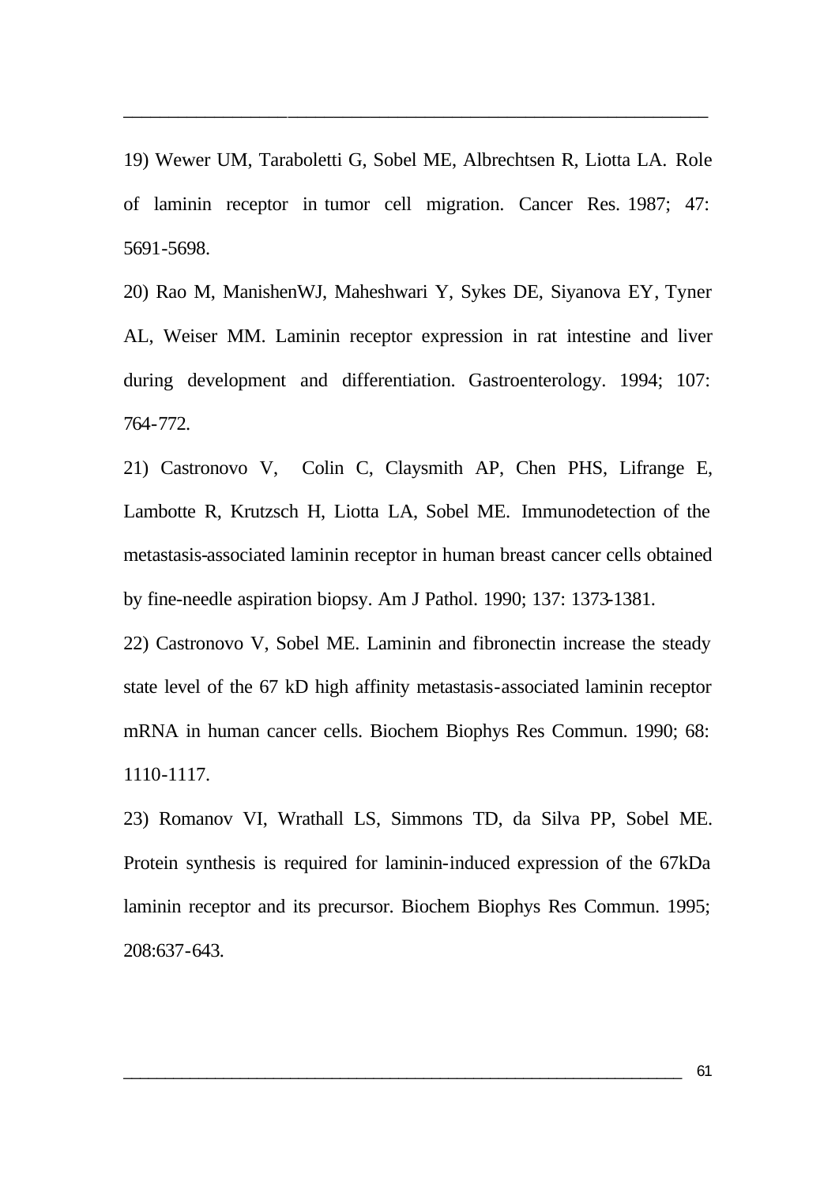19) Wewer UM, Taraboletti G, Sobel ME, Albrechtsen R, Liotta LA. Role of laminin receptor in tumor cell migration. Cancer Res. 1987; 47: 5691-5698.

20) Rao M, ManishenWJ, Maheshwari Y, Sykes DE, Siyanova EY, Tyner AL, Weiser MM. Laminin receptor expression in rat intestine and liver during development and differentiation. Gastroenterology. 1994; 107: 764-772.

21) Castronovo V, Colin C, Claysmith AP, Chen PHS, Lifrange E, Lambotte R, Krutzsch H, Liotta LA, Sobel ME. Immunodetection of the metastasis-associated laminin receptor in human breast cancer cells obtained by fine-needle aspiration biopsy. Am J Pathol. 1990; 137: 1373-1381.

22) Castronovo V, Sobel ME. Laminin and fibronectin increase the steady state level of the 67 kD high affinity metastasis-associated laminin receptor mRNA in human cancer cells. Biochem Biophys Res Commun. 1990; 68: 1110-1117.

23) Romanov VI, Wrathall LS, Simmons TD, da Silva PP, Sobel ME. Protein synthesis is required for laminin-induced expression of the 67kDa laminin receptor and its precursor. Biochem Biophys Res Commun. 1995; 208:637-643.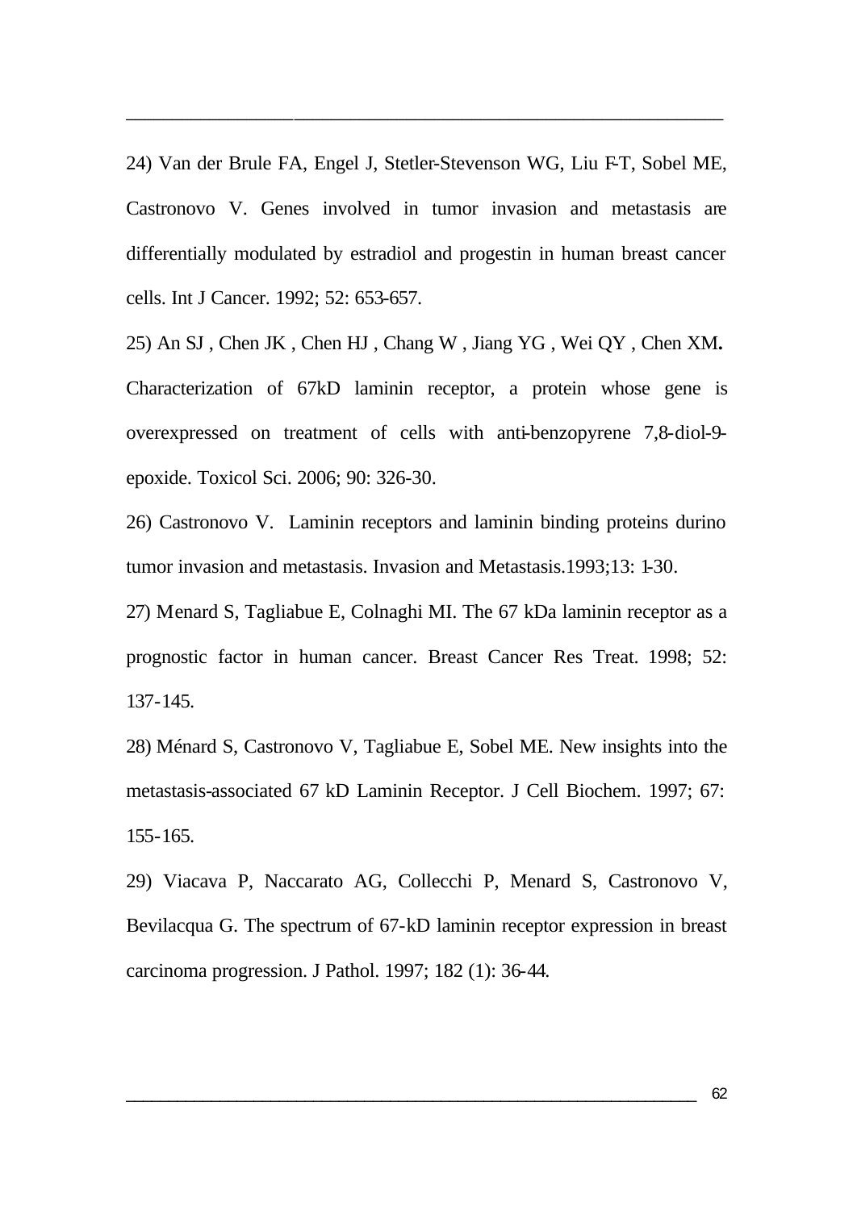24) Van der Brule FA, Engel J, Stetler-Stevenson WG, Liu F-T, Sobel ME, Castronovo V. Genes involved in tumor invasion and metastasis are differentially modulated by estradiol and progestin in human breast cancer cells. Int J Cancer. 1992; 52: 653-657.

25) An SJ , Chen JK , Chen HJ , Chang W , Jiang YG , Wei QY , Chen XM**.** Characterization of 67kD laminin receptor, a protein whose gene is overexpressed on treatment of cells with anti-benzopyrene 7,8-diol-9-epoxide. Toxicol Sci. 2006; 90: 326-30.

26) Castronovo V. Laminin receptors and laminin binding proteins durino tumor invasion and metastasis. Invasion and Metastasis.1993;13: 1-30.

27) Menard S, Tagliabue E, Colnaghi MI. The 67 kDa laminin receptor as a prognostic factor in human cancer. Breast Cancer Res Treat. 1998; 52: 137-145.

28) Ménard S, Castronovo V, Tagliabue E, Sobel ME. New insights into the metastasis-associated 67 kD Laminin Receptor. J Cell Biochem. 1997; 67: 155-165.

29) Viacava P, Naccarato AG, Collecchi P, Menard S, Castronovo V, Bevilacqua G. The spectrum of 67-kD laminin receptor expression in breast carcinoma progression. J Pathol. 1997; 182 (1): 36-44.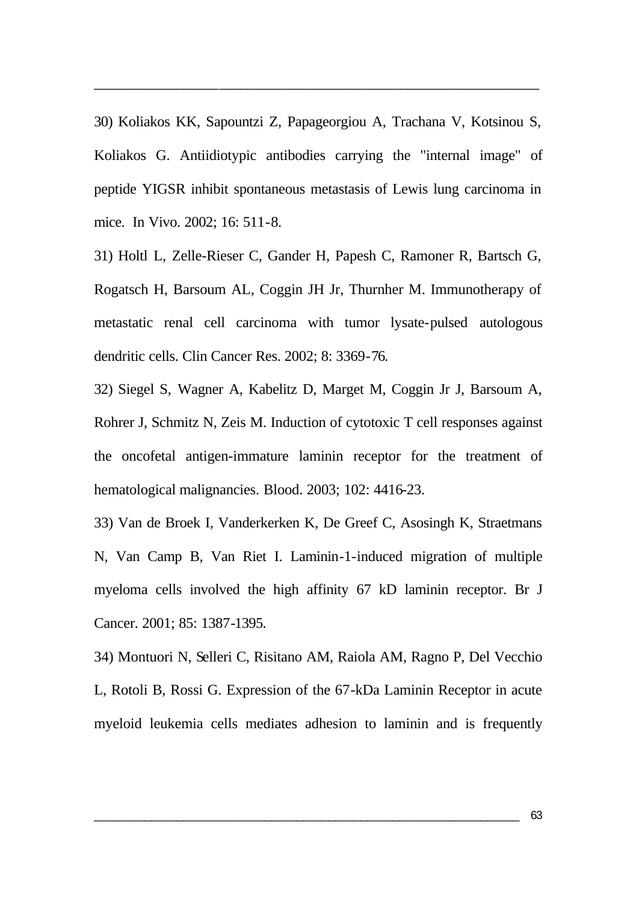30) Koliakos KK, Sapountzi Z, Papageorgiou A, Trachana V, Kotsinou S, Koliakos G. Antiidiotypic antibodies carrying the "internal image" of peptide YIGSR inhibit spontaneous metastasis of Lewis lung carcinoma in mice. In Vivo. 2002; 16: 511-8.

31) Holtl L, Zelle-Rieser C, Gander H, Papesh C, Ramoner R, Bartsch G, Rogatsch H, Barsoum AL, Coggin JH Jr, Thurnher M. Immunotherapy of metastatic renal cell carcinoma with tumor lysate-pulsed autologous dendritic cells. Clin Cancer Res. 2002; 8: 3369-76.

32) Siegel S, Wagner A, Kabelitz D, Marget M, Coggin Jr J, Barsoum A, Rohrer J, Schmitz N, Zeis M. Induction of cytotoxic T cell responses against the oncofetal antigen-immature laminin receptor for the treatment of hematological malignancies. Blood. 2003; 102: 4416-23.

33) Van de Broek I, Vanderkerken K, De Greef C, Asosingh K, Straetmans N, Van Camp B, Van Riet I. Laminin-1-induced migration of multiple myeloma cells involved the high affinity 67 kD laminin receptor. Br J Cancer. 2001; 85: 1387-1395.

34) Montuori N, Selleri C, Risitano AM, Raiola AM, Ragno P, Del Vecchio L, Rotoli B, Rossi G. Expression of the 67-kDa Laminin Receptor in acute myeloid leukemia cells mediates adhesion to laminin and is frequently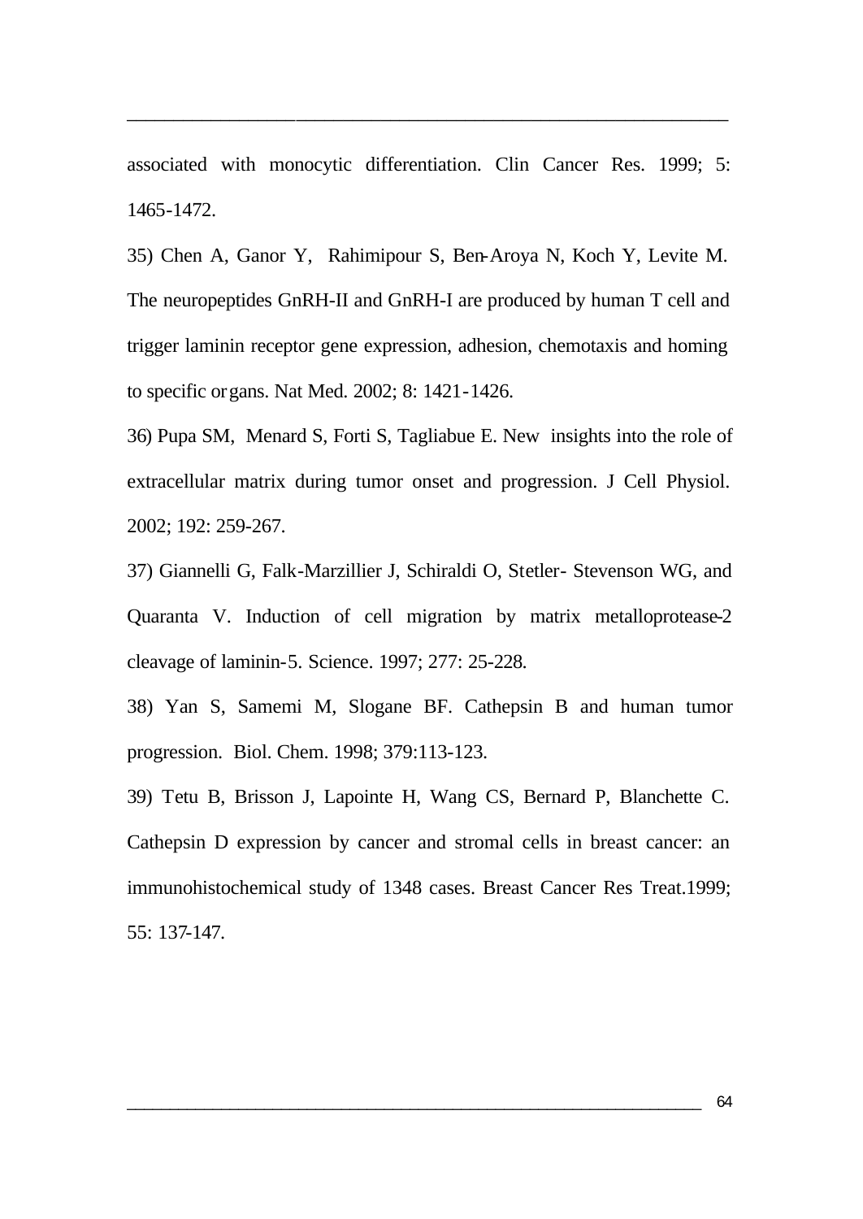associated with monocytic differentiation. Clin Cancer Res. 1999; 5: 1465-1472.

35) Chen A, Ganor Y, Rahimipour S, Ben-Aroya N, Koch Y, Levite M. The neuropeptides GnRH-II and GnRH-I are produced by human T cell and trigger laminin receptor gene expression, adhesion, chemotaxis and homing to specific organs. Nat Med. 2002; 8: 1421-1426.

36) Pupa SM, Menard S, Forti S, Tagliabue E. New insights into the role of extracellular matrix during tumor onset and progression. J Cell Physiol. 2002; 192: 259-267.

37) Giannelli G, Falk-Marzillier J, Schiraldi O, Stetler- Stevenson WG, and Quaranta V. Induction of cell migration by matrix metalloprotease-2 cleavage of laminin-5. Science. 1997; 277: 25-228.

38) Yan S, Samemi M, Slogane BF. Cathepsin B and human tumor progression. Biol. Chem. 1998; 379:113-123.

39) Tetu B, Brisson J, Lapointe H, Wang CS, Bernard P, Blanchette C. Cathepsin D expression by cancer and stromal cells in breast cancer: an immunohistochemical study of 1348 cases. Breast Cancer Res Treat.1999; 55: 137-147.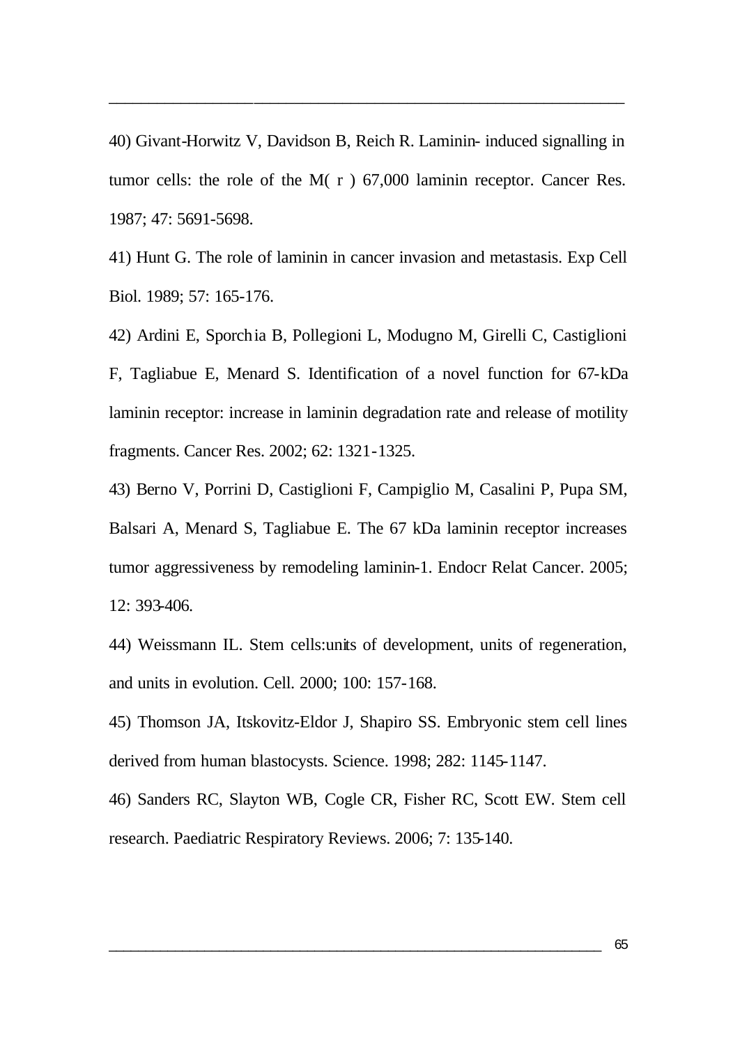40) Givant-Horwitz V, Davidson B, Reich R. Laminin- induced signalling in tumor cells: the role of the M( r ) 67,000 laminin receptor. Cancer Res. 1987; 47: 5691-5698.

41) Hunt G. The role of laminin in cancer invasion and metastasis. Exp Cell Biol. 1989; 57: 165-176.

42) Ardini E, Sporchia B, Pollegioni L, Modugno M, Girelli C, Castiglioni F, Tagliabue E, Menard S. Identification of a novel function for 67-kDa laminin receptor: increase in laminin degradation rate and release of motility fragments. Cancer Res. 2002; 62: 1321-1325.

43) Berno V, Porrini D, Castiglioni F, Campiglio M, Casalini P, Pupa SM, Balsari A, Menard S, Tagliabue E. The 67 kDa laminin receptor increases tumor aggressiveness by remodeling laminin-1. Endocr Relat Cancer. 2005; 12: 393-406.

44) Weissmann IL. Stem cells:units of development, units of regeneration, and units in evolution. Cell. 2000; 100: 157-168.

45) Thomson JA, Itskovitz-Eldor J, Shapiro SS. Embryonic stem cell lines derived from human blastocysts. Science. 1998; 282: 1145-1147.

46) Sanders RC, Slayton WB, Cogle CR, Fisher RC, Scott EW. Stem cell research. Paediatric Respiratory Reviews. 2006; 7: 135-140.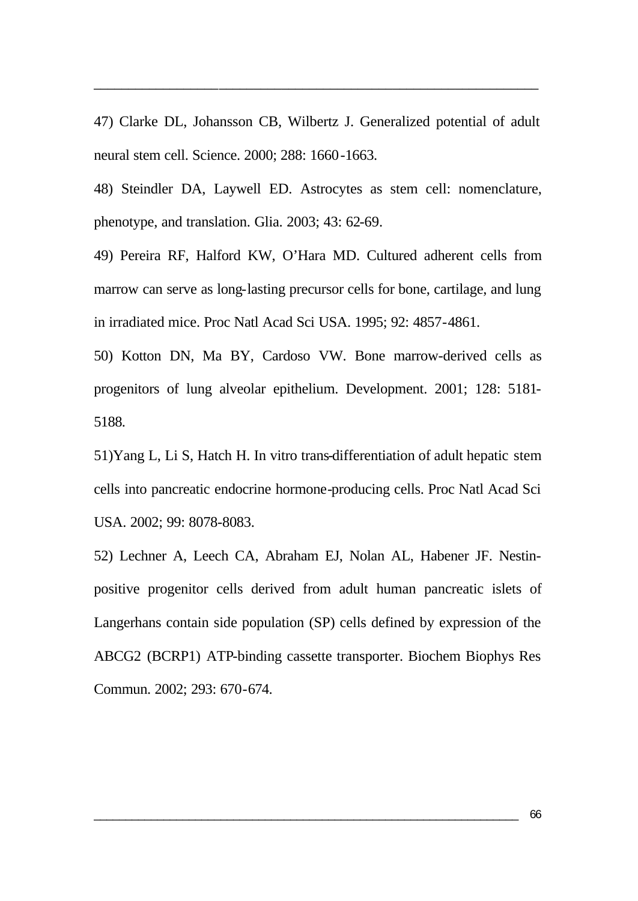47) Clarke DL, Johansson CB, Wilbertz J. Generalized potential of adult neural stem cell. Science. 2000; 288: 1660-1663.

48) Steindler DA, Laywell ED. Astrocytes as stem cell: nomenclature, phenotype, and translation. Glia. 2003; 43: 62-69.

49) Pereira RF, Halford KW, O'Hara MD. Cultured adherent cells from marrow can serve as long-lasting precursor cells for bone, cartilage, and lung in irradiated mice. Proc Natl Acad Sci USA. 1995; 92: 4857-4861.

50) Kotton DN, Ma BY, Cardoso VW. Bone marrow-derived cells as progenitors of lung alveolar epithelium. Development. 2001; 128: 5181-5188.

51)Yang L, Li S, Hatch H. In vitro trans-differentiation of adult hepatic stem cells into pancreatic endocrine hormone-producing cells. Proc Natl Acad Sci USA. 2002; 99: 8078-8083.

52) Lechner A, Leech CA, Abraham EJ, Nolan AL, Habener JF. Nestin-positive progenitor cells derived from adult human pancreatic islets of Langerhans contain side population (SP) cells defined by expression of the ABCG2 (BCRP1) ATP-binding cassette transporter. Biochem Biophys Res Commun. 2002; 293: 670-674.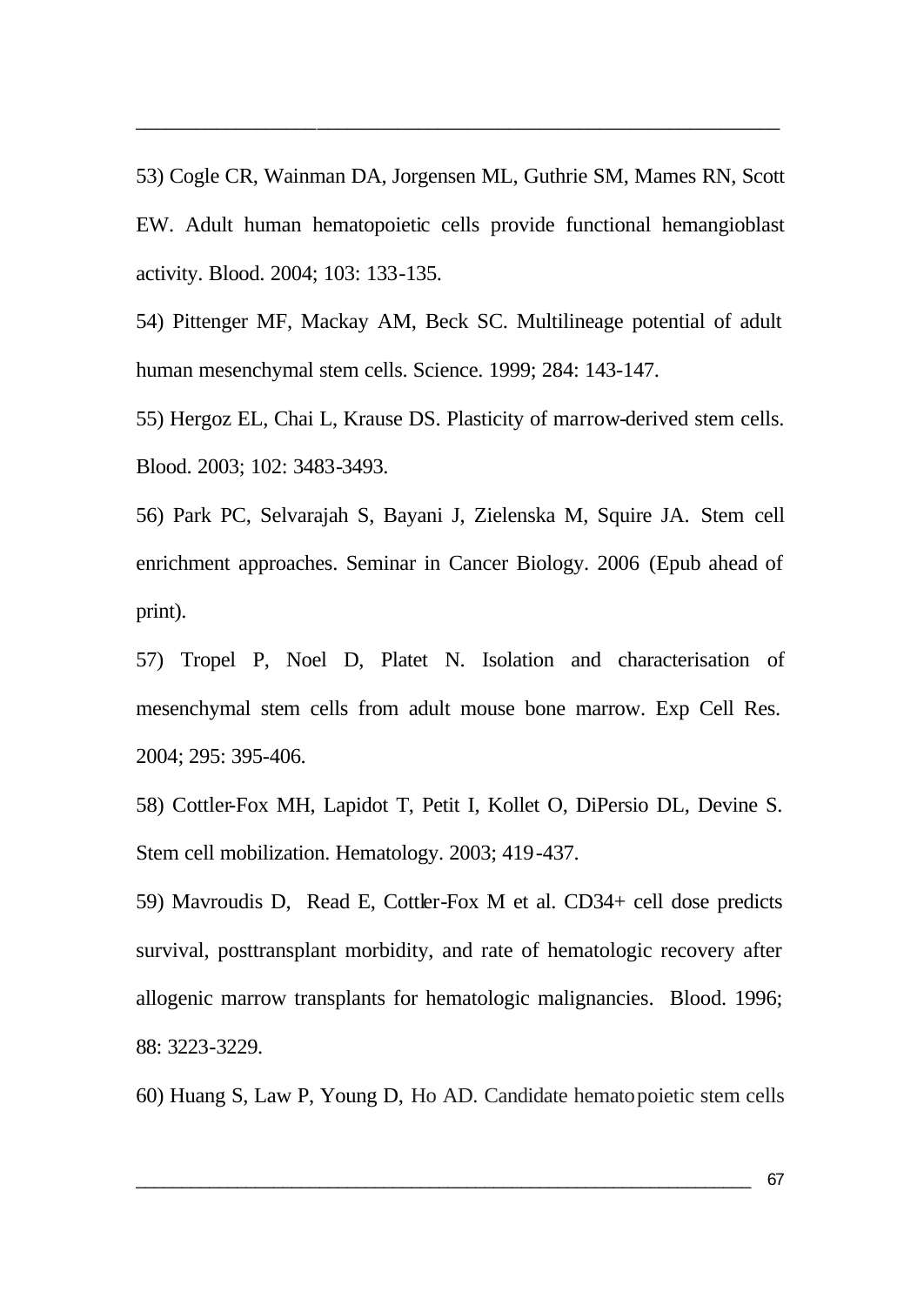53) Cogle CR, Wainman DA, Jorgensen ML, Guthrie SM, Mames RN, Scott EW. Adult human hematopoietic cells provide functional hemangioblast activity. Blood. 2004; 103: 133-135.

54) Pittenger MF, Mackay AM, Beck SC. Multilineage potential of adult human mesenchymal stem cells. Science. 1999; 284: 143-147.

55) Hergoz EL, Chai L, Krause DS. Plasticity of marrow-derived stem cells. Blood. 2003; 102: 3483-3493.

56) Park PC, Selvarajah S, Bayani J, Zielenska M, Squire JA. Stem cell enrichment approaches. Seminar in Cancer Biology. 2006 (Epub ahead of print).

57) Tropel P, Noel D, Platet N. Isolation and characterisation of mesenchymal stem cells from adult mouse bone marrow. Exp Cell Res. 2004; 295: 395-406.

58) Cottler-Fox MH, Lapidot T, Petit I, Kollet O, DiPersio DL, Devine S. Stem cell mobilization. Hematology. 2003; 419-437.

59) Mavroudis D, Read E, Cottler-Fox M et al. CD34+ cell dose predicts survival, posttransplant morbidity, and rate of hematologic recovery after allogenic marrow transplants for hematologic malignancies. Blood. 1996; 88: 3223-3229.

60) Huang S, Law P, Young D, Ho AD. Candidate hematopoietic stem cells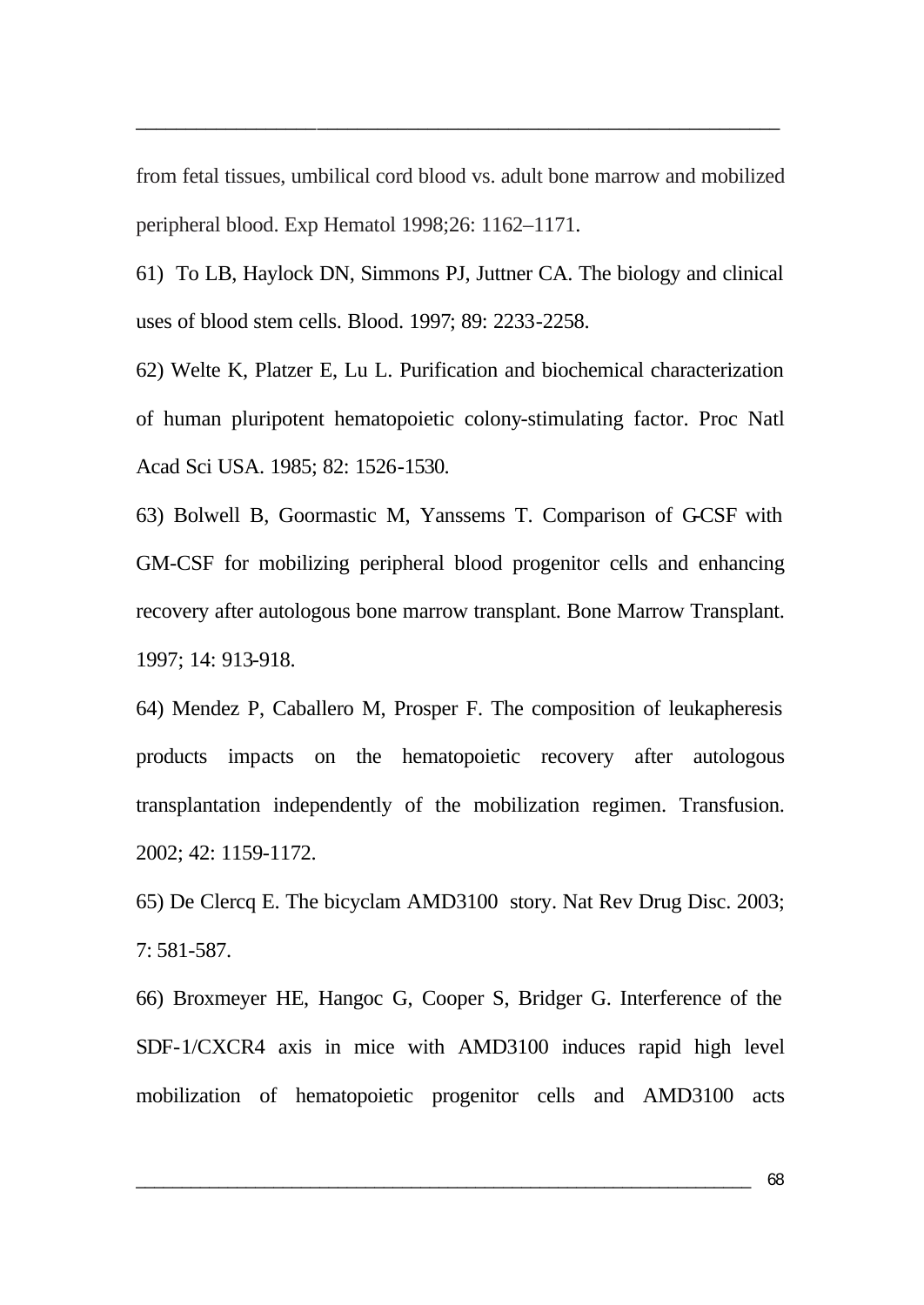from fetal tissues, umbilical cord blood vs. adult bone marrow and mobilized peripheral blood. Exp Hematol 1998;26: 1162–1171.

61) To LB, Haylock DN, Simmons PJ, Juttner CA. The biology and clinical uses of blood stem cells. Blood. 1997; 89: 2233-2258.

62) Welte K, Platzer E, Lu L. Purification and biochemical characterization of human pluripotent hematopoietic colony-stimulating factor. Proc Natl Acad Sci USA. 1985; 82: 1526-1530.

63) Bolwell B, Goormastic M, Yanssems T. Comparison of G-CSF with GM-CSF for mobilizing peripheral blood progenitor cells and enhancing recovery after autologous bone marrow transplant. Bone Marrow Transplant. 1997; 14: 913-918.

64) Mendez P, Caballero M, Prosper F. The composition of leukapheresis products impacts on the hematopoietic recovery after autologous transplantation independently of the mobilization regimen. Transfusion. 2002; 42: 1159-1172.

65) De Clercq E. The bicyclam AMD3100 story. Nat Rev Drug Disc. 2003; 7: 581-587.

66) Broxmeyer HE, Hangoc G, Cooper S, Bridger G. Interference of the SDF-1/CXCR4 axis in mice with AMD3100 induces rapid high level mobilization of hematopoietic progenitor cells and AMD3100 acts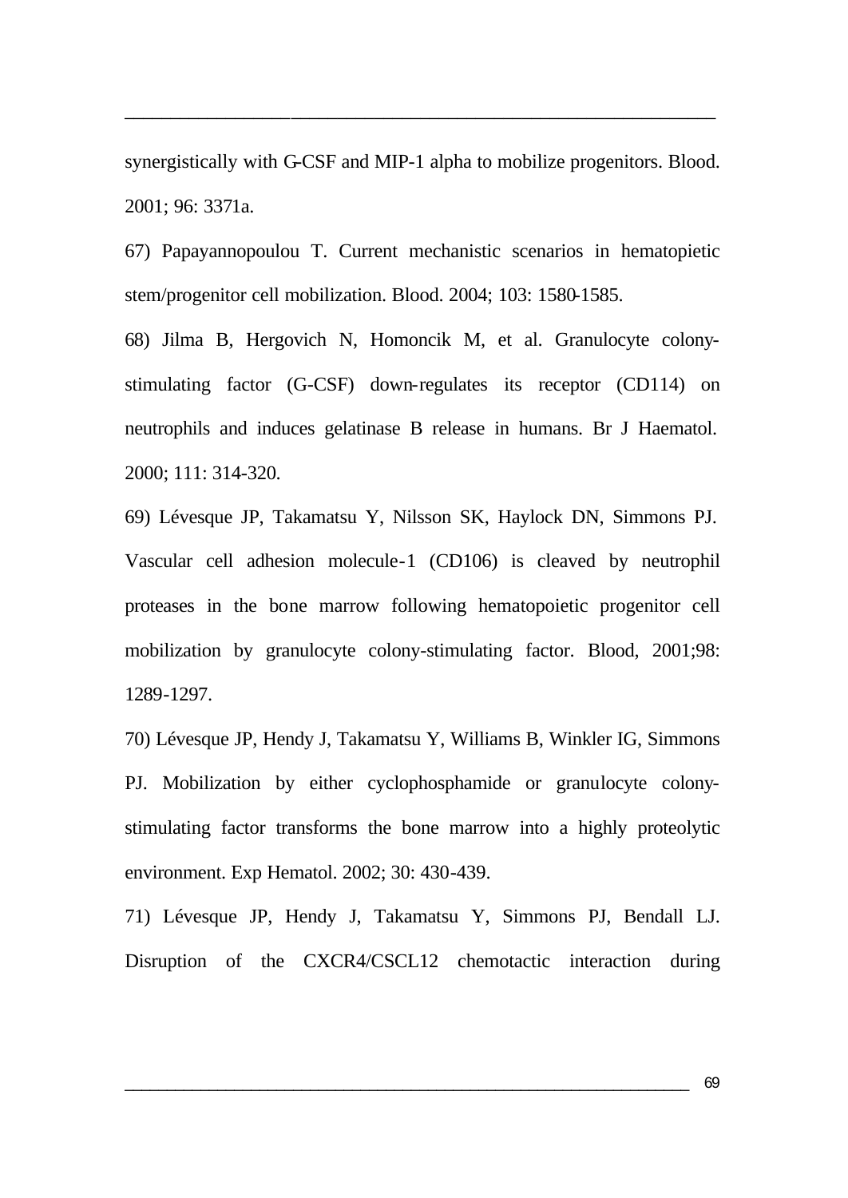synergistically with G-CSF and MIP-1 alpha to mobilize progenitors. Blood. 2001; 96: 3371a.

67) Papayannopoulou T. Current mechanistic scenarios in hematopietic stem/progenitor cell mobilization. Blood. 2004; 103: 1580-1585.

68) Jilma B, Hergovich N, Homoncik M, et al. Granulocyte colony-stimulating factor (G-CSF) down-regulates its receptor (CD114) on neutrophils and induces gelatinase B release in humans. Br J Haematol. 2000; 111: 314-320.

69) Lévesque JP, Takamatsu Y, Nilsson SK, Haylock DN, Simmons PJ. Vascular cell adhesion molecule-1 (CD106) is cleaved by neutrophil proteases in the bone marrow following hematopoietic progenitor cell mobilization by granulocyte colony-stimulating factor. Blood, 2001;98: 1289-1297.

70) Lévesque JP, Hendy J, Takamatsu Y, Williams B, Winkler IG, Simmons PJ. Mobilization by either cyclophosphamide or granulocyte colony-stimulating factor transforms the bone marrow into a highly proteolytic environment. Exp Hematol. 2002; 30: 430-439.

71) Lévesque JP, Hendy J, Takamatsu Y, Simmons PJ, Bendall LJ. Disruption of the CXCR4/CSCL12 chemotactic interaction during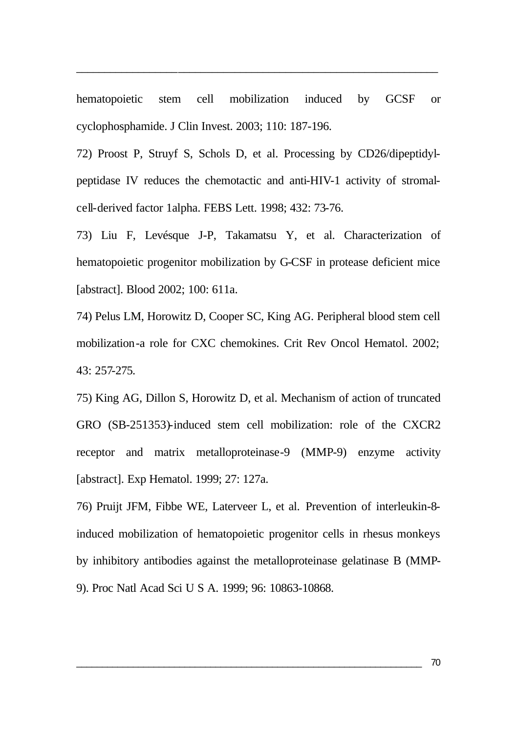hematopoietic stem cell mobilization induced by GCSF or cyclophosphamide. J Clin Invest. 2003; 110: 187-196.

72) Proost P, Struyf S, Schols D, et al. Processing by CD26/dipeptidyl-peptidase IV reduces the chemotactic and anti-HIV-1 activity of stromal-cell-derived factor 1alpha. FEBS Lett. 1998; 432: 73-76.

73) Liu F, Levésque J-P, Takamatsu Y, et al. Characterization of hematopoietic progenitor mobilization by G-CSF in protease deficient mice [abstract]. Blood 2002; 100: 611a.

74) Pelus LM, Horowitz D, Cooper SC, King AG. Peripheral blood stem cell mobilization-a role for CXC chemokines. Crit Rev Oncol Hematol. 2002; 43: 257-275.

75) King AG, Dillon S, Horowitz D, et al. Mechanism of action of truncated GRO (SB-251353)-induced stem cell mobilization: role of the CXCR2 receptor and matrix metalloproteinase-9 (MMP-9) enzyme activity [abstract]. Exp Hematol. 1999; 27: 127a.

76) Pruijt JFM, Fibbe WE, Laterveer L, et al. Prevention of interleukin-8-induced mobilization of hematopoietic progenitor cells in rhesus monkeys by inhibitory antibodies against the metalloproteinase gelatinase B (MMP-9). Proc Natl Acad Sci U S A. 1999; 96: 10863-10868.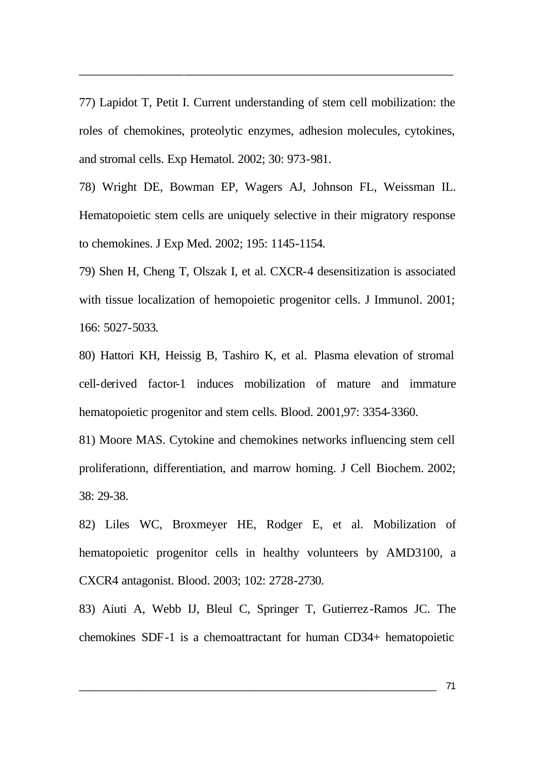77) Lapidot T, Petit I. Current understanding of stem cell mobilization: the roles of chemokines, proteolytic enzymes, adhesion molecules, cytokines, and stromal cells. Exp Hematol. 2002; 30: 973-981.

78) Wright DE, Bowman EP, Wagers AJ, Johnson FL, Weissman IL. Hematopoietic stem cells are uniquely selective in their migratory response to chemokines. J Exp Med. 2002; 195: 1145-1154.

79) Shen H, Cheng T, Olszak I, et al. CXCR-4 desensitization is associated with tissue localization of hemopoietic progenitor cells. J Immunol. 2001; 166: 5027-5033.

80) Hattori KH, Heissig B, Tashiro K, et al. Plasma elevation of stromal cell-derived factor-1 induces mobilization of mature and immature hematopoietic progenitor and stem cells. Blood. 2001,97: 3354-3360.

81) Moore MAS. Cytokine and chemokines networks influencing stem cell proliferationn, differentiation, and marrow homing. J Cell Biochem. 2002; 38: 29-38.

82) Liles WC, Broxmeyer HE, Rodger E, et al. Mobilization of hematopoietic progenitor cells in healthy volunteers by AMD3100, a CXCR4 antagonist. Blood. 2003; 102: 2728-2730.

83) Aiuti A, Webb IJ, Bleul C, Springer T, Gutierrez-Ramos JC. The chemokines SDF-1 is a chemoattractant for human CD34+ hematopoietic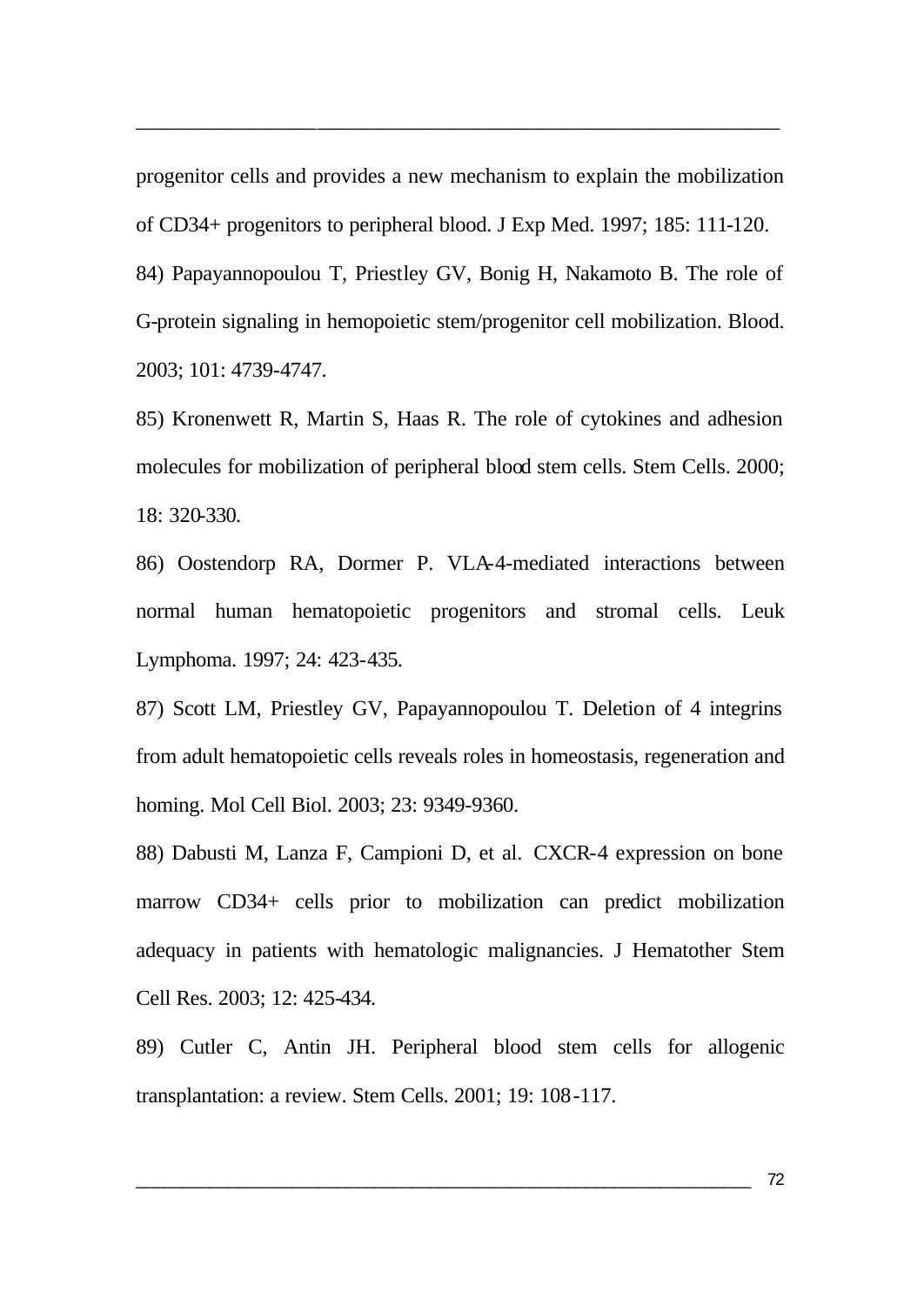progenitor cells and provides a new mechanism to explain the mobilization of CD34+ progenitors to peripheral blood. J Exp Med. 1997; 185: 111-120.

84) Papayannopoulou T, Priestley GV, Bonig H, Nakamoto B. The role of G-protein signaling in hemopoietic stem/progenitor cell mobilization. Blood. 2003; 101: 4739-4747.

85) Kronenwett R, Martin S, Haas R. The role of cytokines and adhesion molecules for mobilization of peripheral blood stem cells. Stem Cells. 2000; 18: 320-330.

86) Oostendorp RA, Dormer P. VLA-4-mediated interactions between normal human hematopoietic progenitors and stromal cells. Leuk Lymphoma. 1997; 24: 423-435.

87) Scott LM, Priestley GV, Papayannopoulou T. Deletion of 4 integrins from adult hematopoietic cells reveals roles in homeostasis, regeneration and homing. Mol Cell Biol. 2003; 23: 9349-9360.

88) Dabusti M, Lanza F, Campioni D, et al. CXCR-4 expression on bone marrow CD34+ cells prior to mobilization can predict mobilization adequacy in patients with hematologic malignancies. J Hematother Stem Cell Res. 2003; 12: 425-434.

89) Cutler C, Antin JH. Peripheral blood stem cells for allogenic transplantation: a review. Stem Cells. 2001; 19: 108-117.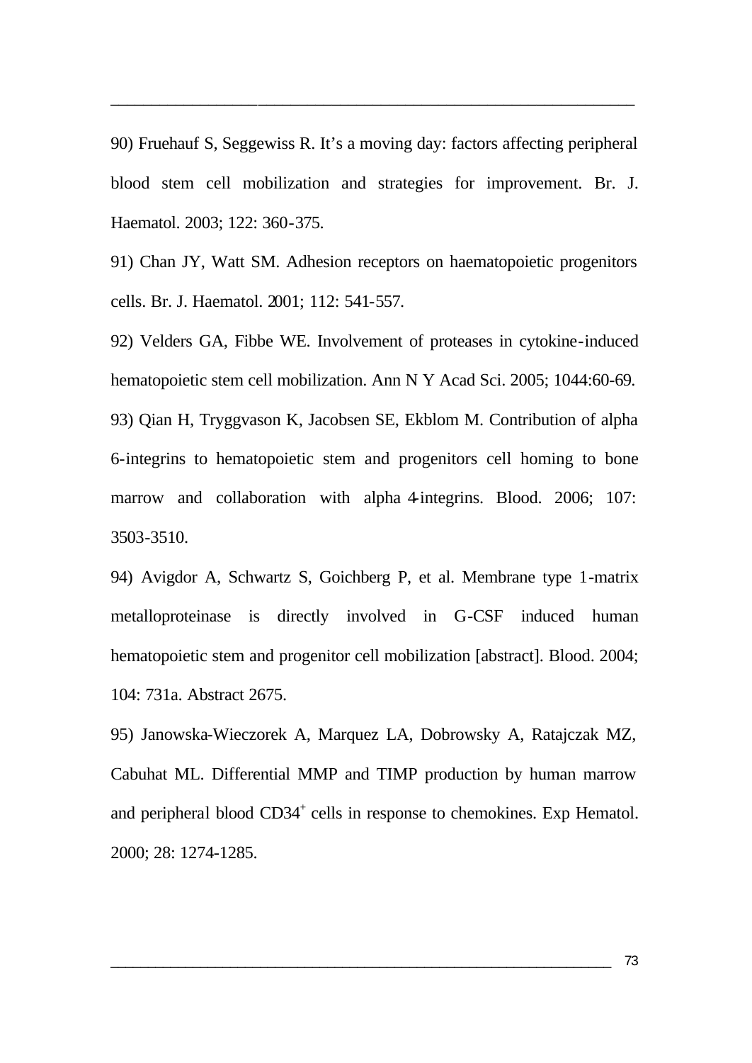90) Fruehauf S, Seggewiss R. It's a moving day: factors affecting peripheral blood stem cell mobilization and strategies for improvement. Br. J. Haematol. 2003; 122: 360-375.

91) Chan JY, Watt SM. Adhesion receptors on haematopoietic progenitors cells. Br. J. Haematol. 2001; 112: 541-557.

92) Velders GA, Fibbe WE. Involvement of proteases in cytokine-induced hematopoietic stem cell mobilization. Ann N Y Acad Sci. 2005; 1044:60-69.

93) Qian H, Tryggvason K, Jacobsen SE, Ekblom M. Contribution of alpha 6-integrins to hematopoietic stem and progenitors cell homing to bone marrow and collaboration with alpha 4-integrins. Blood. 2006; 107: 3503-3510.

94) Avigdor A, Schwartz S, Goichberg P, et al. Membrane type 1-matrix metalloproteinase is directly involved in G-CSF induced human hematopoietic stem and progenitor cell mobilization [abstract]. Blood. 2004; 104: 731a. Abstract 2675.

95) Janowska-Wieczorek A, Marquez LA, Dobrowsky A, Ratajczak MZ, Cabuhat ML. Differential MMP and TIMP production by human marrow and peripheral blood $CD34^{+}$ cells in response to chemokines. Exp Hematol. 2000; 28: 1274-1285.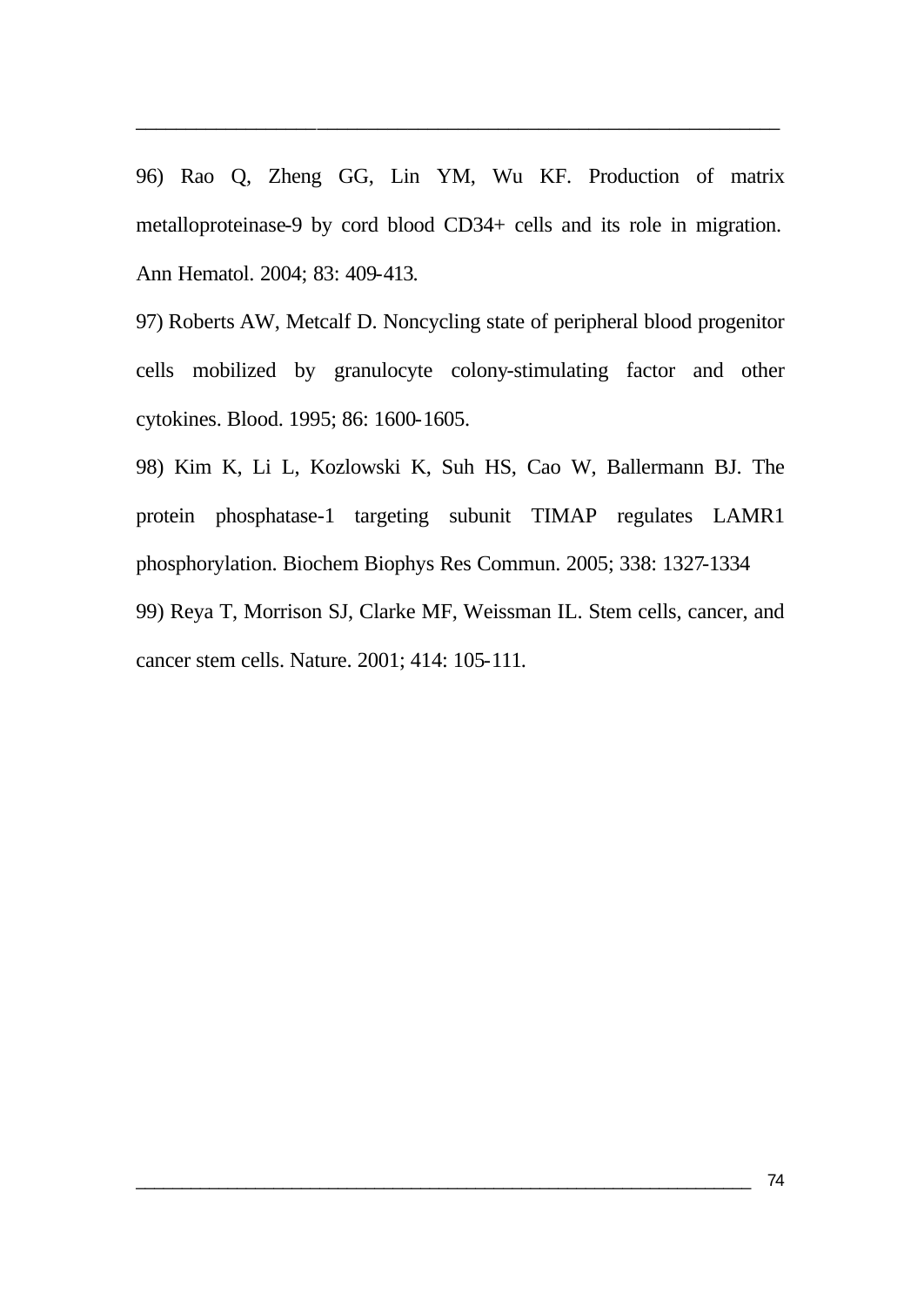96) Rao Q, Zheng GG, Lin YM, Wu KF. Production of matrix metalloproteinase-9 by cord blood CD34+ cells and its role in migration. Ann Hematol. 2004; 83: 409-413.

97) Roberts AW, Metcalf D. Noncycling state of peripheral blood progenitor cells mobilized by granulocyte colony-stimulating factor and other cytokines. Blood. 1995; 86: 1600-1605.

98) Kim K, Li L, Kozlowski K, Suh HS, Cao W, Ballermann BJ. The protein phosphatase-1 targeting subunit TIMAP regulates LAMR1 phosphorylation. Biochem Biophys Res Commun. 2005; 338: 1327-1334

99) Reya T, Morrison SJ, Clarke MF, Weissman IL. Stem cells, cancer, and cancer stem cells. Nature. 2001; 414: 105-111.